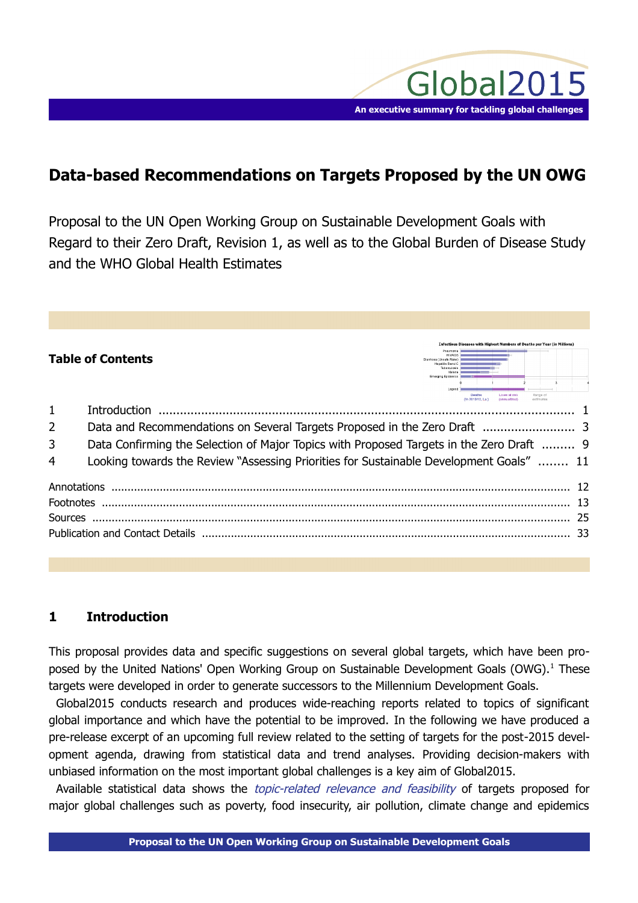Global2015

An executive summary for tackling global challenges

# Data-based Recommendations on Targets Proposed by the UN OWG

Proposal to the UN Open Working Group on Sustainable Development Goals with Regard to their Zero Draft, Revision 1, as well as to the Global Burden of Disease Study and the WHO Global Health Estimates

**Table of Contents**

| | | |
|---|---|---|
| 1 | Introduction | 1 |
| 2 | Data and Recommendations on Several Targets Proposed in the Zero Draft | 3 |
| 3 | Data Confirming the Selection of Major Topics with Proposed Targets in the Zero Draft | 9 |
| 4 | Looking towards the Review "Assessing Priorities for Sustainable Development Goals" | 11 |
| | Annotations | 12 |
| | Footnotes | 13 |
| | Sources | 25 |
| | Publication and Contact Details | 33 |

## 1 Introduction

This proposal provides data and specific suggestions on several global targets, which have been proposed by the United Nations' Open Working Group on Sustainable Development Goals (OWG).[1] These targets were developed in order to generate successors to the Millennium Development Goals.

Global2015 conducts research and produces wide-reaching reports related to topics of significant global importance and which have the potential to be improved. In the following we have produced a pre-release excerpt of an upcoming full review related to the setting of targets for the post-2015 development agenda, drawing from statistical data and trend analyses. Providing decision-makers with unbiased information on the most important global challenges is a key aim of Global2015.

Available statistical data shows the *topic-related relevance and feasibility* of targets proposed for major global challenges such as poverty, food insecurity, air pollution, climate change and epidemics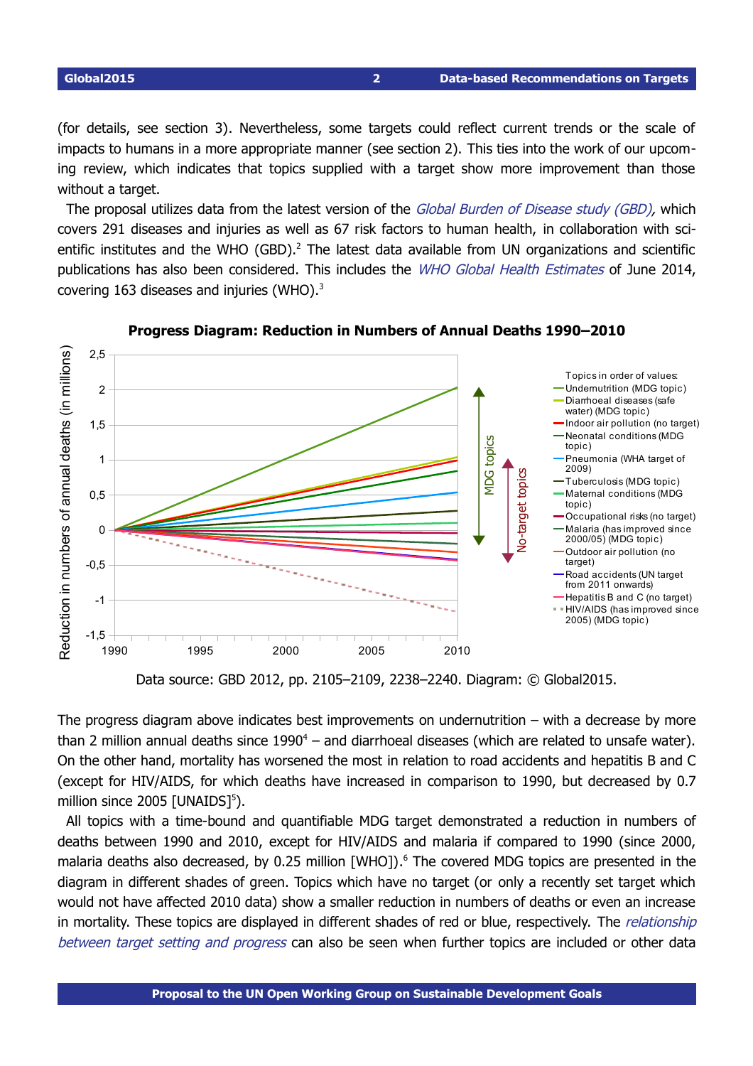(for details, see section 3). Nevertheless, some targets could reflect current trends or the scale of impacts to humans in a more appropriate manner (see section 2). This ties into the work of our upcoming review, which indicates that topics supplied with a target show more improvement than those without a target.

The proposal utilizes data from the latest version of the *Global Burden of Disease study (GBD)*, which covers 291 diseases and injuries as well as 67 risk factors to human health, in collaboration with scientific institutes and the WHO (GBD).[2] The latest data available from UN organizations and scientific publications has also been considered. This includes the *WHO Global Health Estimates* of June 2014, covering 163 diseases and injuries (WHO).[3]

**Progress Diagram: Reduction in Numbers of Annual Deaths 1990–2010**

Data source: GBD 2012, pp. 2105–2109, 2238–2240. Diagram: © Global2015.

The progress diagram above indicates best improvements on undernutrition – with a decrease by more than 2 million annual deaths since 1990[4] – and diarrhoeal diseases (which are related to unsafe water). On the other hand, mortality has worsened the most in relation to road accidents and hepatitis B and C (except for HIV/AIDS, for which deaths have increased in comparison to 1990, but decreased by 0.7 million since 2005 [UNAIDS[5]).

All topics with a time-bound and quantifiable MDG target demonstrated a reduction in numbers of deaths between 1990 and 2010, except for HIV/AIDS and malaria if compared to 1990 (since 2000, malaria deaths also decreased, by 0.25 million [WHO]).[6] The covered MDG topics are presented in the diagram in different shades of green. Topics which have no target (or only a recently set target which would not have affected 2010 data) show a smaller reduction in numbers of deaths or even an increase in mortality. These topics are displayed in different shades of red or blue, respectively. The *relationship between target setting and progress* can also be seen when further topics are included or other data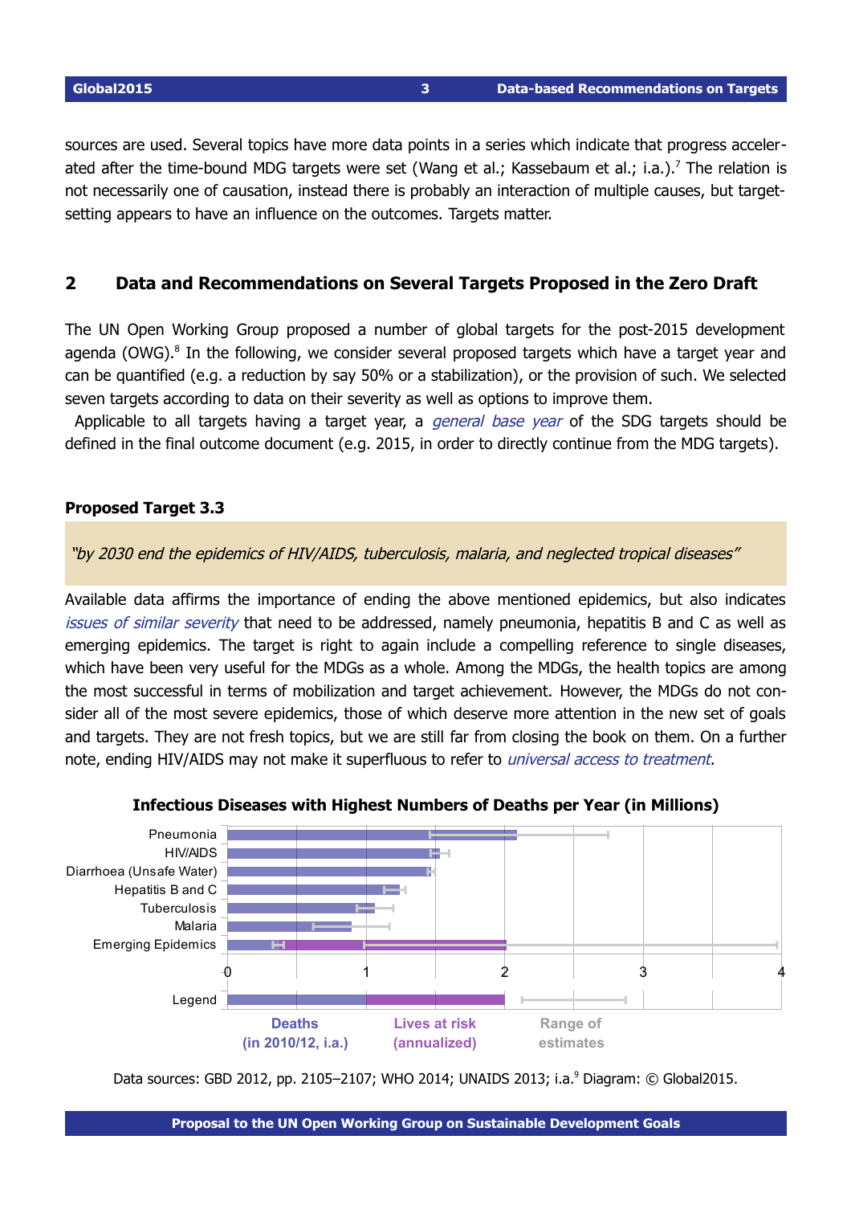sources are used. Several topics have more data points in a series which indicate that progress accelerated after the time-bound MDG targets were set (Wang et al.; Kassebaum et al.; i.a.).[7] The relation is not necessarily one of causation, instead there is probably an interaction of multiple causes, but target-setting appears to have an influence on the outcomes. Targets matter.

## 2 Data and Recommendations on Several Targets Proposed in the Zero Draft

The UN Open Working Group proposed a number of global targets for the post-2015 development agenda (OWG).[8] In the following, we consider several proposed targets which have a target year and can be quantified (e.g. a reduction by say 50% or a stabilization), or the provision of such. We selected seven targets according to data on their severity as well as options to improve them.

Applicable to all targets having a target year, a *general base year* of the SDG targets should be defined in the final outcome document (e.g. 2015, in order to directly continue from the MDG targets).

### Proposed Target 3.3

*"by 2030 end the epidemics of HIV/AIDS, tuberculosis, malaria, and neglected tropical diseases"*

Available data affirms the importance of ending the above mentioned epidemics, but also indicates *issues of similar severity* that need to be addressed, namely pneumonia, hepatitis B and C as well as emerging epidemics. The target is right to again include a compelling reference to single diseases, which have been very useful for the MDGs as a whole. Among the MDGs, the health topics are among the most successful in terms of mobilization and target achievement. However, the MDGs do not consider all of the most severe epidemics, those of which deserve more attention in the new set of goals and targets. They are not fresh topics, but we are still far from closing the book on them. On a further note, ending HIV/AIDS may not make it superfluous to refer to *universal access to treatment*.

**Infectious Diseases with Highest Numbers of Deaths per Year (in Millions)**

| Disease | Deaths (in 2010/12, i.a.) | Lives at risk (annualized) |
|---|---|---|
| Pneumonia | ~2.1 | |
| HIV/AIDS | ~1.5 | |
| Diarrhoea (Unsafe Water) | ~1.5 | |
| Hepatitis B and C | ~1.25 | |
| Tuberculosis | ~1.05 | |
| Malaria | ~0.9 | |
| Emerging Epidemics | ~0.4 | ~2.0 |

Legend: Deaths (in 2010/12, i.a.); Lives at risk (annualized); Range of estimates

Data sources: GBD 2012, pp. 2105–2107; WHO 2014; UNAIDS 2013; i.a.[9] Diagram: © Global2015.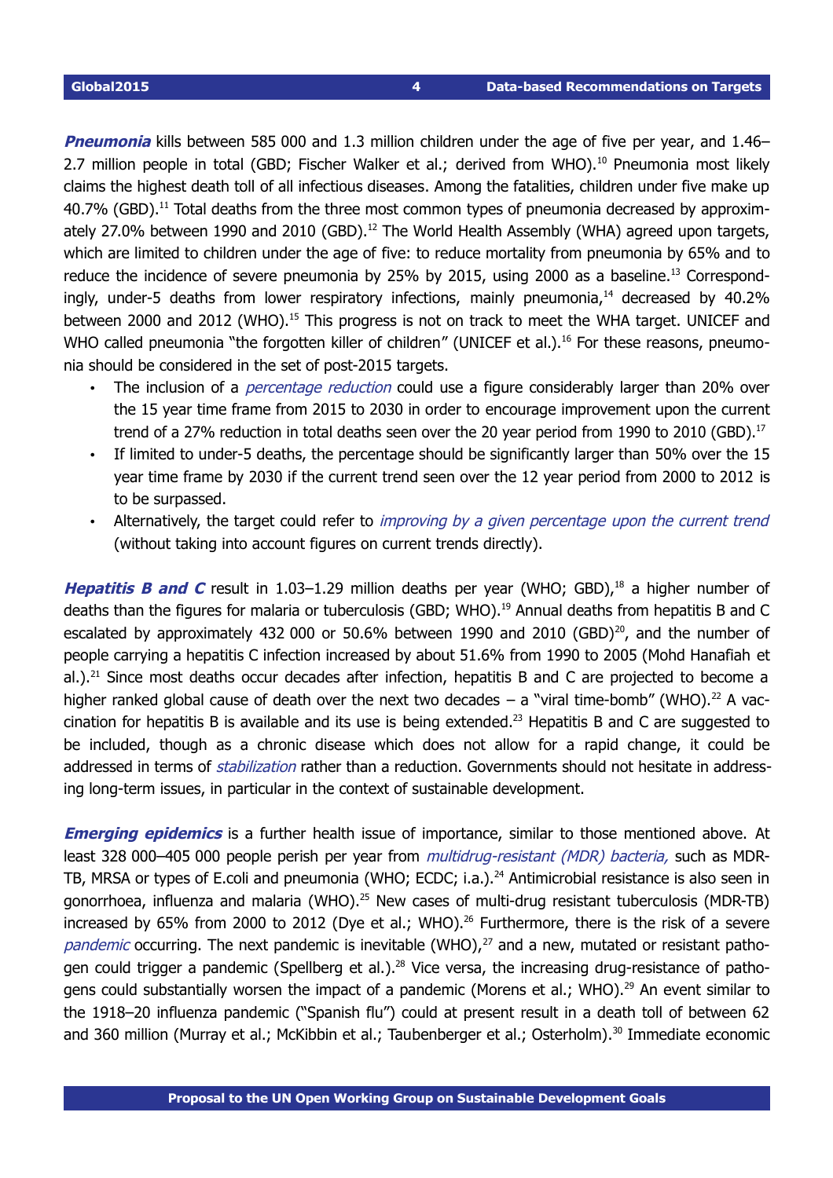***Pneumonia*** kills between 585 000 and 1.3 million children under the age of five per year, and 1.46–2.7 million people in total (GBD; Fischer Walker et al.; derived from WHO).[10] Pneumonia most likely claims the highest death toll of all infectious diseases. Among the fatalities, children under five make up 40.7% (GBD).[11] Total deaths from the three most common types of pneumonia decreased by approximately 27.0% between 1990 and 2010 (GBD).[12] The World Health Assembly (WHA) agreed upon targets, which are limited to children under the age of five: to reduce mortality from pneumonia by 65% and to reduce the incidence of severe pneumonia by 25% by 2015, using 2000 as a baseline.[13] Correspondingly, under-5 deaths from lower respiratory infections, mainly pneumonia,[14] decreased by 40.2% between 2000 and 2012 (WHO).[15] This progress is not on track to meet the WHA target. UNICEF and WHO called pneumonia "the forgotten killer of children" (UNICEF et al.).[16] For these reasons, pneumonia should be considered in the set of post-2015 targets.

- The inclusion of a *percentage reduction* could use a figure considerably larger than 20% over the 15 year time frame from 2015 to 2030 in order to encourage improvement upon the current trend of a 27% reduction in total deaths seen over the 20 year period from 1990 to 2010 (GBD).[17]
- If limited to under-5 deaths, the percentage should be significantly larger than 50% over the 15 year time frame by 2030 if the current trend seen over the 12 year period from 2000 to 2012 is to be surpassed.
- Alternatively, the target could refer to *improving by a given percentage upon the current trend* (without taking into account figures on current trends directly).

***Hepatitis B and C*** result in 1.03–1.29 million deaths per year (WHO; GBD),[18] a higher number of deaths than the figures for malaria or tuberculosis (GBD; WHO).[19] Annual deaths from hepatitis B and C escalated by approximately 432 000 or 50.6% between 1990 and 2010 (GBD)[20], and the number of people carrying a hepatitis C infection increased by about 51.6% from 1990 to 2005 (Mohd Hanafiah et al.).[21] Since most deaths occur decades after infection, hepatitis B and C are projected to become a higher ranked global cause of death over the next two decades – a "viral time-bomb" (WHO).[22] A vaccination for hepatitis B is available and its use is being extended.[23] Hepatitis B and C are suggested to be included, though as a chronic disease which does not allow for a rapid change, it could be addressed in terms of *stabilization* rather than a reduction. Governments should not hesitate in addressing long-term issues, in particular in the context of sustainable development.

***Emerging epidemics*** is a further health issue of importance, similar to those mentioned above. At least 328 000–405 000 people perish per year from *multidrug-resistant (MDR) bacteria,* such as MDR-TB, MRSA or types of E.coli and pneumonia (WHO; ECDC; i.a.).[24] Antimicrobial resistance is also seen in gonorrhoea, influenza and malaria (WHO).[25] New cases of multi-drug resistant tuberculosis (MDR-TB) increased by 65% from 2000 to 2012 (Dye et al.; WHO).[26] Furthermore, there is the risk of a severe *pandemic* occurring. The next pandemic is inevitable (WHO),[27] and a new, mutated or resistant pathogen could trigger a pandemic (Spellberg et al.).[28] Vice versa, the increasing drug-resistance of pathogens could substantially worsen the impact of a pandemic (Morens et al.; WHO).[29] An event similar to the 1918–20 influenza pandemic ("Spanish flu") could at present result in a death toll of between 62 and 360 million (Murray et al.; McKibbin et al.; Taubenberger et al.; Osterholm).[30] Immediate economic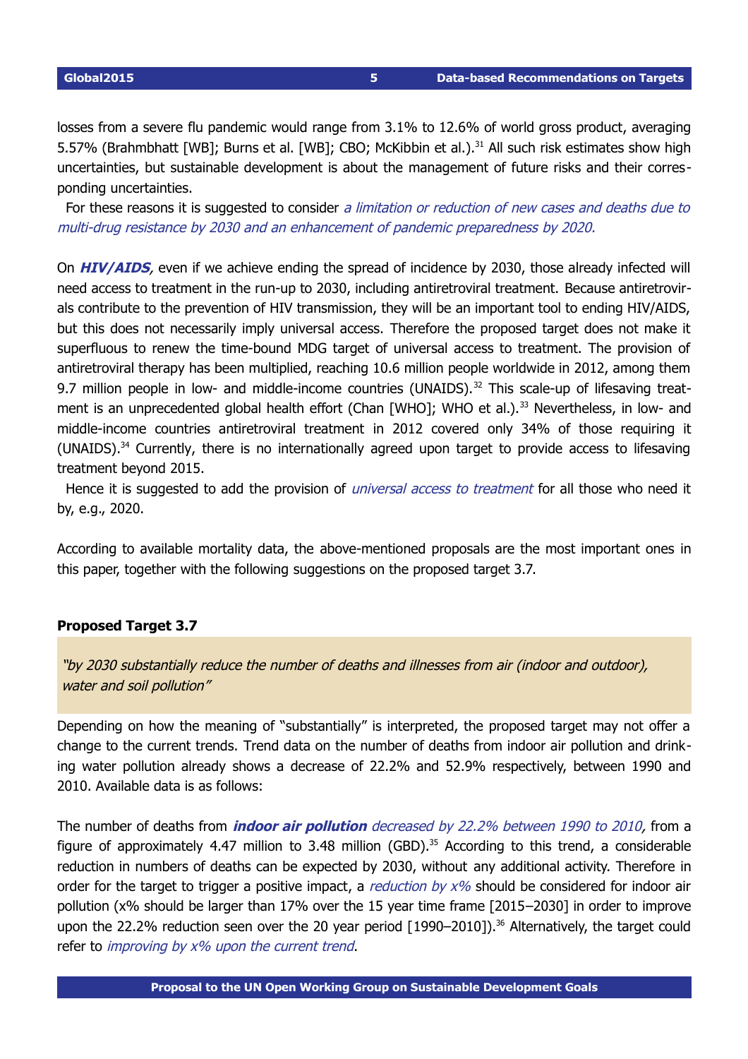losses from a severe flu pandemic would range from 3.1% to 12.6% of world gross product, averaging 5.57% (Brahmbhatt [WB]; Burns et al. [WB]; CBO; McKibbin et al.).[31] All such risk estimates show high uncertainties, but sustainable development is about the management of future risks and their corresponding uncertainties.

For these reasons it is suggested to consider *a limitation or reduction of new cases and deaths due to multi-drug resistance by 2030 and an enhancement of pandemic preparedness by 2020.*

On ***HIV/AIDS***, even if we achieve ending the spread of incidence by 2030, those already infected will need access to treatment in the run-up to 2030, including antiretroviral treatment. Because antiretrovirals contribute to the prevention of HIV transmission, they will be an important tool to ending HIV/AIDS, but this does not necessarily imply universal access. Therefore the proposed target does not make it superfluous to renew the time-bound MDG target of universal access to treatment. The provision of antiretroviral therapy has been multiplied, reaching 10.6 million people worldwide in 2012, among them 9.7 million people in low- and middle-income countries (UNAIDS).[32] This scale-up of lifesaving treatment is an unprecedented global health effort (Chan [WHO]; WHO et al.).[33] Nevertheless, in low- and middle-income countries antiretroviral treatment in 2012 covered only 34% of those requiring it (UNAIDS).[34] Currently, there is no internationally agreed upon target to provide access to lifesaving treatment beyond 2015.

Hence it is suggested to add the provision of *universal access to treatment* for all those who need it by, e.g., 2020.

According to available mortality data, the above-mentioned proposals are the most important ones in this paper, together with the following suggestions on the proposed target 3.7.

**Proposed Target 3.7**

> *"by 2030 substantially reduce the number of deaths and illnesses from air (indoor and outdoor), water and soil pollution"*

Depending on how the meaning of "substantially" is interpreted, the proposed target may not offer a change to the current trends. Trend data on the number of deaths from indoor air pollution and drinking water pollution already shows a decrease of 22.2% and 52.9% respectively, between 1990 and 2010. Available data is as follows:

The number of deaths from ***indoor air pollution*** *decreased by 22.2% between 1990 to 2010,* from a figure of approximately 4.47 million to 3.48 million (GBD).[35] According to this trend, a considerable reduction in numbers of deaths can be expected by 2030, without any additional activity. Therefore in order for the target to trigger a positive impact, a *reduction by x%* should be considered for indoor air pollution (x% should be larger than 17% over the 15 year time frame [2015–2030] in order to improve upon the 22.2% reduction seen over the 20 year period [1990–2010]).[36] Alternatively, the target could refer to *improving by x% upon the current trend*.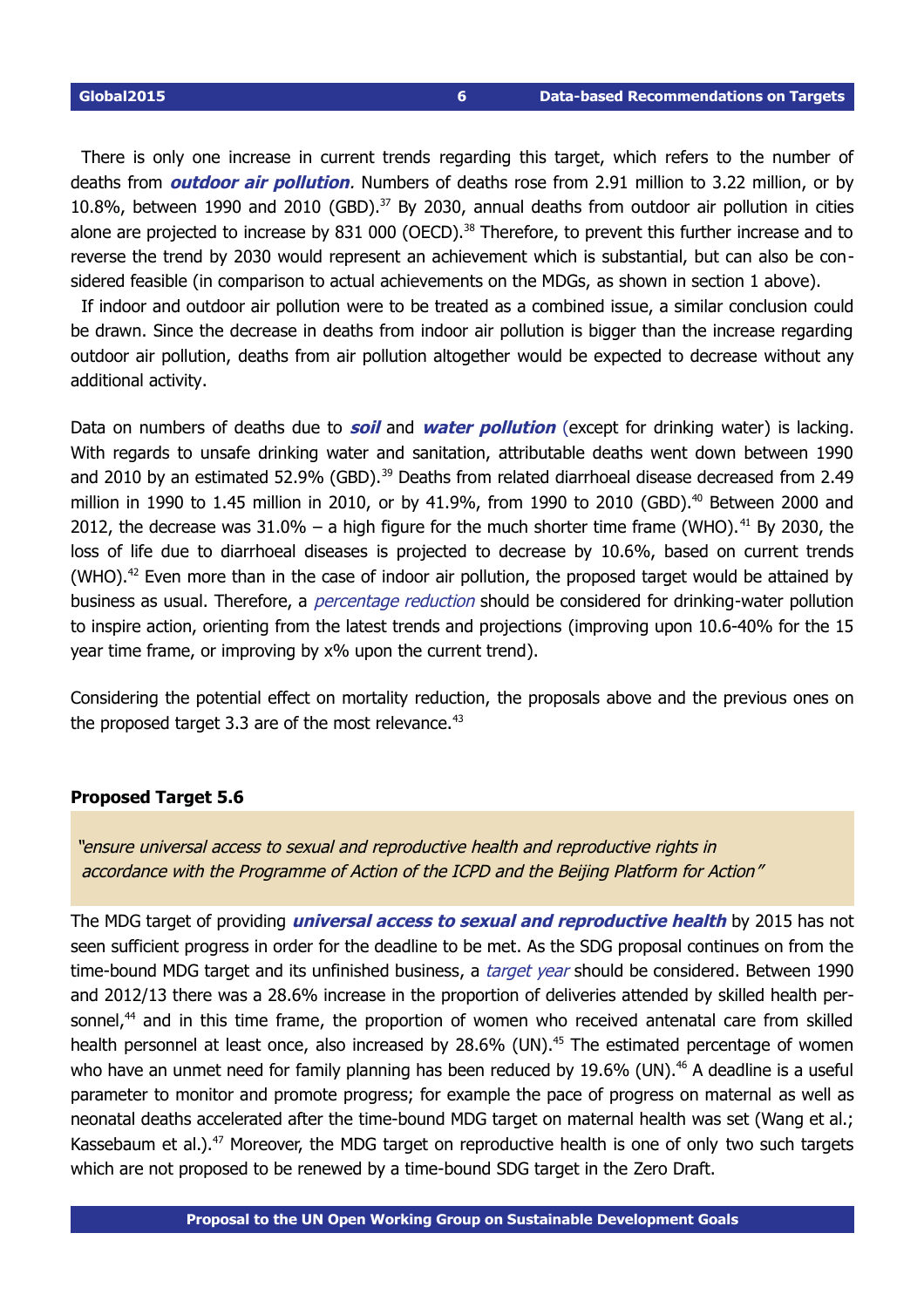There is only one increase in current trends regarding this target, which refers to the number of deaths from ***outdoor air pollution***. Numbers of deaths rose from 2.91 million to 3.22 million, or by 10.8%, between 1990 and 2010 (GBD).[37] By 2030, annual deaths from outdoor air pollution in cities alone are projected to increase by 831 000 (OECD).[38] Therefore, to prevent this further increase and to reverse the trend by 2030 would represent an achievement which is substantial, but can also be considered feasible (in comparison to actual achievements on the MDGs, as shown in section 1 above).

If indoor and outdoor air pollution were to be treated as a combined issue, a similar conclusion could be drawn. Since the decrease in deaths from indoor air pollution is bigger than the increase regarding outdoor air pollution, deaths from air pollution altogether would be expected to decrease without any additional activity.

Data on numbers of deaths due to ***soil*** and ***water pollution*** (except for drinking water) is lacking. With regards to unsafe drinking water and sanitation, attributable deaths went down between 1990 and 2010 by an estimated 52.9% (GBD).[39] Deaths from related diarrhoeal disease decreased from 2.49 million in 1990 to 1.45 million in 2010, or by 41.9%, from 1990 to 2010 (GBD).[40] Between 2000 and 2012, the decrease was 31.0% – a high figure for the much shorter time frame (WHO).[41] By 2030, the loss of life due to diarrhoeal diseases is projected to decrease by 10.6%, based on current trends (WHO).[42] Even more than in the case of indoor air pollution, the proposed target would be attained by business as usual. Therefore, a *percentage reduction* should be considered for drinking-water pollution to inspire action, orienting from the latest trends and projections (improving upon 10.6-40% for the 15 year time frame, or improving by x% upon the current trend).

Considering the potential effect on mortality reduction, the proposals above and the previous ones on the proposed target 3.3 are of the most relevance.[43]

**Proposed Target 5.6**

*"ensure universal access to sexual and reproductive health and reproductive rights in accordance with the Programme of Action of the ICPD and the Beijing Platform for Action"*

The MDG target of providing ***universal access to sexual and reproductive health*** by 2015 has not seen sufficient progress in order for the deadline to be met. As the SDG proposal continues on from the time-bound MDG target and its unfinished business, a *target year* should be considered. Between 1990 and 2012/13 there was a 28.6% increase in the proportion of deliveries attended by skilled health personnel,[44] and in this time frame, the proportion of women who received antenatal care from skilled health personnel at least once, also increased by 28.6% (UN).[45] The estimated percentage of women who have an unmet need for family planning has been reduced by 19.6% (UN).[46] A deadline is a useful parameter to monitor and promote progress; for example the pace of progress on maternal as well as neonatal deaths accelerated after the time-bound MDG target on maternal health was set (Wang et al.; Kassebaum et al.).[47] Moreover, the MDG target on reproductive health is one of only two such targets which are not proposed to be renewed by a time-bound SDG target in the Zero Draft.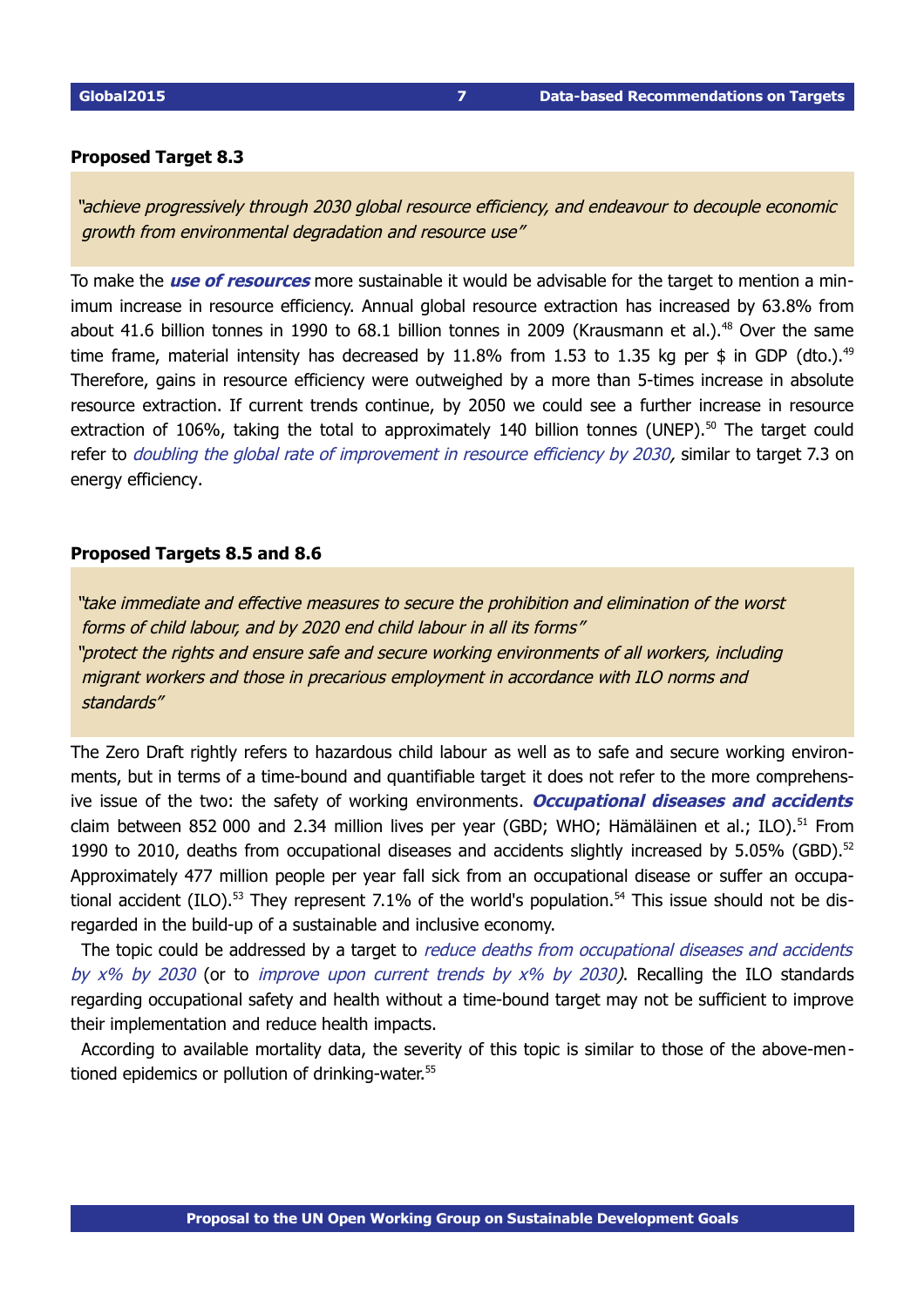### Proposed Target 8.3

> *"achieve progressively through 2030 global resource efficiency, and endeavour to decouple economic growth from environmental degradation and resource use"*

To make the ***use of resources*** more sustainable it would be advisable for the target to mention a minimum increase in resource efficiency. Annual global resource extraction has increased by 63.8% from about 41.6 billion tonnes in 1990 to 68.1 billion tonnes in 2009 (Krausmann et al.).[48] Over the same time frame, material intensity has decreased by 11.8% from 1.53 to 1.35 kg per $ in GDP (dto.).[49] Therefore, gains in resource efficiency were outweighed by a more than 5-times increase in absolute resource extraction. If current trends continue, by 2050 we could see a further increase in resource extraction of 106%, taking the total to approximately 140 billion tonnes (UNEP).[50] The target could refer to *doubling the global rate of improvement in resource efficiency by 2030*, similar to target 7.3 on energy efficiency.

### Proposed Targets 8.5 and 8.6

> *"take immediate and effective measures to secure the prohibition and elimination of the worst forms of child labour, and by 2020 end child labour in all its forms"*
> *"protect the rights and ensure safe and secure working environments of all workers, including migrant workers and those in precarious employment in accordance with ILO norms and standards"*

The Zero Draft rightly refers to hazardous child labour as well as to safe and secure working environments, but in terms of a time-bound and quantifiable target it does not refer to the more comprehensive issue of the two: the safety of working environments. ***Occupational diseases and accidents*** claim between 852 000 and 2.34 million lives per year (GBD; WHO; Hämäläinen et al.; ILO).[51] From 1990 to 2010, deaths from occupational diseases and accidents slightly increased by 5.05% (GBD).[52] Approximately 477 million people per year fall sick from an occupational disease or suffer an occupational accident (ILO).[53] They represent 7.1% of the world's population.[54] This issue should not be disregarded in the build-up of a sustainable and inclusive economy.

The topic could be addressed by a target to *reduce deaths from occupational diseases and accidents by x% by 2030* (or to *improve upon current trends by x% by 2030*). Recalling the ILO standards regarding occupational safety and health without a time-bound target may not be sufficient to improve their implementation and reduce health impacts.

According to available mortality data, the severity of this topic is similar to those of the above-mentioned epidemics or pollution of drinking-water.[55]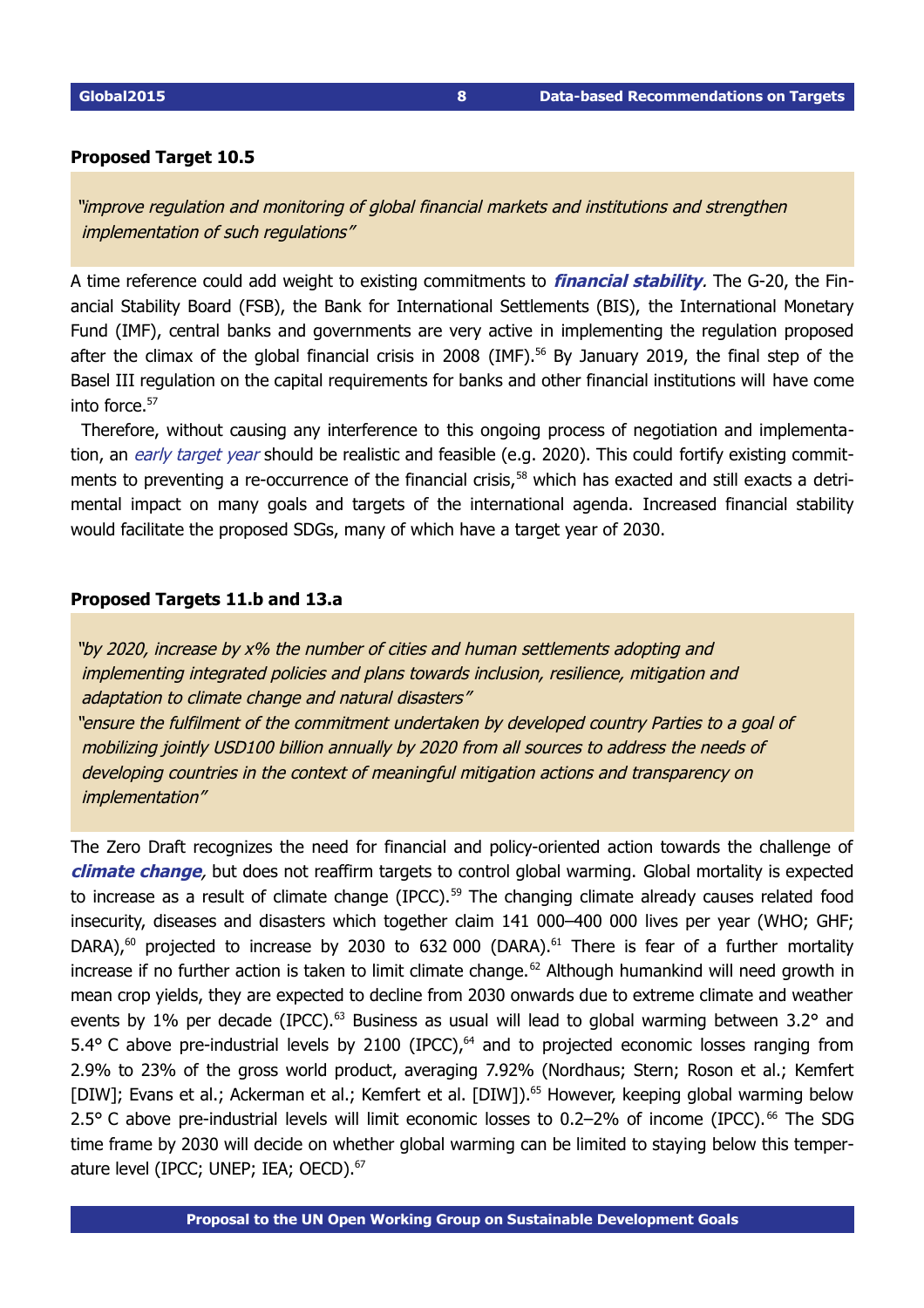**Proposed Target 10.5**

> *"improve regulation and monitoring of global financial markets and institutions and strengthen implementation of such regulations"*

A time reference could add weight to existing commitments to ***financial stability***. The G-20, the Financial Stability Board (FSB), the Bank for International Settlements (BIS), the International Monetary Fund (IMF), central banks and governments are very active in implementing the regulation proposed after the climax of the global financial crisis in 2008 (IMF).[56] By January 2019, the final step of the Basel III regulation on the capital requirements for banks and other financial institutions will have come into force.[57]

Therefore, without causing any interference to this ongoing process of negotiation and implementation, an *early target year* should be realistic and feasible (e.g. 2020). This could fortify existing commitments to preventing a re-occurrence of the financial crisis,[58] which has exacted and still exacts a detrimental impact on many goals and targets of the international agenda. Increased financial stability would facilitate the proposed SDGs, many of which have a target year of 2030.

**Proposed Targets 11.b and 13.a**

> *"by 2020, increase by x% the number of cities and human settlements adopting and implementing integrated policies and plans towards inclusion, resilience, mitigation and adaptation to climate change and natural disasters"*
> *"ensure the fulfilment of the commitment undertaken by developed country Parties to a goal of mobilizing jointly USD100 billion annually by 2020 from all sources to address the needs of developing countries in the context of meaningful mitigation actions and transparency on implementation"*

The Zero Draft recognizes the need for financial and policy-oriented action towards the challenge of ***climate change***, but does not reaffirm targets to control global warming. Global mortality is expected to increase as a result of climate change (IPCC).[59] The changing climate already causes related food insecurity, diseases and disasters which together claim 141 000–400 000 lives per year (WHO; GHF; DARA),[60] projected to increase by 2030 to 632 000 (DARA).[61] There is fear of a further mortality increase if no further action is taken to limit climate change.[62] Although humankind will need growth in mean crop yields, they are expected to decline from 2030 onwards due to extreme climate and weather events by 1% per decade (IPCC).[63] Business as usual will lead to global warming between 3.2° and 5.4° C above pre-industrial levels by 2100 (IPCC),[64] and to projected economic losses ranging from 2.9% to 23% of the gross world product, averaging 7.92% (Nordhaus; Stern; Roson et al.; Kemfert [DIW]; Evans et al.; Ackerman et al.; Kemfert et al. [DIW]).[65] However, keeping global warming below 2.5° C above pre-industrial levels will limit economic losses to 0.2–2% of income (IPCC).[66] The SDG time frame by 2030 will decide on whether global warming can be limited to staying below this temperature level (IPCC; UNEP; IEA; OECD).[67]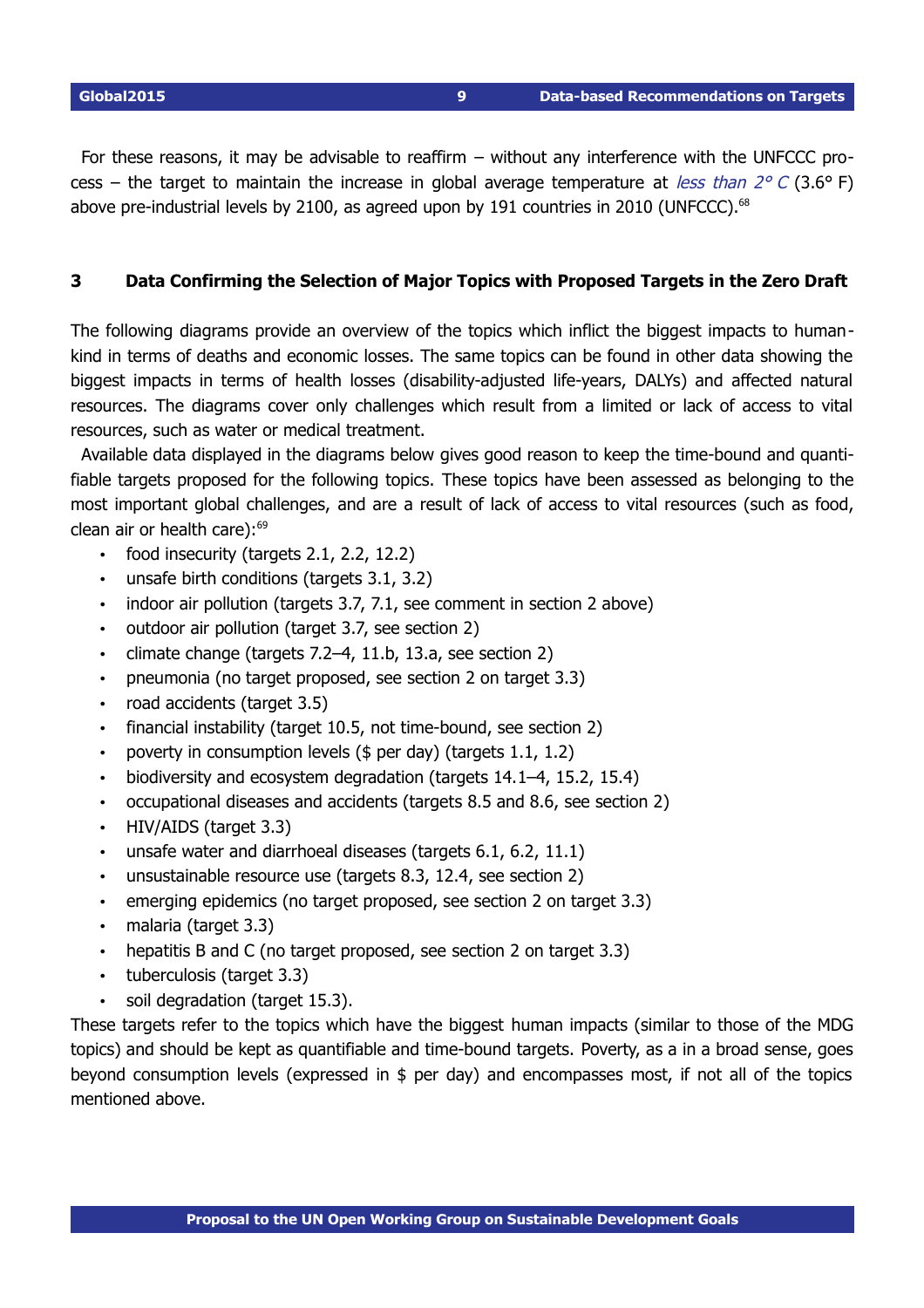For these reasons, it may be advisable to reaffirm – without any interference with the UNFCCC process – the target to maintain the increase in global average temperature at *less than 2° C* (3.6° F) above pre-industrial levels by 2100, as agreed upon by 191 countries in 2010 (UNFCCC).[68]

## 3 Data Confirming the Selection of Major Topics with Proposed Targets in the Zero Draft

The following diagrams provide an overview of the topics which inflict the biggest impacts to humankind in terms of deaths and economic losses. The same topics can be found in other data showing the biggest impacts in terms of health losses (disability-adjusted life-years, DALYs) and affected natural resources. The diagrams cover only challenges which result from a limited or lack of access to vital resources, such as water or medical treatment.

Available data displayed in the diagrams below gives good reason to keep the time-bound and quantifiable targets proposed for the following topics. These topics have been assessed as belonging to the most important global challenges, and are a result of lack of access to vital resources (such as food, clean air or health care):[69]

- food insecurity (targets 2.1, 2.2, 12.2)
- unsafe birth conditions (targets 3.1, 3.2)
- indoor air pollution (targets 3.7, 7.1, see comment in section 2 above)
- outdoor air pollution (target 3.7, see section 2)
- climate change (targets 7.2–4, 11.b, 13.a, see section 2)
- pneumonia (no target proposed, see section 2 on target 3.3)
- road accidents (target 3.5)
- financial instability (target 10.5, not time-bound, see section 2)
- poverty in consumption levels ($ per day) (targets 1.1, 1.2)
- biodiversity and ecosystem degradation (targets 14.1–4, 15.2, 15.4)
- occupational diseases and accidents (targets 8.5 and 8.6, see section 2)
- HIV/AIDS (target 3.3)
- unsafe water and diarrhoeal diseases (targets 6.1, 6.2, 11.1)
- unsustainable resource use (targets 8.3, 12.4, see section 2)
- emerging epidemics (no target proposed, see section 2 on target 3.3)
- malaria (target 3.3)
- hepatitis B and C (no target proposed, see section 2 on target 3.3)
- tuberculosis (target 3.3)
- soil degradation (target 15.3).

These targets refer to the topics which have the biggest human impacts (similar to those of the MDG topics) and should be kept as quantifiable and time-bound targets. Poverty, as a in a broad sense, goes beyond consumption levels (expressed in $ per day) and encompasses most, if not all of the topics mentioned above.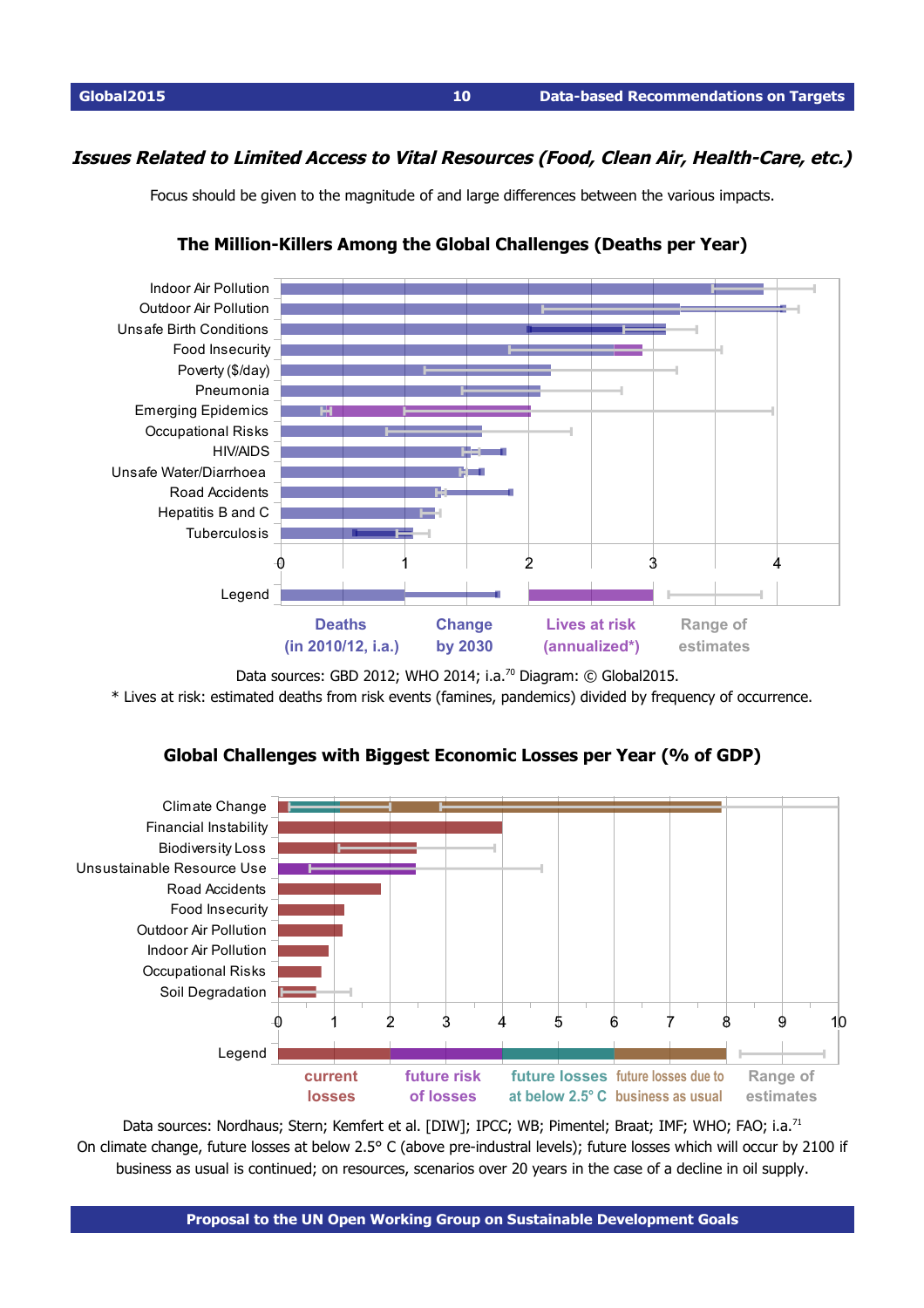### *Issues Related to Limited Access to Vital Resources (Food, Clean Air, Health-Care, etc.)*

Focus should be given to the magnitude of and large differences between the various impacts.

**The Million-Killers Among the Global Challenges (Deaths per Year)**

Indoor Air Pollution
Outdoor Air Pollution
Unsafe Birth Conditions
Food Insecurity
Poverty ($/day)
Pneumonia
Emerging Epidemics
Occupational Risks
HIV/AIDS
Unsafe Water/Diarrhoea
Road Accidents
Hepatitis B and C
Tuberculosis

0 1 2 3 4

Legend: Deaths (in 2010/12, i.a.) | Change by 2030 | Lives at risk (annualized*) | Range of estimates

Data sources: GBD 2012; WHO 2014; i.a.[70] Diagram: © Global2015.
* Lives at risk: estimated deaths from risk events (famines, pandemics) divided by frequency of occurrence.

**Global Challenges with Biggest Economic Losses per Year (% of GDP)**

Climate Change
Financial Instability
Biodiversity Loss
Unsustainable Resource Use
Road Accidents
Food Insecurity
Outdoor Air Pollution
Indoor Air Pollution
Occupational Risks
Soil Degradation

0 1 2 3 4 5 6 7 8 9 10

Legend: current losses | future risk of losses | future losses at below 2.5° C | future losses due to business as usual | Range of estimates

Data sources: Nordhaus; Stern; Kemfert et al. [DIW]; IPCC; WB; Pimentel; Braat; IMF; WHO; FAO; i.a.[71]
On climate change, future losses at below 2.5° C (above pre-industral levels); future losses which will occur by 2100 if business as usual is continued; on resources, scenarios over 20 years in the case of a decline in oil supply.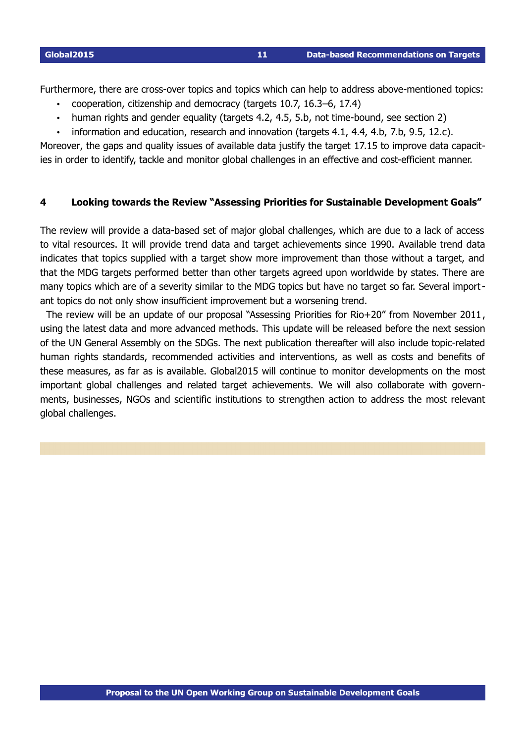Furthermore, there are cross-over topics and topics which can help to address above-mentioned topics:

- cooperation, citizenship and democracy (targets 10.7, 16.3–6, 17.4)
- human rights and gender equality (targets 4.2, 4.5, 5.b, not time-bound, see section 2)
- information and education, research and innovation (targets 4.1, 4.4, 4.b, 7.b, 9.5, 12.c).

Moreover, the gaps and quality issues of available data justify the target 17.15 to improve data capacities in order to identify, tackle and monitor global challenges in an effective and cost-efficient manner.

## 4 Looking towards the Review "Assessing Priorities for Sustainable Development Goals"

The review will provide a data-based set of major global challenges, which are due to a lack of access to vital resources. It will provide trend data and target achievements since 1990. Available trend data indicates that topics supplied with a target show more improvement than those without a target, and that the MDG targets performed better than other targets agreed upon worldwide by states. There are many topics which are of a severity similar to the MDG topics but have no target so far. Several important topics do not only show insufficient improvement but a worsening trend.

The review will be an update of our proposal "Assessing Priorities for Rio+20" from November 2011, using the latest data and more advanced methods. This update will be released before the next session of the UN General Assembly on the SDGs. The next publication thereafter will also include topic-related human rights standards, recommended activities and interventions, as well as costs and benefits of these measures, as far as is available. Global2015 will continue to monitor developments on the most important global challenges and related target achievements. We will also collaborate with governments, businesses, NGOs and scientific institutions to strengthen action to address the most relevant global challenges.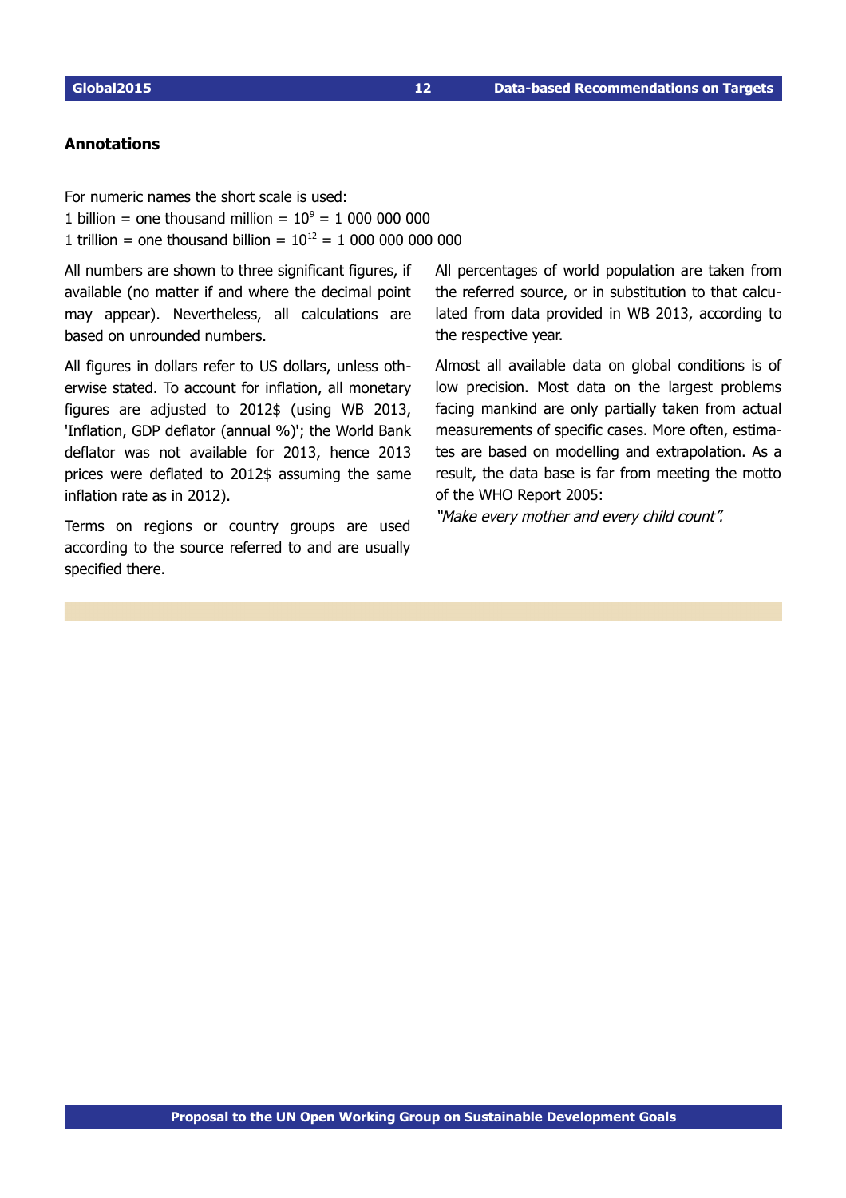## Annotations

For numeric names the short scale is used:
1 billion = one thousand million = $10^9$ = 1 000 000 000
1 trillion = one thousand billion = $10^{12}$ = 1 000 000 000 000

All numbers are shown to three significant figures, if available (no matter if and where the decimal point may appear). Nevertheless, all calculations are based on unrounded numbers.

All figures in dollars refer to US dollars, unless otherwise stated. To account for inflation, all monetary figures are adjusted to 2012$ (using WB 2013, 'Inflation, GDP deflator (annual %)'; the World Bank deflator was not available for 2013, hence 2013 prices were deflated to 2012$ assuming the same inflation rate as in 2012).

Terms on regions or country groups are used according to the source referred to and are usually specified there.

All percentages of world population are taken from the referred source, or in substitution to that calculated from data provided in WB 2013, according to the respective year.

Almost all available data on global conditions is of low precision. Most data on the largest problems facing mankind are only partially taken from actual measurements of specific cases. More often, estimates are based on modelling and extrapolation. As a result, the data base is far from meeting the motto of the WHO Report 2005:

*"Make every mother and every child count".*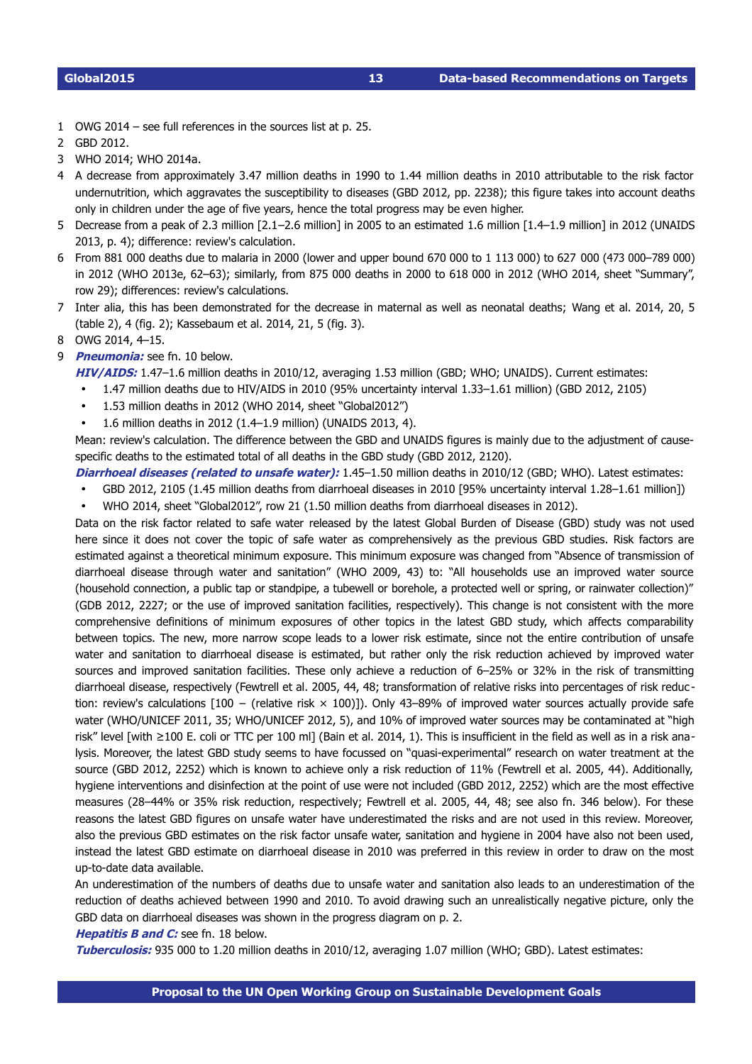1 OWG 2014 – see full references in the sources list at p. 25.

2 GBD 2012.

3 WHO 2014; WHO 2014a.

4 A decrease from approximately 3.47 million deaths in 1990 to 1.44 million deaths in 2010 attributable to the risk factor undernutrition, which aggravates the susceptibility to diseases (GBD 2012, pp. 2238); this figure takes into account deaths only in children under the age of five years, hence the total progress may be even higher.

5 Decrease from a peak of 2.3 million [2.1–2.6 million] in 2005 to an estimated 1.6 million [1.4–1.9 million] in 2012 (UNAIDS 2013, p. 4); difference: review's calculation.

6 From 881 000 deaths due to malaria in 2000 (lower and upper bound 670 000 to 1 113 000) to 627 000 (473 000–789 000) in 2012 (WHO 2013e, 62–63); similarly, from 875 000 deaths in 2000 to 618 000 in 2012 (WHO 2014, sheet "Summary", row 29); differences: review's calculations.

7 Inter alia, this has been demonstrated for the decrease in maternal as well as neonatal deaths; Wang et al. 2014, 20, 5 (table 2), 4 (fig. 2); Kassebaum et al. 2014, 21, 5 (fig. 3).

8 OWG 2014, 4–15.

9 ***Pneumonia:*** see fn. 10 below.

***HIV/AIDS:*** 1.47–1.6 million deaths in 2010/12, averaging 1.53 million (GBD; WHO; UNAIDS). Current estimates:

- 1.47 million deaths due to HIV/AIDS in 2010 (95% uncertainty interval 1.33–1.61 million) (GBD 2012, 2105)
- 1.53 million deaths in 2012 (WHO 2014, sheet "Global2012")
- 1.6 million deaths in 2012 (1.4–1.9 million) (UNAIDS 2013, 4).

Mean: review's calculation. The difference between the GBD and UNAIDS figures is mainly due to the adjustment of cause-specific deaths to the estimated total of all deaths in the GBD study (GBD 2012, 2120).

***Diarrhoeal diseases (related to unsafe water):*** 1.45–1.50 million deaths in 2010/12 (GBD; WHO). Latest estimates:

- GBD 2012, 2105 (1.45 million deaths from diarrhoeal diseases in 2010 [95% uncertainty interval 1.28–1.61 million])
- WHO 2014, sheet "Global2012", row 21 (1.50 million deaths from diarrhoeal diseases in 2012).

Data on the risk factor related to safe water released by the latest Global Burden of Disease (GBD) study was not used here since it does not cover the topic of safe water as comprehensively as the previous GBD studies. Risk factors are estimated against a theoretical minimum exposure. This minimum exposure was changed from "Absence of transmission of diarrhoeal disease through water and sanitation" (WHO 2009, 43) to: "All households use an improved water source (household connection, a public tap or standpipe, a tubewell or borehole, a protected well or spring, or rainwater collection)" (GDB 2012, 2227; or the use of improved sanitation facilities, respectively). This change is not consistent with the more comprehensive definitions of minimum exposures of other topics in the latest GBD study, which affects comparability between topics. The new, more narrow scope leads to a lower risk estimate, since not the entire contribution of unsafe water and sanitation to diarrhoeal disease is estimated, but rather only the risk reduction achieved by improved water sources and improved sanitation facilities. These only achieve a reduction of 6–25% or 32% in the risk of transmitting diarrhoeal disease, respectively (Fewtrell et al. 2005, 44, 48; transformation of relative risks into percentages of risk reduction: review's calculations [100 − (relative risk × 100)]). Only 43–89% of improved water sources actually provide safe water (WHO/UNICEF 2011, 35; WHO/UNICEF 2012, 5), and 10% of improved water sources may be contaminated at "high risk" level [with ≥100 E. coli or TTC per 100 ml] (Bain et al. 2014, 1). This is insufficient in the field as well as in a risk analysis. Moreover, the latest GBD study seems to have focussed on "quasi-experimental" research on water treatment at the source (GBD 2012, 2252) which is known to achieve only a risk reduction of 11% (Fewtrell et al. 2005, 44). Additionally, hygiene interventions and disinfection at the point of use were not included (GBD 2012, 2252) which are the most effective measures (28–44% or 35% risk reduction, respectively; Fewtrell et al. 2005, 44, 48; see also fn. 346 below). For these reasons the latest GBD figures on unsafe water have underestimated the risks and are not used in this review. Moreover, also the previous GBD estimates on the risk factor unsafe water, sanitation and hygiene in 2004 have also not been used, instead the latest GBD estimate on diarrhoeal disease in 2010 was preferred in this review in order to draw on the most up-to-date data available.

An underestimation of the numbers of deaths due to unsafe water and sanitation also leads to an underestimation of the reduction of deaths achieved between 1990 and 2010. To avoid drawing such an unrealistically negative picture, only the GBD data on diarrhoeal diseases was shown in the progress diagram on p. 2.

***Hepatitis B and C:*** see fn. 18 below.

***Tuberculosis:*** 935 000 to 1.20 million deaths in 2010/12, averaging 1.07 million (WHO; GBD). Latest estimates: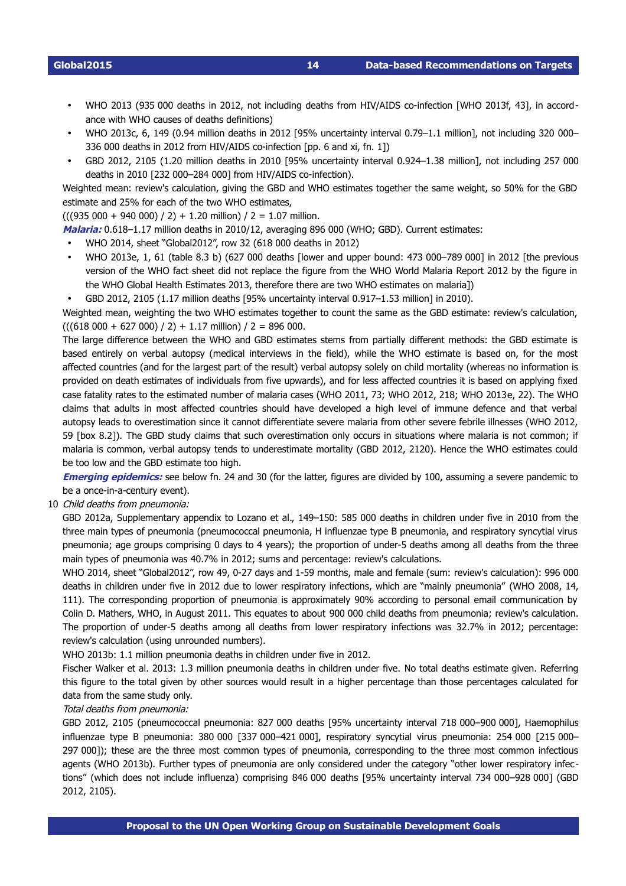- WHO 2013 (935 000 deaths in 2012, not including deaths from HIV/AIDS co-infection [WHO 2013f, 43], in accordance with WHO causes of deaths definitions)
- WHO 2013c, 6, 149 (0.94 million deaths in 2012 [95% uncertainty interval 0.79–1.1 million], not including 320 000–336 000 deaths in 2012 from HIV/AIDS co-infection [pp. 6 and xi, fn. 1])
- GBD 2012, 2105 (1.20 million deaths in 2010 [95% uncertainty interval 0.924–1.38 million], not including 257 000 deaths in 2010 [232 000–284 000] from HIV/AIDS co-infection).

Weighted mean: review's calculation, giving the GBD and WHO estimates together the same weight, so 50% for the GBD estimate and 25% for each of the two WHO estimates,
(((935 000 + 940 000) / 2) + 1.20 million) / 2 = 1.07 million.

***Malaria:*** 0.618–1.17 million deaths in 2010/12, averaging 896 000 (WHO; GBD). Current estimates:

- WHO 2014, sheet "Global2012", row 32 (618 000 deaths in 2012)
- WHO 2013e, 1, 61 (table 8.3 b) (627 000 deaths [lower and upper bound: 473 000–789 000] in 2012 [the previous version of the WHO fact sheet did not replace the figure from the WHO World Malaria Report 2012 by the figure in the WHO Global Health Estimates 2013, therefore there are two WHO estimates on malaria])
- GBD 2012, 2105 (1.17 million deaths [95% uncertainty interval 0.917–1.53 million] in 2010).

Weighted mean, weighting the two WHO estimates together to count the same as the GBD estimate: review's calculation, (((618 000 + 627 000) / 2) + 1.17 million) / 2 = 896 000.

The large difference between the WHO and GBD estimates stems from partially different methods: the GBD estimate is based entirely on verbal autopsy (medical interviews in the field), while the WHO estimate is based on, for the most affected countries (and for the largest part of the result) verbal autopsy solely on child mortality (whereas no information is provided on death estimates of individuals from five upwards), and for less affected countries it is based on applying fixed case fatality rates to the estimated number of malaria cases (WHO 2011, 73; WHO 2012, 218; WHO 2013e, 22). The WHO claims that adults in most affected countries should have developed a high level of immune defence and that verbal autopsy leads to overestimation since it cannot differentiate severe malaria from other severe febrile illnesses (WHO 2012, 59 [box 8.2]). The GBD study claims that such overestimation only occurs in situations where malaria is not common; if malaria is common, verbal autopsy tends to underestimate mortality (GBD 2012, 2120). Hence the WHO estimates could be too low and the GBD estimate too high.

***Emerging epidemics:*** see below fn. 24 and 30 (for the latter, figures are divided by 100, assuming a severe pandemic to be a once-in-a-century event).

10 *Child deaths from pneumonia:*

GBD 2012a, Supplementary appendix to Lozano et al., 149–150: 585 000 deaths in children under five in 2010 from the three main types of pneumonia (pneumococcal pneumonia, H influenzae type B pneumonia, and respiratory syncytial virus pneumonia; age groups comprising 0 days to 4 years); the proportion of under-5 deaths among all deaths from the three main types of pneumonia was 40.7% in 2012; sums and percentage: review's calculations.

WHO 2014, sheet "Global2012", row 49, 0-27 days and 1-59 months, male and female (sum: review's calculation): 996 000 deaths in children under five in 2012 due to lower respiratory infections, which are "mainly pneumonia" (WHO 2008, 14, 111). The corresponding proportion of pneumonia is approximately 90% according to personal email communication by Colin D. Mathers, WHO, in August 2011. This equates to about 900 000 child deaths from pneumonia; review's calculation. The proportion of under-5 deaths among all deaths from lower respiratory infections was 32.7% in 2012; percentage: review's calculation (using unrounded numbers).

WHO 2013b: 1.1 million pneumonia deaths in children under five in 2012.

Fischer Walker et al. 2013: 1.3 million pneumonia deaths in children under five. No total deaths estimate given. Referring this figure to the total given by other sources would result in a higher percentage than those percentages calculated for data from the same study only.

*Total deaths from pneumonia:*

GBD 2012, 2105 (pneumococcal pneumonia: 827 000 deaths [95% uncertainty interval 718 000–900 000], Haemophilus influenzae type B pneumonia: 380 000 [337 000–421 000], respiratory syncytial virus pneumonia: 254 000 [215 000–297 000]); these are the three most common types of pneumonia, corresponding to the three most common infectious agents (WHO 2013b). Further types of pneumonia are only considered under the category "other lower respiratory infections" (which does not include influenza) comprising 846 000 deaths [95% uncertainty interval 734 000–928 000] (GBD 2012, 2105).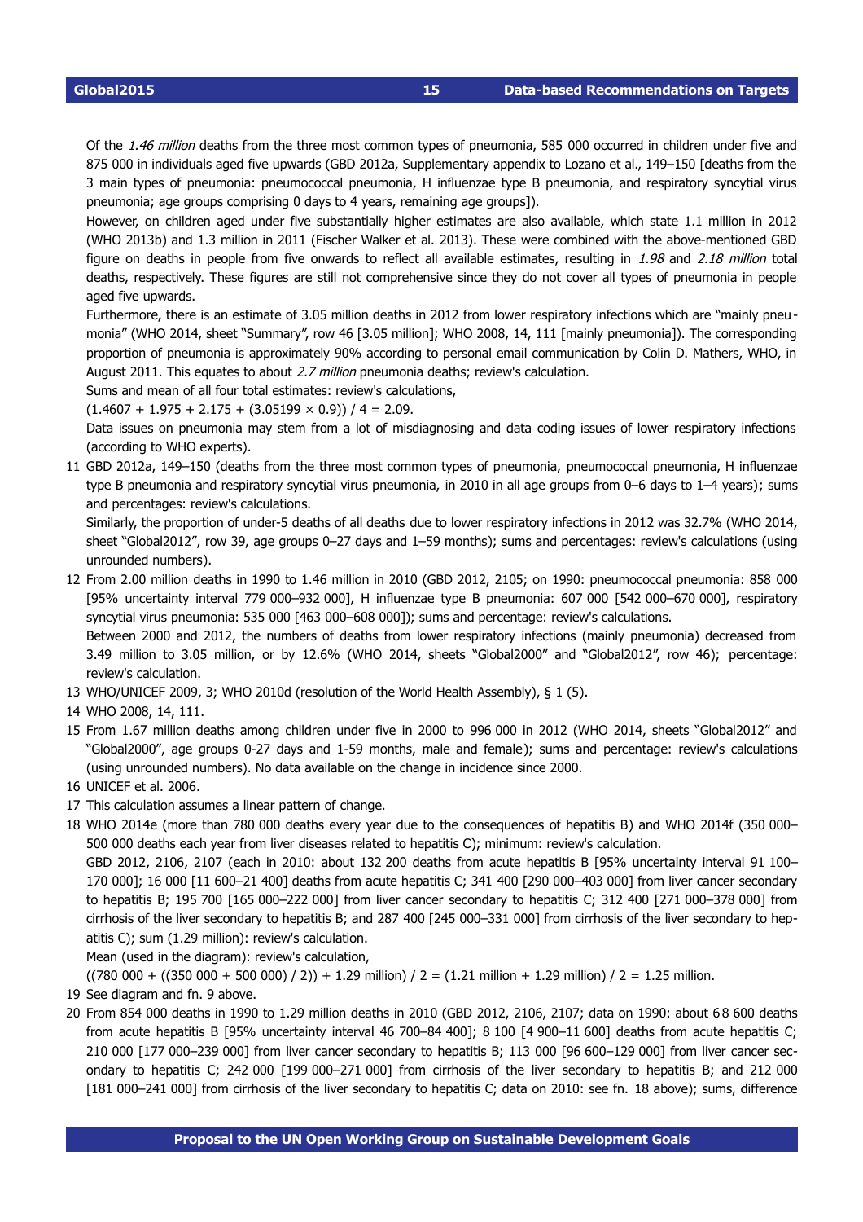Of the *1.46 million* deaths from the three most common types of pneumonia, 585 000 occurred in children under five and 875 000 in individuals aged five upwards (GBD 2012a, Supplementary appendix to Lozano et al., 149–150 [deaths from the 3 main types of pneumonia: pneumococcal pneumonia, H influenzae type B pneumonia, and respiratory syncytial virus pneumonia; age groups comprising 0 days to 4 years, remaining age groups]).

However, on children aged under five substantially higher estimates are also available, which state 1.1 million in 2012 (WHO 2013b) and 1.3 million in 2011 (Fischer Walker et al. 2013). These were combined with the above-mentioned GBD figure on deaths in people from five onwards to reflect all available estimates, resulting in *1.98* and *2.18 million* total deaths, respectively. These figures are still not comprehensive since they do not cover all types of pneumonia in people aged five upwards.

Furthermore, there is an estimate of 3.05 million deaths in 2012 from lower respiratory infections which are "mainly pneumonia" (WHO 2014, sheet "Summary", row 46 [3.05 million]; WHO 2008, 14, 111 [mainly pneumonia]). The corresponding proportion of pneumonia is approximately 90% according to personal email communication by Colin D. Mathers, WHO, in August 2011. This equates to about *2.7 million* pneumonia deaths; review's calculation.

Sums and mean of all four total estimates: review's calculations,

$(1.4607 + 1.975 + 2.175 + (3.05199 \times 0.9)) / 4 = 2.09$.

Data issues on pneumonia may stem from a lot of misdiagnosing and data coding issues of lower respiratory infections (according to WHO experts).

11 GBD 2012a, 149–150 (deaths from the three most common types of pneumonia, pneumococcal pneumonia, H influenzae type B pneumonia and respiratory syncytial virus pneumonia, in 2010 in all age groups from 0–6 days to 1–4 years); sums and percentages: review's calculations.

Similarly, the proportion of under-5 deaths of all deaths due to lower respiratory infections in 2012 was 32.7% (WHO 2014, sheet "Global2012", row 39, age groups 0–27 days and 1–59 months); sums and percentages: review's calculations (using unrounded numbers).

12 From 2.00 million deaths in 1990 to 1.46 million in 2010 (GBD 2012, 2105; on 1990: pneumococcal pneumonia: 858 000 [95% uncertainty interval 779 000–932 000], H influenzae type B pneumonia: 607 000 [542 000–670 000], respiratory syncytial virus pneumonia: 535 000 [463 000–608 000]); sums and percentage: review's calculations.

Between 2000 and 2012, the numbers of deaths from lower respiratory infections (mainly pneumonia) decreased from 3.49 million to 3.05 million, or by 12.6% (WHO 2014, sheets "Global2000" and "Global2012", row 46); percentage: review's calculation.

13 WHO/UNICEF 2009, 3; WHO 2010d (resolution of the World Health Assembly), § 1 (5).

14 WHO 2008, 14, 111.

15 From 1.67 million deaths among children under five in 2000 to 996 000 in 2012 (WHO 2014, sheets "Global2012" and "Global2000", age groups 0-27 days and 1-59 months, male and female); sums and percentage: review's calculations (using unrounded numbers). No data available on the change in incidence since 2000.

16 UNICEF et al. 2006.

17 This calculation assumes a linear pattern of change.

18 WHO 2014e (more than 780 000 deaths every year due to the consequences of hepatitis B) and WHO 2014f (350 000–500 000 deaths each year from liver diseases related to hepatitis C); minimum: review's calculation.

GBD 2012, 2106, 2107 (each in 2010: about 132 200 deaths from acute hepatitis B [95% uncertainty interval 91 100–170 000]; 16 000 [11 600–21 400] deaths from acute hepatitis C; 341 400 [290 000–403 000] from liver cancer secondary to hepatitis B; 195 700 [165 000–222 000] from liver cancer secondary to hepatitis C; 312 400 [271 000–378 000] from cirrhosis of the liver secondary to hepatitis B; and 287 400 [245 000–331 000] from cirrhosis of the liver secondary to hepatitis C); sum (1.29 million): review's calculation.

Mean (used in the diagram): review's calculation,

$((780\,000 + ((350\,000 + 500\,000) / 2)) + 1.29 \text{ million}) / 2 = (1.21 \text{ million} + 1.29 \text{ million}) / 2 = 1.25$ million.

19 See diagram and fn. 9 above.

20 From 854 000 deaths in 1990 to 1.29 million deaths in 2010 (GBD 2012, 2106, 2107; data on 1990: about 68 600 deaths from acute hepatitis B [95% uncertainty interval 46 700–84 400]; 8 100 [4 900–11 600] deaths from acute hepatitis C; 210 000 [177 000–239 000] from liver cancer secondary to hepatitis B; 113 000 [96 600–129 000] from liver cancer secondary to hepatitis C; 242 000 [199 000–271 000] from cirrhosis of the liver secondary to hepatitis B; and 212 000 [181 000–241 000] from cirrhosis of the liver secondary to hepatitis C; data on 2010: see fn. 18 above); sums, difference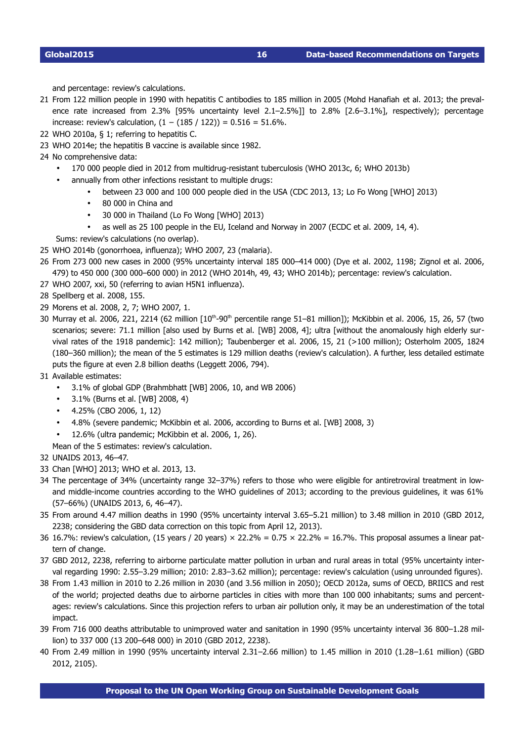and percentage: review's calculations.

21 From 122 million people in 1990 with hepatitis C antibodies to 185 million in 2005 (Mohd Hanafiah et al. 2013; the prevalence rate increased from 2.3% [95% uncertainty level 2.1–2.5%]] to 2.8% [2.6–3.1%], respectively); percentage increase: review's calculation, (1 − (185 / 122)) = 0.516 = 51.6%.

22 WHO 2010a, § 1; referring to hepatitis C.

23 WHO 2014e; the hepatitis B vaccine is available since 1982.

24 No comprehensive data:
   - 170 000 people died in 2012 from multidrug-resistant tuberculosis (WHO 2013c, 6; WHO 2013b)
   - annually from other infections resistant to multiple drugs:
     - between 23 000 and 100 000 people died in the USA (CDC 2013, 13; Lo Fo Wong [WHO] 2013)
     - 80 000 in China and
     - 30 000 in Thailand (Lo Fo Wong [WHO] 2013)
     - as well as 25 100 people in the EU, Iceland and Norway in 2007 (ECDC et al. 2009, 14, 4).

   Sums: review's calculations (no overlap).

25 WHO 2014b (gonorrhoea, influenza); WHO 2007, 23 (malaria).

26 From 273 000 new cases in 2000 (95% uncertainty interval 185 000–414 000) (Dye et al. 2002, 1198; Zignol et al. 2006, 479) to 450 000 (300 000–600 000) in 2012 (WHO 2014h, 49, 43; WHO 2014b); percentage: review's calculation.

27 WHO 2007, xxi, 50 (referring to avian H5N1 influenza).

28 Spellberg et al. 2008, 155.

29 Morens et al. 2008, 2, 7; WHO 2007, 1.

30 Murray et al. 2006, 221, 2214 (62 million [10th-90th percentile range 51–81 million]); McKibbin et al. 2006, 15, 26, 57 (two scenarios; severe: 71.1 million [also used by Burns et al. [WB] 2008, 4]; ultra [without the anomalously high elderly survival rates of the 1918 pandemic]: 142 million); Taubenberger et al. 2006, 15, 21 (>100 million); Osterholm 2005, 1824 (180–360 million); the mean of the 5 estimates is 129 million deaths (review's calculation). A further, less detailed estimate puts the figure at even 2.8 billion deaths (Leggett 2006, 794).

31 Available estimates:
   - 3.1% of global GDP (Brahmbhatt [WB] 2006, 10, and WB 2006)
   - 3.1% (Burns et al. [WB] 2008, 4)
   - 4.25% (CBO 2006, 1, 12)
   - 4.8% (severe pandemic; McKibbin et al. 2006, according to Burns et al. [WB] 2008, 3)
   - 12.6% (ultra pandemic; McKibbin et al. 2006, 1, 26).

   Mean of the 5 estimates: review's calculation.

32 UNAIDS 2013, 46–47.

33 Chan [WHO] 2013; WHO et al. 2013, 13.

34 The percentage of 34% (uncertainty range 32–37%) refers to those who were eligible for antiretroviral treatment in low- and middle-income countries according to the WHO guidelines of 2013; according to the previous guidelines, it was 61% (57–66%) (UNAIDS 2013, 6, 46–47).

35 From around 4.47 million deaths in 1990 (95% uncertainty interval 3.65–5.21 million) to 3.48 million in 2010 (GBD 2012, 2238; considering the GBD data correction on this topic from April 12, 2013).

36 16.7%: review's calculation, (15 years / 20 years) × 22.2% = 0.75 × 22.2% = 16.7%. This proposal assumes a linear pattern of change.

37 GBD 2012, 2238, referring to airborne particulate matter pollution in urban and rural areas in total (95% uncertainty interval regarding 1990: 2.55–3.29 million; 2010: 2.83–3.62 million); percentage: review's calculation (using unrounded figures).

38 From 1.43 million in 2010 to 2.26 million in 2030 (and 3.56 million in 2050); OECD 2012a, sums of OECD, BRIICS and rest of the world; projected deaths due to airborne particles in cities with more than 100 000 inhabitants; sums and percentages: review's calculations. Since this projection refers to urban air pollution only, it may be an underestimation of the total impact.

39 From 716 000 deaths attributable to unimproved water and sanitation in 1990 (95% uncertainty interval 36 800–1.28 million) to 337 000 (13 200–648 000) in 2010 (GBD 2012, 2238).

40 From 2.49 million in 1990 (95% uncertainty interval 2.31–2.66 million) to 1.45 million in 2010 (1.28–1.61 million) (GBD 2012, 2105).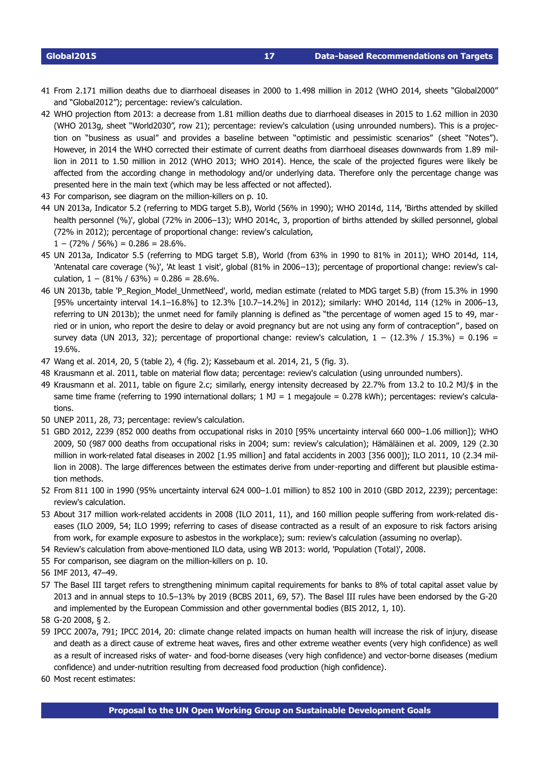41 From 2.171 million deaths due to diarrhoeal diseases in 2000 to 1.498 million in 2012 (WHO 2014, sheets “Global2000” and “Global2012”); percentage: review's calculation.

42 WHO projection ftom 2013: a decrease from 1.81 million deaths due to diarrhoeal diseases in 2015 to 1.62 million in 2030 (WHO 2013g, sheet “World2030”, row 21); percentage: review's calculation (using unrounded numbers). This is a projection on “business as usual” and provides a baseline between “optimistic and pessimistic scenarios” (sheet “Notes”). However, in 2014 the WHO corrected their estimate of current deaths from diarrhoeal diseases downwards from 1.89 million in 2011 to 1.50 million in 2012 (WHO 2013; WHO 2014). Hence, the scale of the projected figures were likely be affected from the according change in methodology and/or underlying data. Therefore only the percentage change was presented here in the main text (which may be less affected or not affected).

43 For comparison, see diagram on the million-killers on p. 10.

44 UN 2013a, Indicator 5.2 (referring to MDG target 5.B), World (56% in 1990); WHO 2014d, 114, 'Births attended by skilled health personnel (%)', global (72% in 2006–13); WHO 2014c, 3, proportion of births attended by skilled personnel, global (72% in 2012); percentage of proportional change: review's calculation,
1 − (72% / 56%) = 0.286 = 28.6%.

45 UN 2013a, Indicator 5.5 (referring to MDG target 5.B), World (from 63% in 1990 to 81% in 2011); WHO 2014d, 114, 'Antenatal care coverage (%)', 'At least 1 visit', global (81% in 2006–13); percentage of proportional change: review's calculation, 1 − (81% / 63%) = 0.286 = 28.6%.

46 UN 2013b, table 'P_Region_Model_UnmetNeed', world, median estimate (related to MDG target 5.B) (from 15.3% in 1990 [95% uncertainty interval 14.1–16.8%] to 12.3% [10.7–14.2%] in 2012); similarly: WHO 2014d, 114 (12% in 2006–13, referring to UN 2013b); the unmet need for family planning is defined as “the percentage of women aged 15 to 49, married or in union, who report the desire to delay or avoid pregnancy but are not using any form of contraception”, based on survey data (UN 2013, 32); percentage of proportional change: review's calculation, 1 − (12.3% / 15.3%) = 0.196 = 19.6%.

47 Wang et al. 2014, 20, 5 (table 2), 4 (fig. 2); Kassebaum et al. 2014, 21, 5 (fig. 3).

48 Krausmann et al. 2011, table on material flow data; percentage: review's calculation (using unrounded numbers).

49 Krausmann et al. 2011, table on figure 2.c; similarly, energy intensity decreased by 22.7% from 13.2 to 10.2 MJ/$ in the same time frame (referring to 1990 international dollars; 1 MJ = 1 megajoule = 0.278 kWh); percentages: review's calculations.

50 UNEP 2011, 28, 73; percentage: review's calculation.

51 GBD 2012, 2239 (852 000 deaths from occupational risks in 2010 [95% uncertainty interval 660 000–1.06 million]); WHO 2009, 50 (987 000 deaths from occupational risks in 2004; sum: review's calculation); Hämäläinen et al. 2009, 129 (2.30 million in work-related fatal diseases in 2002 [1.95 million] and fatal accidents in 2003 [356 000]); ILO 2011, 10 (2.34 million in 2008). The large differences between the estimates derive from under-reporting and different but plausible estimation methods.

52 From 811 100 in 1990 (95% uncertainty interval 624 000–1.01 million) to 852 100 in 2010 (GBD 2012, 2239); percentage: review's calculation.

53 About 317 million work-related accidents in 2008 (ILO 2011, 11), and 160 million people suffering from work-related diseases (ILO 2009, 54; ILO 1999; referring to cases of disease contracted as a result of an exposure to risk factors arising from work, for example exposure to asbestos in the workplace); sum: review's calculation (assuming no overlap).

54 Review's calculation from above-mentioned ILO data, using WB 2013: world, 'Population (Total)', 2008.

55 For comparison, see diagram on the million-killers on p. 10.

56 IMF 2013, 47–49.

57 The Basel III target refers to strengthening minimum capital requirements for banks to 8% of total capital asset value by 2013 and in annual steps to 10.5–13% by 2019 (BCBS 2011, 69, 57). The Basel III rules have been endorsed by the G-20 and implemented by the European Commission and other governmental bodies (BIS 2012, 1, 10).

58 G-20 2008, § 2.

59 IPCC 2007a, 791; IPCC 2014, 20: climate change related impacts on human health will increase the risk of injury, disease and death as a direct cause of extreme heat waves, fires and other extreme weather events (very high confidence) as well as a result of increased risks of water- and food-borne diseases (very high confidence) and vector-borne diseases (medium confidence) and under-nutrition resulting from decreased food production (high confidence).

60 Most recent estimates: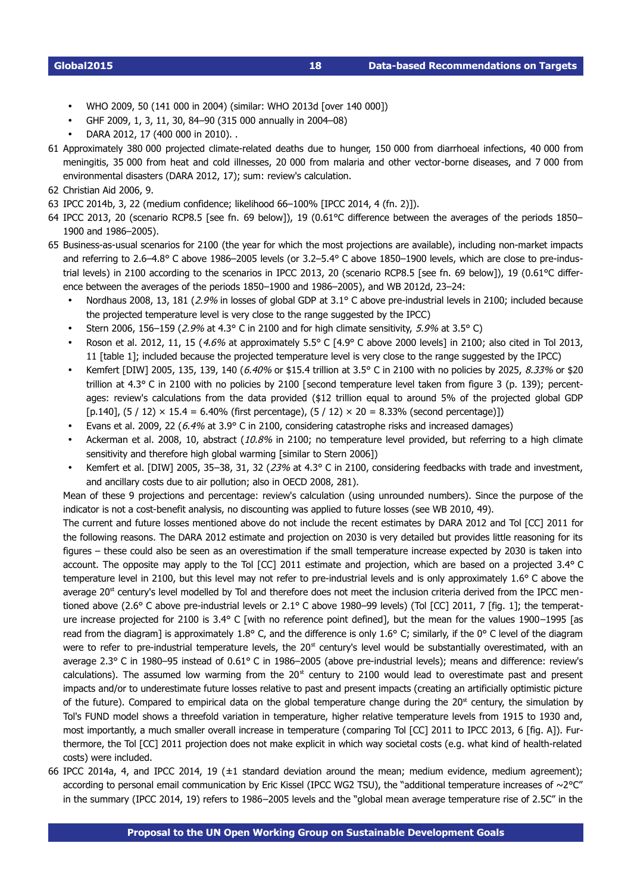- WHO 2009, 50 (141 000 in 2004) (similar: WHO 2013d [over 140 000])
- GHF 2009, 1, 3, 11, 30, 84–90 (315 000 annually in 2004–08)
- DARA 2012, 17 (400 000 in 2010). .

61 Approximately 380 000 projected climate-related deaths due to hunger, 150 000 from diarrhoeal infections, 40 000 from meningitis, 35 000 from heat and cold illnesses, 20 000 from malaria and other vector-borne diseases, and 7 000 from environmental disasters (DARA 2012, 17); sum: review's calculation.

62 Christian Aid 2006, 9.

63 IPCC 2014b, 3, 22 (medium confidence; likelihood 66–100% [IPCC 2014, 4 (fn. 2)]).

64 IPCC 2013, 20 (scenario RCP8.5 [see fn. 69 below]), 19 (0.61°C difference between the averages of the periods 1850–1900 and 1986–2005).

65 Business-as-usual scenarios for 2100 (the year for which the most projections are available), including non-market impacts and referring to 2.6–4.8° C above 1986–2005 levels (or 3.2–5.4° C above 1850–1900 levels, which are close to pre-industrial levels) in 2100 according to the scenarios in IPCC 2013, 20 (scenario RCP8.5 [see fn. 69 below]), 19 (0.61°C difference between the averages of the periods 1850–1900 and 1986–2005), and WB 2012d, 23–24:

- Nordhaus 2008, 13, 181 (*2.9%* in losses of global GDP at 3.1° C above pre-industrial levels in 2100; included because the projected temperature level is very close to the range suggested by the IPCC)
- Stern 2006, 156–159 (*2.9%* at 4.3° C in 2100 and for high climate sensitivity, *5.9%* at 3.5° C)
- Roson et al. 2012, 11, 15 (*4.6%* at approximately 5.5° C [4.9° C above 2000 levels] in 2100; also cited in Tol 2013, 11 [table 1]; included because the projected temperature level is very close to the range suggested by the IPCC)
- Kemfert [DIW] 2005, 135, 139, 140 (*6.40%* or $15.4 trillion at 3.5° C in 2100 with no policies by 2025, *8.33%* or $20 trillion at 4.3° C in 2100 with no policies by 2100 [second temperature level taken from figure 3 (p. 139); percentages: review's calculations from the data provided ($12 trillion equal to around 5% of the projected global GDP [p.140], $(5 / 12) \times 15.4 = 6.40\%$ (first percentage), $(5 / 12) \times 20 = 8.33\%$ (second percentage)])
- Evans et al. 2009, 22 (*6.4%* at 3.9° C in 2100, considering catastrophe risks and increased damages)
- Ackerman et al. 2008, 10, abstract (*10.8%* in 2100; no temperature level provided, but referring to a high climate sensitivity and therefore high global warming [similar to Stern 2006])
- Kemfert et al. [DIW] 2005, 35–38, 31, 32 (*23%* at 4.3° C in 2100, considering feedbacks with trade and investment, and ancillary costs due to air pollution; also in OECD 2008, 281).

Mean of these 9 projections and percentage: review's calculation (using unrounded numbers). Since the purpose of the indicator is not a cost-benefit analysis, no discounting was applied to future losses (see WB 2010, 49).

The current and future losses mentioned above do not include the recent estimates by DARA 2012 and Tol [CC] 2011 for the following reasons. The DARA 2012 estimate and projection on 2030 is very detailed but provides little reasoning for its figures – these could also be seen as an overestimation if the small temperature increase expected by 2030 is taken into account. The opposite may apply to the Tol [CC] 2011 estimate and projection, which are based on a projected 3.4° C temperature level in 2100, but this level may not refer to pre-industrial levels and is only approximately 1.6° C above the average 20st century's level modelled by Tol and therefore does not meet the inclusion criteria derived from the IPCC mentioned above (2.6° C above pre-industrial levels or 2.1° C above 1980–99 levels) (Tol [CC] 2011, 7 [fig. 1]; the temperature increase projected for 2100 is 3.4° C [with no reference point defined], but the mean for the values 1900–1995 [as read from the diagram] is approximately 1.8° C, and the difference is only 1.6° C; similarly, if the 0° C level of the diagram were to refer to pre-industrial temperature levels, the 20st century's level would be substantially overestimated, with an average 2.3° C in 1980–95 instead of 0.61° C in 1986–2005 (above pre-industrial levels); means and difference: review's calculations). The assumed low warming from the 20st century to 2100 would lead to overestimate past and present impacts and/or to underestimate future losses relative to past and present impacts (creating an artificially optimistic picture of the future). Compared to empirical data on the global temperature change during the 20st century, the simulation by Tol's FUND model shows a threefold variation in temperature, higher relative temperature levels from 1915 to 1930 and, most importantly, a much smaller overall increase in temperature (comparing Tol [CC] 2011 to IPCC 2013, 6 [fig. A]). Furthermore, the Tol [CC] 2011 projection does not make explicit in which way societal costs (e.g. what kind of health-related costs) were included.

66 IPCC 2014a, 4, and IPCC 2014, 19 (±1 standard deviation around the mean; medium evidence, medium agreement); according to personal email communication by Eric Kissel (IPCC WG2 TSU), the "additional temperature increases of ~2°C" in the summary (IPCC 2014, 19) refers to 1986–2005 levels and the "global mean average temperature rise of 2.5C" in the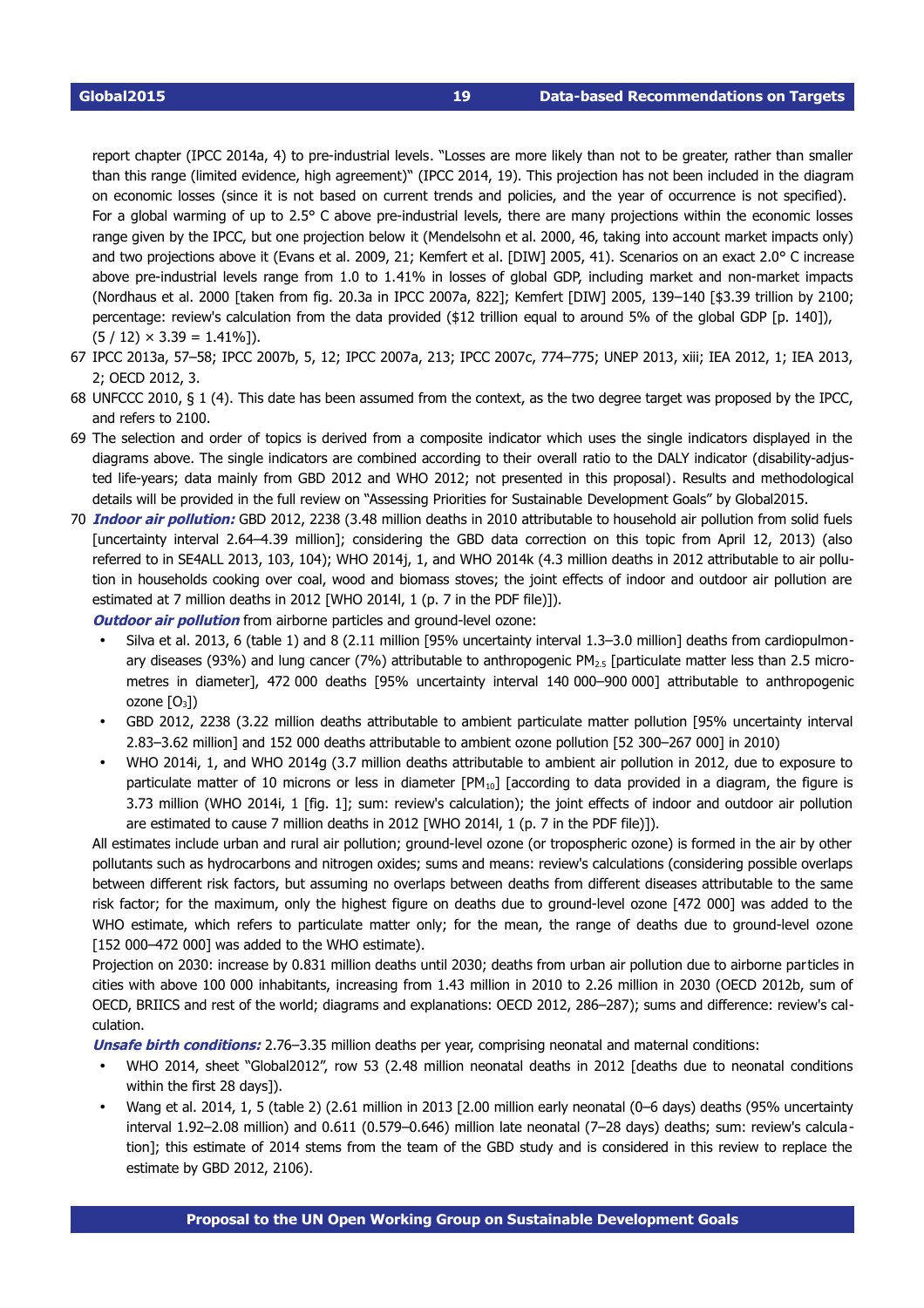report chapter (IPCC 2014a, 4) to pre-industrial levels. "Losses are more likely than not to be greater, rather than smaller than this range (limited evidence, high agreement)" (IPCC 2014, 19). This projection has not been included in the diagram on economic losses (since it is not based on current trends and policies, and the year of occurrence is not specified). For a global warming of up to 2.5° C above pre-industrial levels, there are many projections within the economic losses range given by the IPCC, but one projection below it (Mendelsohn et al. 2000, 46, taking into account market impacts only) and two projections above it (Evans et al. 2009, 21; Kemfert et al. [DIW] 2005, 41). Scenarios on an exact 2.0° C increase above pre-industrial levels range from 1.0 to 1.41% in losses of global GDP, including market and non-market impacts (Nordhaus et al. 2000 [taken from fig. 20.3a in IPCC 2007a, 822]; Kemfert [DIW] 2005, 139–140 [$3.39 trillion by 2100; percentage: review's calculation from the data provided ($12 trillion equal to around 5% of the global GDP [p. 140]), $(5 / 12) \times 3.39 = 1.41\%$]).

67 IPCC 2013a, 57–58; IPCC 2007b, 5, 12; IPCC 2007a, 213; IPCC 2007c, 774–775; UNEP 2013, xiii; IEA 2012, 1; IEA 2013, 2; OECD 2012, 3.

68 UNFCCC 2010, § 1 (4). This date has been assumed from the context, as the two degree target was proposed by the IPCC, and refers to 2100.

69 The selection and order of topics is derived from a composite indicator which uses the single indicators displayed in the diagrams above. The single indicators are combined according to their overall ratio to the DALY indicator (disability-adjusted life-years; data mainly from GBD 2012 and WHO 2012; not presented in this proposal). Results and methodological details will be provided in the full review on "Assessing Priorities for Sustainable Development Goals" by Global2015.

70 ***Indoor air pollution:*** GBD 2012, 2238 (3.48 million deaths in 2010 attributable to household air pollution from solid fuels [uncertainty interval 2.64–4.39 million]; considering the GBD data correction on this topic from April 12, 2013) (also referred to in SE4ALL 2013, 103, 104); WHO 2014j, 1, and WHO 2014k (4.3 million deaths in 2012 attributable to air pollution in households cooking over coal, wood and biomass stoves; the joint effects of indoor and outdoor air pollution are estimated at 7 million deaths in 2012 [WHO 2014l, 1 (p. 7 in the PDF file)]).

***Outdoor air pollution*** from airborne particles and ground-level ozone:

- Silva et al. 2013, 6 (table 1) and 8 (2.11 million [95% uncertainty interval 1.3–3.0 million] deaths from cardiopulmonary diseases (93%) and lung cancer (7%) attributable to anthropogenic $PM_{2.5}$ [particulate matter less than 2.5 micrometres in diameter], 472 000 deaths [95% uncertainty interval 140 000–900 000] attributable to anthropogenic ozone [$O_3$])
- GBD 2012, 2238 (3.22 million deaths attributable to ambient particulate matter pollution [95% uncertainty interval 2.83–3.62 million] and 152 000 deaths attributable to ambient ozone pollution [52 300–267 000] in 2010)
- WHO 2014i, 1, and WHO 2014g (3.7 million deaths attributable to ambient air pollution in 2012, due to exposure to particulate matter of 10 microns or less in diameter [$PM_{10}$] [according to data provided in a diagram, the figure is 3.73 million (WHO 2014i, 1 [fig. 1]; sum: review's calculation); the joint effects of indoor and outdoor air pollution are estimated to cause 7 million deaths in 2012 [WHO 2014l, 1 (p. 7 in the PDF file)]).

All estimates include urban and rural air pollution; ground-level ozone (or tropospheric ozone) is formed in the air by other pollutants such as hydrocarbons and nitrogen oxides; sums and means: review's calculations (considering possible overlaps between different risk factors, but assuming no overlaps between deaths from different diseases attributable to the same risk factor; for the maximum, only the highest figure on deaths due to ground-level ozone [472 000] was added to the WHO estimate, which refers to particulate matter only; for the mean, the range of deaths due to ground-level ozone [152 000–472 000] was added to the WHO estimate).

Projection on 2030: increase by 0.831 million deaths until 2030; deaths from urban air pollution due to airborne particles in cities with above 100 000 inhabitants, increasing from 1.43 million in 2010 to 2.26 million in 2030 (OECD 2012b, sum of OECD, BRIICS and rest of the world; diagrams and explanations: OECD 2012, 286–287); sums and difference: review's calculation.

***Unsafe birth conditions:*** 2.76–3.35 million deaths per year, comprising neonatal and maternal conditions:

- WHO 2014, sheet "Global2012", row 53 (2.48 million neonatal deaths in 2012 [deaths due to neonatal conditions within the first 28 days]).
- Wang et al. 2014, 1, 5 (table 2) (2.61 million in 2013 [2.00 million early neonatal (0–6 days) deaths (95% uncertainty interval 1.92–2.08 million) and 0.611 (0.579–0.646) million late neonatal (7–28 days) deaths; sum: review's calculation]; this estimate of 2014 stems from the team of the GBD study and is considered in this review to replace the estimate by GBD 2012, 2106).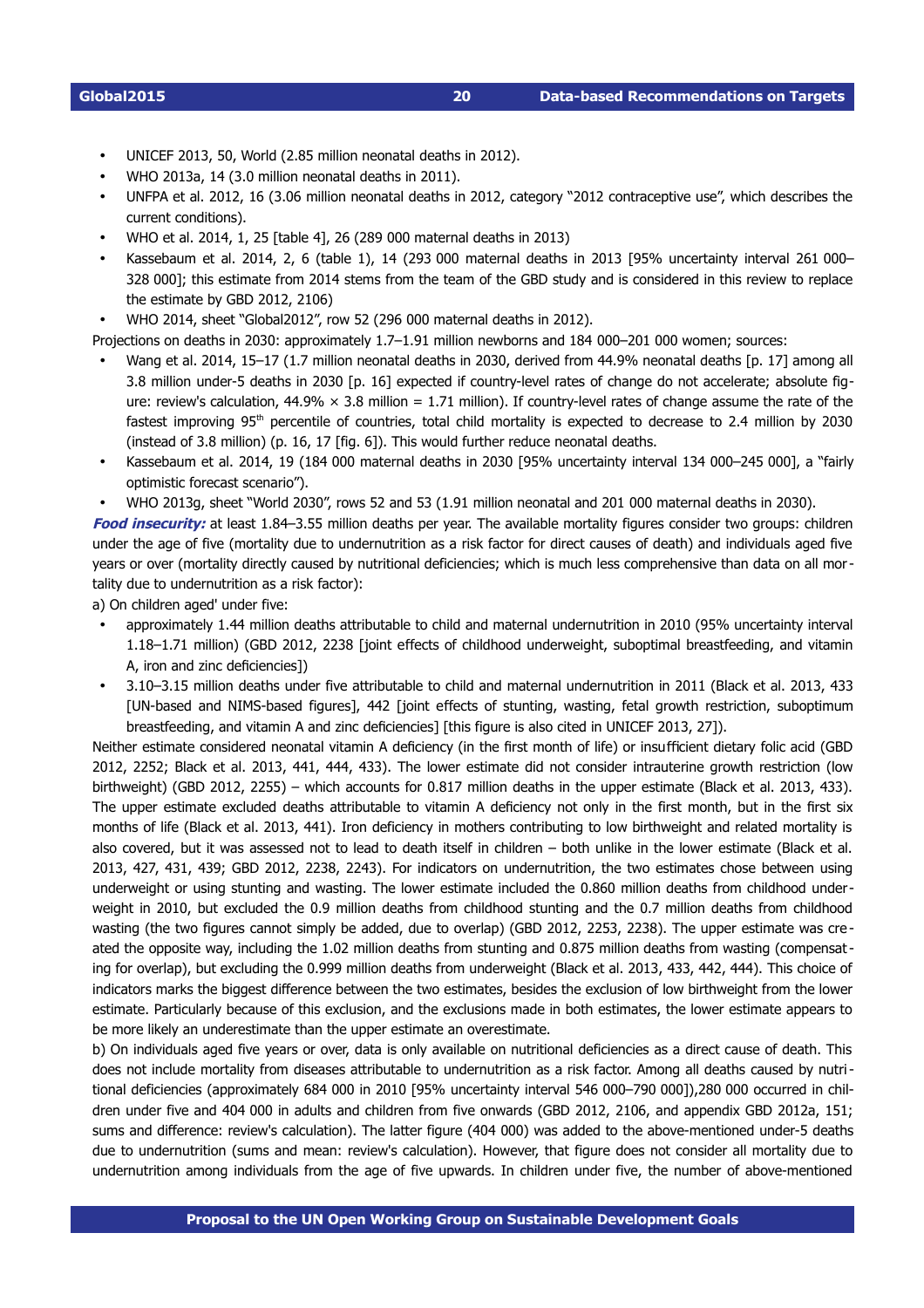- UNICEF 2013, 50, World (2.85 million neonatal deaths in 2012).
- WHO 2013a, 14 (3.0 million neonatal deaths in 2011).
- UNFPA et al. 2012, 16 (3.06 million neonatal deaths in 2012, category "2012 contraceptive use", which describes the current conditions).
- WHO et al. 2014, 1, 25 [table 4], 26 (289 000 maternal deaths in 2013)
- Kassebaum et al. 2014, 2, 6 (table 1), 14 (293 000 maternal deaths in 2013 [95% uncertainty interval 261 000–328 000]; this estimate from 2014 stems from the team of the GBD study and is considered in this review to replace the estimate by GBD 2012, 2106)
- WHO 2014, sheet "Global2012", row 52 (296 000 maternal deaths in 2012).

Projections on deaths in 2030: approximately 1.7–1.91 million newborns and 184 000–201 000 women; sources:

- Wang et al. 2014, 15–17 (1.7 million neonatal deaths in 2030, derived from 44.9% neonatal deaths [p. 17] among all 3.8 million under-5 deaths in 2030 [p. 16] expected if country-level rates of change do not accelerate; absolute figure: review's calculation, 44.9% × 3.8 million = 1.71 million). If country-level rates of change assume the rate of the fastest improving 95th percentile of countries, total child mortality is expected to decrease to 2.4 million by 2030 (instead of 3.8 million) (p. 16, 17 [fig. 6]). This would further reduce neonatal deaths.
- Kassebaum et al. 2014, 19 (184 000 maternal deaths in 2030 [95% uncertainty interval 134 000–245 000], a "fairly optimistic forecast scenario").
- WHO 2013g, sheet "World 2030", rows 52 and 53 (1.91 million neonatal and 201 000 maternal deaths in 2030).

***Food insecurity:*** at least 1.84–3.55 million deaths per year. The available mortality figures consider two groups: children under the age of five (mortality due to undernutrition as a risk factor for direct causes of death) and individuals aged five years or over (mortality directly caused by nutritional deficiencies; which is much less comprehensive than data on all mortality due to undernutrition as a risk factor):

a) On children aged' under five:

- approximately 1.44 million deaths attributable to child and maternal undernutrition in 2010 (95% uncertainty interval 1.18–1.71 million) (GBD 2012, 2238 [joint effects of childhood underweight, suboptimal breastfeeding, and vitamin A, iron and zinc deficiencies])
- 3.10–3.15 million deaths under five attributable to child and maternal undernutrition in 2011 (Black et al. 2013, 433 [UN-based and NIMS-based figures], 442 [joint effects of stunting, wasting, fetal growth restriction, suboptimum breastfeeding, and vitamin A and zinc deficiencies] [this figure is also cited in UNICEF 2013, 27]).

Neither estimate considered neonatal vitamin A deficiency (in the first month of life) or insufficient dietary folic acid (GBD 2012, 2252; Black et al. 2013, 441, 444, 433). The lower estimate did not consider intrauterine growth restriction (low birthweight) (GBD 2012, 2255) – which accounts for 0.817 million deaths in the upper estimate (Black et al. 2013, 433). The upper estimate excluded deaths attributable to vitamin A deficiency not only in the first month, but in the first six months of life (Black et al. 2013, 441). Iron deficiency in mothers contributing to low birthweight and related mortality is also covered, but it was assessed not to lead to death itself in children – both unlike in the lower estimate (Black et al. 2013, 427, 431, 439; GBD 2012, 2238, 2243). For indicators on undernutrition, the two estimates chose between using underweight or using stunting and wasting. The lower estimate included the 0.860 million deaths from childhood underweight in 2010, but excluded the 0.9 million deaths from childhood stunting and the 0.7 million deaths from childhood wasting (the two figures cannot simply be added, due to overlap) (GBD 2012, 2253, 2238). The upper estimate was created the opposite way, including the 1.02 million deaths from stunting and 0.875 million deaths from wasting (compensating for overlap), but excluding the 0.999 million deaths from underweight (Black et al. 2013, 433, 442, 444). This choice of indicators marks the biggest difference between the two estimates, besides the exclusion of low birthweight from the lower estimate. Particularly because of this exclusion, and the exclusions made in both estimates, the lower estimate appears to be more likely an underestimate than the upper estimate an overestimate.

b) On individuals aged five years or over, data is only available on nutritional deficiencies as a direct cause of death. This does not include mortality from diseases attributable to undernutrition as a risk factor. Among all deaths caused by nutritional deficiencies (approximately 684 000 in 2010 [95% uncertainty interval 546 000–790 000]),280 000 occurred in children under five and 404 000 in adults and children from five onwards (GBD 2012, 2106, and appendix GBD 2012a, 151; sums and difference: review's calculation). The latter figure (404 000) was added to the above-mentioned under-5 deaths due to undernutrition (sums and mean: review's calculation). However, that figure does not consider all mortality due to undernutrition among individuals from the age of five upwards. In children under five, the number of above-mentioned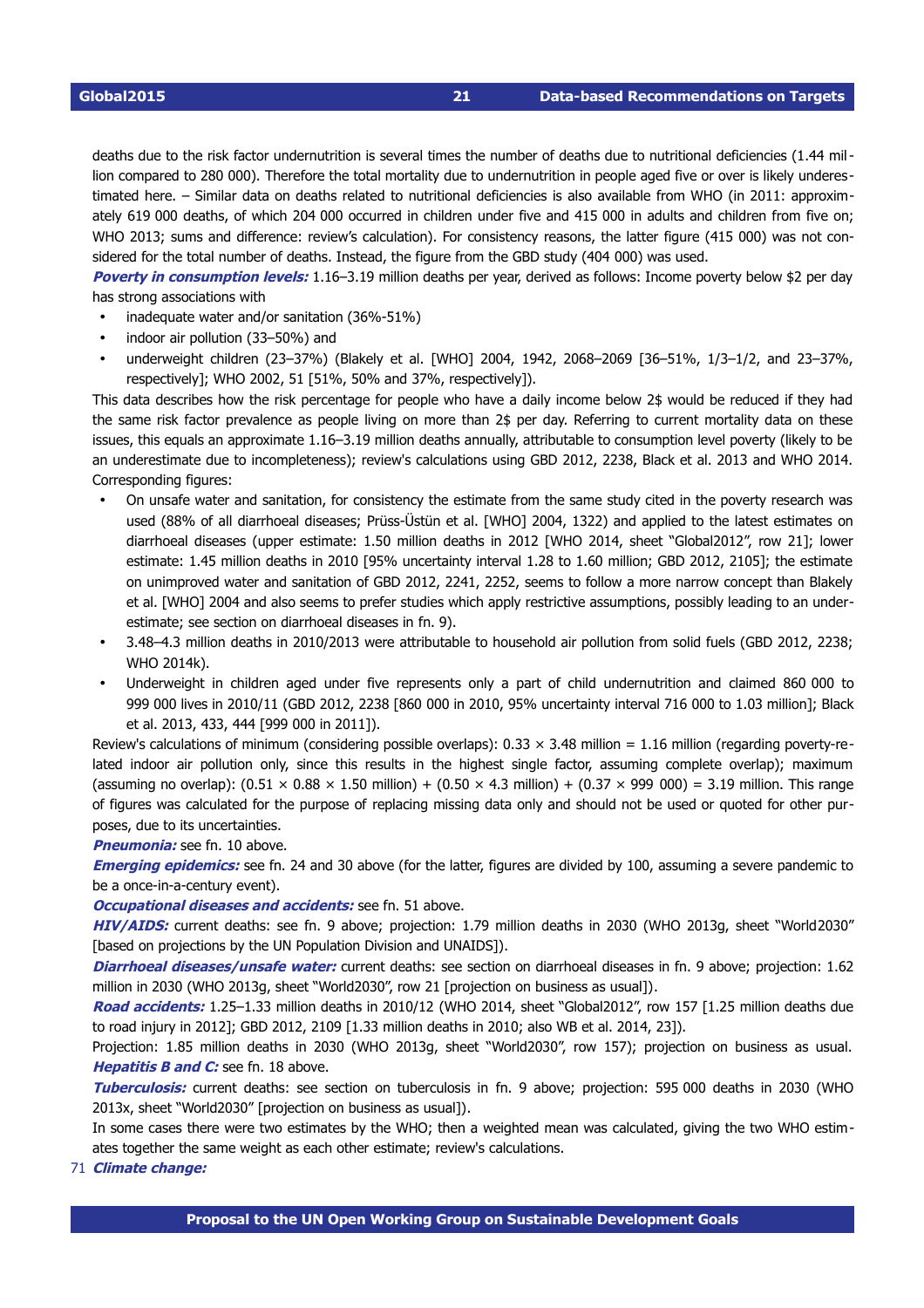deaths due to the risk factor undernutrition is several times the number of deaths due to nutritional deficiencies (1.44 million compared to 280 000). Therefore the total mortality due to undernutrition in people aged five or over is likely underestimated here. – Similar data on deaths related to nutritional deficiencies is also available from WHO (in 2011: approximately 619 000 deaths, of which 204 000 occurred in children under five and 415 000 in adults and children from five on; WHO 2013; sums and difference: review's calculation). For consistency reasons, the latter figure (415 000) was not considered for the total number of deaths. Instead, the figure from the GBD study (404 000) was used.

***Poverty in consumption levels:*** 1.16–3.19 million deaths per year, derived as follows: Income poverty below $2 per day has strong associations with

- inadequate water and/or sanitation (36%-51%)
- indoor air pollution (33–50%) and
- underweight children (23–37%) (Blakely et al. [WHO] 2004, 1942, 2068–2069 [36–51%, 1/3–1/2, and 23–37%, respectively]; WHO 2002, 51 [51%, 50% and 37%, respectively]).

This data describes how the risk percentage for people who have a daily income below 2$ would be reduced if they had the same risk factor prevalence as people living on more than 2$ per day. Referring to current mortality data on these issues, this equals an approximate 1.16–3.19 million deaths annually, attributable to consumption level poverty (likely to be an underestimate due to incompleteness); review's calculations using GBD 2012, 2238, Black et al. 2013 and WHO 2014. Corresponding figures:

- On unsafe water and sanitation, for consistency the estimate from the same study cited in the poverty research was used (88% of all diarrhoeal diseases; Prüss-Üstün et al. [WHO] 2004, 1322) and applied to the latest estimates on diarrhoeal diseases (upper estimate: 1.50 million deaths in 2012 [WHO 2014, sheet "Global2012", row 21]; lower estimate: 1.45 million deaths in 2010 [95% uncertainty interval 1.28 to 1.60 million; GBD 2012, 2105]; the estimate on unimproved water and sanitation of GBD 2012, 2241, 2252, seems to follow a more narrow concept than Blakely et al. [WHO] 2004 and also seems to prefer studies which apply restrictive assumptions, possibly leading to an underestimate; see section on diarrhoeal diseases in fn. 9).
- 3.48–4.3 million deaths in 2010/2013 were attributable to household air pollution from solid fuels (GBD 2012, 2238; WHO 2014k).
- Underweight in children aged under five represents only a part of child undernutrition and claimed 860 000 to 999 000 lives in 2010/11 (GBD 2012, 2238 [860 000 in 2010, 95% uncertainty interval 716 000 to 1.03 million]; Black et al. 2013, 433, 444 [999 000 in 2011]).

Review's calculations of minimum (considering possible overlaps): $0.33 \times 3.48$ million = 1.16 million (regarding poverty-related indoor air pollution only, since this results in the highest single factor, assuming complete overlap); maximum (assuming no overlap): $(0.51 \times 0.88 \times 1.50$ million$) + (0.50 \times 4.3$ million$) + (0.37 \times 999\ 000) = 3.19$ million. This range of figures was calculated for the purpose of replacing missing data only and should not be used or quoted for other purposes, due to its uncertainties.

***Pneumonia:*** see fn. 10 above.

***Emerging epidemics:*** see fn. 24 and 30 above (for the latter, figures are divided by 100, assuming a severe pandemic to be a once-in-a-century event).

***Occupational diseases and accidents:*** see fn. 51 above.

***HIV/AIDS:*** current deaths: see fn. 9 above; projection: 1.79 million deaths in 2030 (WHO 2013g, sheet "World2030" [based on projections by the UN Population Division and UNAIDS]).

***Diarrhoeal diseases/unsafe water:*** current deaths: see section on diarrhoeal diseases in fn. 9 above; projection: 1.62 million in 2030 (WHO 2013g, sheet "World2030", row 21 [projection on business as usual]).

***Road accidents:*** 1.25–1.33 million deaths in 2010/12 (WHO 2014, sheet "Global2012", row 157 [1.25 million deaths due to road injury in 2012]; GBD 2012, 2109 [1.33 million deaths in 2010; also WB et al. 2014, 23]).

Projection: 1.85 million deaths in 2030 (WHO 2013g, sheet "World2030", row 157); projection on business as usual.

***Hepatitis B and C:*** see fn. 18 above.

***Tuberculosis:*** current deaths: see section on tuberculosis in fn. 9 above; projection: 595 000 deaths in 2030 (WHO 2013x, sheet "World2030" [projection on business as usual]).

In some cases there were two estimates by the WHO; then a weighted mean was calculated, giving the two WHO estimates together the same weight as each other estimate; review's calculations.

71 ***Climate change:***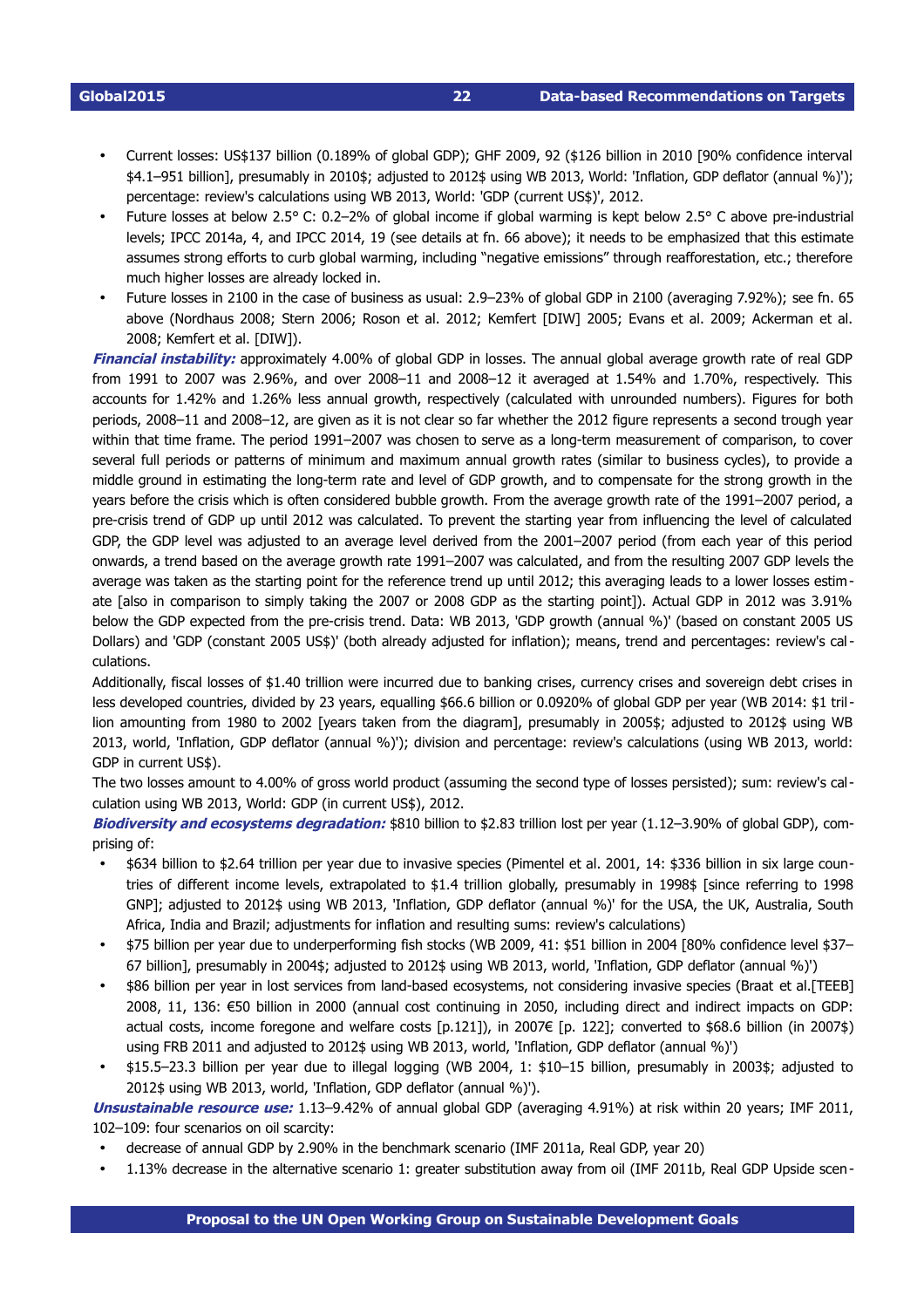- Current losses: US$137 billion (0.189% of global GDP); GHF 2009, 92 ($126 billion in 2010 [90% confidence interval $4.1–951 billion], presumably in 2010$; adjusted to 2012$ using WB 2013, World: 'Inflation, GDP deflator (annual %)'); percentage: review's calculations using WB 2013, World: 'GDP (current US$)', 2012.
- Future losses at below 2.5° C: 0.2–2% of global income if global warming is kept below 2.5° C above pre-industrial levels; IPCC 2014a, 4, and IPCC 2014, 19 (see details at fn. 66 above); it needs to be emphasized that this estimate assumes strong efforts to curb global warming, including "negative emissions" through reafforestation, etc.; therefore much higher losses are already locked in.
- Future losses in 2100 in the case of business as usual: 2.9–23% of global GDP in 2100 (averaging 7.92%); see fn. 65 above (Nordhaus 2008; Stern 2006; Roson et al. 2012; Kemfert [DIW] 2005; Evans et al. 2009; Ackerman et al. 2008; Kemfert et al. [DIW]).

***Financial instability:*** approximately 4.00% of global GDP in losses. The annual global average growth rate of real GDP from 1991 to 2007 was 2.96%, and over 2008–11 and 2008–12 it averaged at 1.54% and 1.70%, respectively. This accounts for 1.42% and 1.26% less annual growth, respectively (calculated with unrounded numbers). Figures for both periods, 2008–11 and 2008–12, are given as it is not clear so far whether the 2012 figure represents a second trough year within that time frame. The period 1991–2007 was chosen to serve as a long-term measurement of comparison, to cover several full periods or patterns of minimum and maximum annual growth rates (similar to business cycles), to provide a middle ground in estimating the long-term rate and level of GDP growth, and to compensate for the strong growth in the years before the crisis which is often considered bubble growth. From the average growth rate of the 1991–2007 period, a pre-crisis trend of GDP up until 2012 was calculated. To prevent the starting year from influencing the level of calculated GDP, the GDP level was adjusted to an average level derived from the 2001–2007 period (from each year of this period onwards, a trend based on the average growth rate 1991–2007 was calculated, and from the resulting 2007 GDP levels the average was taken as the starting point for the reference trend up until 2012; this averaging leads to a lower losses estimate [also in comparison to simply taking the 2007 or 2008 GDP as the starting point]). Actual GDP in 2012 was 3.91% below the GDP expected from the pre-crisis trend. Data: WB 2013, 'GDP growth (annual %)' (based on constant 2005 US Dollars) and 'GDP (constant 2005 US$)' (both already adjusted for inflation); means, trend and percentages: review's calculations.

Additionally, fiscal losses of $1.40 trillion were incurred due to banking crises, currency crises and sovereign debt crises in less developed countries, divided by 23 years, equalling $66.6 billion or 0.0920% of global GDP per year (WB 2014: $1 trillion amounting from 1980 to 2002 [years taken from the diagram], presumably in 2005$; adjusted to 2012$ using WB 2013, world, 'Inflation, GDP deflator (annual %)'); division and percentage: review's calculations (using WB 2013, world: GDP in current US$).

The two losses amount to 4.00% of gross world product (assuming the second type of losses persisted); sum: review's calculation using WB 2013, World: GDP (in current US$), 2012.

***Biodiversity and ecosystems degradation:*** $810 billion to $2.83 trillion lost per year (1.12–3.90% of global GDP), comprising of:

- $634 billion to $2.64 trillion per year due to invasive species (Pimentel et al. 2001, 14: $336 billion in six large countries of different income levels, extrapolated to $1.4 trillion globally, presumably in 1998$ [since referring to 1998 GNP]; adjusted to 2012$ using WB 2013, 'Inflation, GDP deflator (annual %)' for the USA, the UK, Australia, South Africa, India and Brazil; adjustments for inflation and resulting sums: review's calculations)
- $75 billion per year due to underperforming fish stocks (WB 2009, 41: $51 billion in 2004 [80% confidence level $37–67 billion], presumably in 2004$; adjusted to 2012$ using WB 2013, world, 'Inflation, GDP deflator (annual %)')
- $86 billion per year in lost services from land-based ecosystems, not considering invasive species (Braat et al.[TEEB] 2008, 11, 136: €50 billion in 2000 (annual cost continuing in 2050, including direct and indirect impacts on GDP: actual costs, income foregone and welfare costs [p.121]), in 2007€ [p. 122]; converted to $68.6 billion (in 2007$) using FRB 2011 and adjusted to 2012$ using WB 2013, world, 'Inflation, GDP deflator (annual %)')
- $15.5–23.3 billion per year due to illegal logging (WB 2004, 1: $10–15 billion, presumably in 2003$; adjusted to 2012$ using WB 2013, world, 'Inflation, GDP deflator (annual %)').

***Unsustainable resource use:*** 1.13–9.42% of annual global GDP (averaging 4.91%) at risk within 20 years; IMF 2011, 102–109: four scenarios on oil scarcity:

- decrease of annual GDP by 2.90% in the benchmark scenario (IMF 2011a, Real GDP, year 20)
- 1.13% decrease in the alternative scenario 1: greater substitution away from oil (IMF 2011b, Real GDP Upside scen-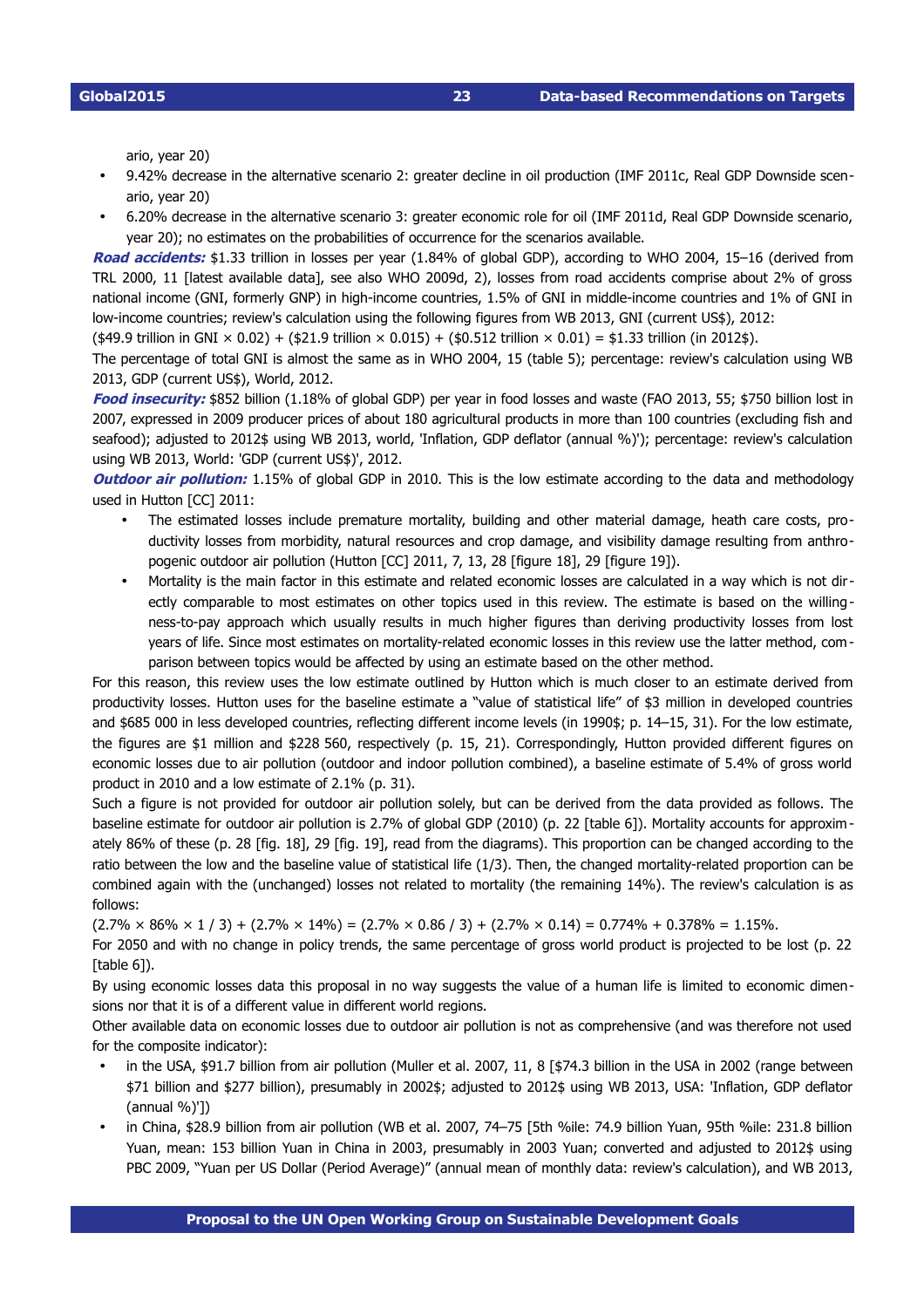ario, year 20)

- 9.42% decrease in the alternative scenario 2: greater decline in oil production (IMF 2011c, Real GDP Downside scenario, year 20)
- 6.20% decrease in the alternative scenario 3: greater economic role for oil (IMF 2011d, Real GDP Downside scenario, year 20); no estimates on the probabilities of occurrence for the scenarios available.

***Road accidents:*** $1.33 trillion in losses per year (1.84% of global GDP), according to WHO 2004, 15–16 (derived from TRL 2000, 11 [latest available data], see also WHO 2009d, 2), losses from road accidents comprise about 2% of gross national income (GNI, formerly GNP) in high-income countries, 1.5% of GNI in middle-income countries and 1% of GNI in low-income countries; review's calculation using the following figures from WB 2013, GNI (current US$), 2012:

($49.9 trillion in GNI × 0.02) + ($21.9 trillion × 0.015) + ($0.512 trillion × 0.01) = $1.33 trillion (in 2012$).

The percentage of total GNI is almost the same as in WHO 2004, 15 (table 5); percentage: review's calculation using WB 2013, GDP (current US$), World, 2012.

***Food insecurity:*** $852 billion (1.18% of global GDP) per year in food losses and waste (FAO 2013, 55; $750 billion lost in 2007, expressed in 2009 producer prices of about 180 agricultural products in more than 100 countries (excluding fish and seafood); adjusted to 2012$ using WB 2013, world, 'Inflation, GDP deflator (annual %)'); percentage: review's calculation using WB 2013, World: 'GDP (current US$)', 2012.

***Outdoor air pollution:*** 1.15% of global GDP in 2010. This is the low estimate according to the data and methodology used in Hutton [CC] 2011:

- The estimated losses include premature mortality, building and other material damage, heath care costs, productivity losses from morbidity, natural resources and crop damage, and visibility damage resulting from anthropogenic outdoor air pollution (Hutton [CC] 2011, 7, 13, 28 [figure 18], 29 [figure 19]).
- Mortality is the main factor in this estimate and related economic losses are calculated in a way which is not directly comparable to most estimates on other topics used in this review. The estimate is based on the willingness-to-pay approach which usually results in much higher figures than deriving productivity losses from lost years of life. Since most estimates on mortality-related economic losses in this review use the latter method, comparison between topics would be affected by using an estimate based on the other method.

For this reason, this review uses the low estimate outlined by Hutton which is much closer to an estimate derived from productivity losses. Hutton uses for the baseline estimate a "value of statistical life" of $3 million in developed countries and $685 000 in less developed countries, reflecting different income levels (in 1990$; p. 14–15, 31). For the low estimate, the figures are $1 million and $228 560, respectively (p. 15, 21). Correspondingly, Hutton provided different figures on economic losses due to air pollution (outdoor and indoor pollution combined), a baseline estimate of 5.4% of gross world product in 2010 and a low estimate of 2.1% (p. 31).

Such a figure is not provided for outdoor air pollution solely, but can be derived from the data provided as follows. The baseline estimate for outdoor air pollution is 2.7% of global GDP (2010) (p. 22 [table 6]). Mortality accounts for approximately 86% of these (p. 28 [fig. 18], 29 [fig. 19], read from the diagrams). This proportion can be changed according to the ratio between the low and the baseline value of statistical life (1/3). Then, the changed mortality-related proportion can be combined again with the (unchanged) losses not related to mortality (the remaining 14%). The review's calculation is as follows:

$(2.7\% \times 86\% \times 1 / 3) + (2.7\% \times 14\%) = (2.7\% \times 0.86 / 3) + (2.7\% \times 0.14) = 0.774\% + 0.378\% = 1.15\%$.

For 2050 and with no change in policy trends, the same percentage of gross world product is projected to be lost (p. 22 [table 6]).

By using economic losses data this proposal in no way suggests the value of a human life is limited to economic dimensions nor that it is of a different value in different world regions.

Other available data on economic losses due to outdoor air pollution is not as comprehensive (and was therefore not used for the composite indicator):

- in the USA, $91.7 billion from air pollution (Muller et al. 2007, 11, 8 [$74.3 billion in the USA in 2002 (range between $71 billion and $277 billion), presumably in 2002$; adjusted to 2012$ using WB 2013, USA: 'Inflation, GDP deflator (annual %)'])
- in China, $28.9 billion from air pollution (WB et al. 2007, 74–75 [5th %ile: 74.9 billion Yuan, 95th %ile: 231.8 billion Yuan, mean: 153 billion Yuan in China in 2003, presumably in 2003 Yuan; converted and adjusted to 2012$ using PBC 2009, "Yuan per US Dollar (Period Average)" (annual mean of monthly data: review's calculation), and WB 2013,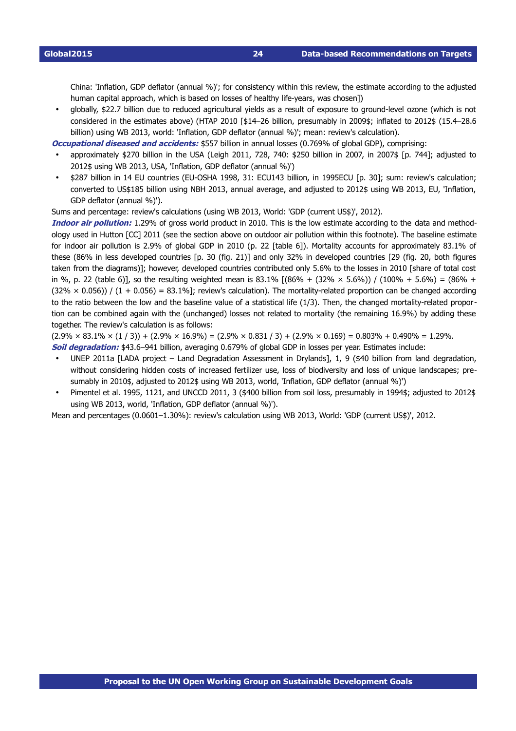China: 'Inflation, GDP deflator (annual %)'; for consistency within this review, the estimate according to the adjusted human capital approach, which is based on losses of healthy life-years, was chosen])

- globally, $22.7 billion due to reduced agricultural yields as a result of exposure to ground-level ozone (which is not considered in the estimates above) (HTAP 2010 [$14–26 billion, presumably in 2009$; inflated to 2012$ (15.4–28.6 billion) using WB 2013, world: 'Inflation, GDP deflator (annual %)'; mean: review's calculation).

***Occupational diseased and accidents:*** $557 billion in annual losses (0.769% of global GDP), comprising:

- approximately $270 billion in the USA (Leigh 2011, 728, 740: $250 billion in 2007, in 2007$ [p. 744]; adjusted to 2012$ using WB 2013, USA, 'Inflation, GDP deflator (annual %)')
- $287 billion in 14 EU countries (EU-OSHA 1998, 31: ECU143 billion, in 1995ECU [p. 30]; sum: review's calculation; converted to US$185 billion using NBH 2013, annual average, and adjusted to 2012$ using WB 2013, EU, 'Inflation, GDP deflator (annual %)').

Sums and percentage: review's calculations (using WB 2013, World: 'GDP (current US$)', 2012).

***Indoor air pollution:*** 1.29% of gross world product in 2010. This is the low estimate according to the data and methodology used in Hutton [CC] 2011 (see the section above on outdoor air pollution within this footnote). The baseline estimate for indoor air pollution is 2.9% of global GDP in 2010 (p. 22 [table 6]). Mortality accounts for approximately 83.1% of these (86% in less developed countries [p. 30 (fig. 21)] and only 32% in developed countries [29 (fig. 20, both figures taken from the diagrams)]; however, developed countries contributed only 5.6% to the losses in 2010 [share of total cost in %, p. 22 (table 6)], so the resulting weighted mean is 83.1% [(86% + (32% × 5.6%)) / (100% + 5.6%) = (86% + (32% × 0.056)) / (1 + 0.056) = 83.1%]; review's calculation). The mortality-related proportion can be changed according to the ratio between the low and the baseline value of a statistical life (1/3). Then, the changed mortality-related proportion can be combined again with the (unchanged) losses not related to mortality (the remaining 16.9%) by adding these together. The review's calculation is as follows:

(2.9% × 83.1% × (1 / 3)) + (2.9% × 16.9%) = (2.9% × 0.831 / 3) + (2.9% × 0.169) = 0.803% + 0.490% = 1.29%.

***Soil degradation:*** $43.6–941 billion, averaging 0.679% of global GDP in losses per year. Estimates include:

- UNEP 2011a [LADA project – Land Degradation Assessment in Drylands], 1, 9 ($40 billion from land degradation, without considering hidden costs of increased fertilizer use, loss of biodiversity and loss of unique landscapes; presumably in 2010$, adjusted to 2012$ using WB 2013, world, 'Inflation, GDP deflator (annual %)')
- Pimentel et al. 1995, 1121, and UNCCD 2011, 3 ($400 billion from soil loss, presumably in 1994$; adjusted to 2012$ using WB 2013, world, 'Inflation, GDP deflator (annual %)').

Mean and percentages (0.0601–1.30%): review's calculation using WB 2013, World: 'GDP (current US$)', 2012.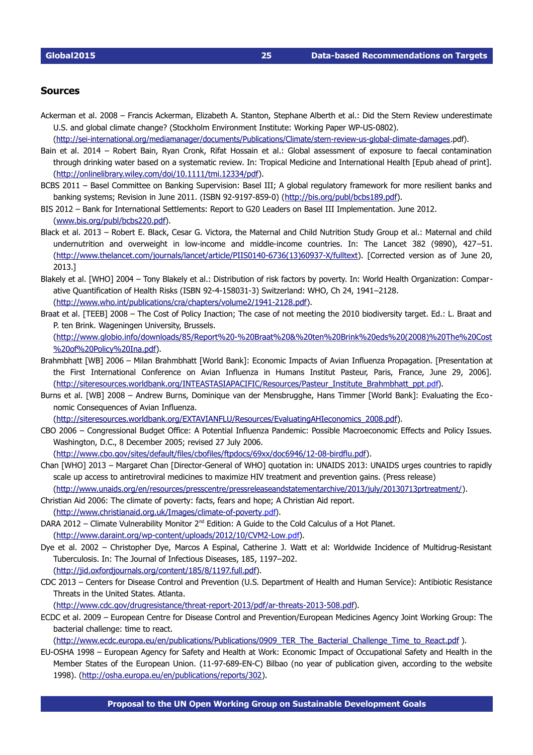## Sources

Ackerman et al. 2008 – Francis Ackerman, Elizabeth A. Stanton, Stephane Alberth et al.: Did the Stern Review underestimate U.S. and global climate change? (Stockholm Environment Institute: Working Paper WP-US-0802). (http://sei-international.org/mediamanager/documents/Publications/Climate/stern-review-us-global-climate-damages.pdf).

Bain et al. 2014 – Robert Bain, Ryan Cronk, Rifat Hossain et al.: Global assessment of exposure to faecal contamination through drinking water based on a systematic review. In: Tropical Medicine and International Health [Epub ahead of print]. (http://onlinelibrary.wiley.com/doi/10.1111/tmi.12334/pdf).

BCBS 2011 – Basel Committee on Banking Supervision: Basel III; A global regulatory framework for more resilient banks and banking systems; Revision in June 2011. (ISBN 92-9197-859-0) (http://bis.org/publ/bcbs189.pdf).

BIS 2012 – Bank for International Settlements: Report to G20 Leaders on Basel III Implementation. June 2012. (www.bis.org/publ/bcbs220.pdf).

Black et al. 2013 – Robert E. Black, Cesar G. Victora, the Maternal and Child Nutrition Study Group et al.: Maternal and child undernutrition and overweight in low-income and middle-income countries. In: The Lancet 382 (9890), 427–51. (http://www.thelancet.com/journals/lancet/article/PIIS0140-6736(13)60937-X/fulltext). [Corrected version as of June 20, 2013.]

Blakely et al. [WHO] 2004 – Tony Blakely et al.: Distribution of risk factors by poverty. In: World Health Organization: Comparative Quantification of Health Risks (ISBN 92-4-158031-3) Switzerland: WHO, Ch 24, 1941–2128. (http://www.who.int/publications/cra/chapters/volume2/1941-2128.pdf).

Braat et al. [TEEB] 2008 – The Cost of Policy Inaction; The case of not meeting the 2010 biodiversity target. Ed.: L. Braat and P. ten Brink. Wageningen University, Brussels. (http://www.globio.info/downloads/85/Report%20-%20Braat%20&%20ten%20Brink%20eds%20(2008)%20The%20Cost%20of%20Policy%20Ina.pdf).

Brahmbhatt [WB] 2006 – Milan Brahmbhatt [World Bank]: Economic Impacts of Avian Influenza Propagation. [Presentation at the First International Conference on Avian Influenza in Humans Institut Pasteur, Paris, France, June 29, 2006]. (http://siteresources.worldbank.org/INTEASTASIAPACIFIC/Resources/Pasteur_Institute_Brahmbhatt_ppt.pdf).

Burns et al. [WB] 2008 – Andrew Burns, Dominique van der Mensbrugghe, Hans Timmer [World Bank]: Evaluating the Economic Consequences of Avian Influenza. (http://siteresources.worldbank.org/EXTAVIANFLU/Resources/EvaluatingAHIeconomics_2008.pdf).

CBO 2006 – Congressional Budget Office: A Potential Influenza Pandemic: Possible Macroeconomic Effects and Policy Issues. Washington, D.C., 8 December 2005; revised 27 July 2006. (http://www.cbo.gov/sites/default/files/cbofiles/ftpdocs/69xx/doc6946/12-08-birdflu.pdf).

Chan [WHO] 2013 – Margaret Chan [Director-General of WHO] quotation in: UNAIDS 2013: UNAIDS urges countries to rapidly scale up access to antiretroviral medicines to maximize HIV treatment and prevention gains. (Press release) (http://www.unaids.org/en/resources/presscentre/pressreleaseandstatementarchive/2013/july/20130713prtreatment/).

Christian Aid 2006: The climate of poverty: facts, fears and hope; A Christian Aid report. (http://www.christianaid.org.uk/Images/climate-of-poverty.pdf).

DARA 2012 – Climate Vulnerability Monitor 2nd Edition: A Guide to the Cold Calculus of a Hot Planet. (http://www.daraint.org/wp-content/uploads/2012/10/CVM2-Low.pdf).

Dye et al. 2002 – Christopher Dye, Marcos A Espinal, Catherine J. Watt et al: Worldwide Incidence of Multidrug-Resistant Tuberculosis. In: The Journal of Infectious Diseases, 185, 1197–202. (http://jid.oxfordjournals.org/content/185/8/1197.full.pdf).

CDC 2013 – Centers for Disease Control and Prevention (U.S. Department of Health and Human Service): Antibiotic Resistance Threats in the United States. Atlanta. (http://www.cdc.gov/drugresistance/threat-report-2013/pdf/ar-threats-2013-508.pdf).

ECDC et al. 2009 – European Centre for Disease Control and Prevention/European Medicines Agency Joint Working Group: The bacterial challenge: time to react. (http://www.ecdc.europa.eu/en/publications/Publications/0909_TER_The_Bacterial_Challenge_Time_to_React.pdf ).

EU-OSHA 1998 – European Agency for Safety and Health at Work: Economic Impact of Occupational Safety and Health in the Member States of the European Union. (11-97-689-EN-C) Bilbao (no year of publication given, according to the website 1998). (http://osha.europa.eu/en/publications/reports/302).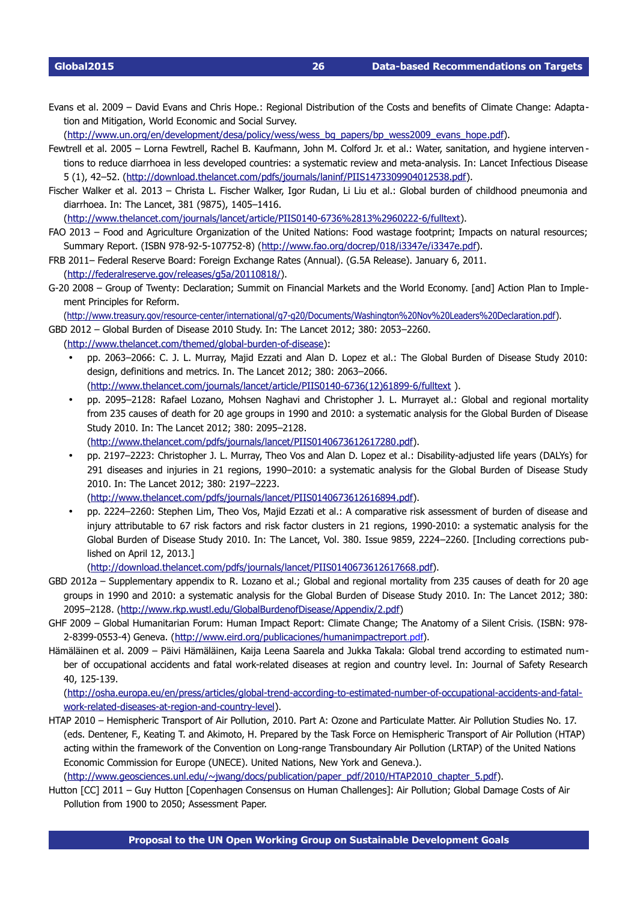Evans et al. 2009 – David Evans and Chris Hope.: Regional Distribution of the Costs and benefits of Climate Change: Adaptation and Mitigation, World Economic and Social Survey. (http://www.un.org/en/development/desa/policy/wess/wess_bg_papers/bp_wess2009_evans_hope.pdf).

Fewtrell et al. 2005 – Lorna Fewtrell, Rachel B. Kaufmann, John M. Colford Jr. et al.: Water, sanitation, and hygiene interventions to reduce diarrhoea in less developed countries: a systematic review and meta-analysis. In: Lancet Infectious Disease 5 (1), 42–52. (http://download.thelancet.com/pdfs/journals/laninf/PIIS1473309904012538.pdf).

Fischer Walker et al. 2013 – Christa L. Fischer Walker, Igor Rudan, Li Liu et al.: Global burden of childhood pneumonia and diarrhoea. In: The Lancet, 381 (9875), 1405–1416. (http://www.thelancet.com/journals/lancet/article/PIIS0140-6736%2813%2960222-6/fulltext).

FAO 2013 – Food and Agriculture Organization of the United Nations: Food wastage footprint; Impacts on natural resources; Summary Report. (ISBN 978-92-5-107752-8) (http://www.fao.org/docrep/018/i3347e/i3347e.pdf).

FRB 2011– Federal Reserve Board: Foreign Exchange Rates (Annual). (G.5A Release). January 6, 2011. (http://federalreserve.gov/releases/g5a/20110818/).

G-20 2008 – Group of Twenty: Declaration; Summit on Financial Markets and the World Economy. [and] Action Plan to Implement Principles for Reform. (http://www.treasury.gov/resource-center/international/g7-g20/Documents/Washington%20Nov%20Leaders%20Declaration.pdf).

GBD 2012 – Global Burden of Disease 2010 Study. In: The Lancet 2012; 380: 2053–2260. (http://www.thelancet.com/themed/global-burden-of-disease):

- pp. 2063–2066: C. J. L. Murray, Majid Ezzati and Alan D. Lopez et al.: The Global Burden of Disease Study 2010: design, definitions and metrics. In. The Lancet 2012; 380: 2063–2066. (http://www.thelancet.com/journals/lancet/article/PIIS0140-6736(12)61899-6/fulltext ).
- pp. 2095–2128: Rafael Lozano, Mohsen Naghavi and Christopher J. L. Murrayet al.: Global and regional mortality from 235 causes of death for 20 age groups in 1990 and 2010: a systematic analysis for the Global Burden of Disease Study 2010. In: The Lancet 2012; 380: 2095–2128. (http://www.thelancet.com/pdfs/journals/lancet/PIIS0140673612617280.pdf).
- pp. 2197–2223: Christopher J. L. Murray, Theo Vos and Alan D. Lopez et al.: Disability-adjusted life years (DALYs) for 291 diseases and injuries in 21 regions, 1990–2010: a systematic analysis for the Global Burden of Disease Study 2010. In: The Lancet 2012; 380: 2197–2223. (http://www.thelancet.com/pdfs/journals/lancet/PIIS0140673612616894.pdf).
- pp. 2224–2260: Stephen Lim, Theo Vos, Majid Ezzati et al.: A comparative risk assessment of burden of disease and injury attributable to 67 risk factors and risk factor clusters in 21 regions, 1990-2010: a systematic analysis for the Global Burden of Disease Study 2010. In: The Lancet, Vol. 380. Issue 9859, 2224–2260. [Including corrections published on April 12, 2013.] (http://download.thelancet.com/pdfs/journals/lancet/PIIS0140673612617668.pdf).

GBD 2012a – Supplementary appendix to R. Lozano et al.; Global and regional mortality from 235 causes of death for 20 age groups in 1990 and 2010: a systematic analysis for the Global Burden of Disease Study 2010. In: The Lancet 2012; 380: 2095–2128. (http://www.rkp.wustl.edu/GlobalBurdenofDisease/Appendix/2.pdf)

GHF 2009 – Global Humanitarian Forum: Human Impact Report: Climate Change; The Anatomy of a Silent Crisis. (ISBN: 978-2-8399-0553-4) Geneva. (http://www.eird.org/publicaciones/humanimpactreport.pdf).

Hämäläinen et al. 2009 – Päivi Hämäläinen, Kaija Leena Saarela and Jukka Takala: Global trend according to estimated number of occupational accidents and fatal work-related diseases at region and country level. In: Journal of Safety Research 40, 125-139. (http://osha.europa.eu/en/press/articles/global-trend-according-to-estimated-number-of-occupational-accidents-and-fatal-work-related-diseases-at-region-and-country-level).

HTAP 2010 – Hemispheric Transport of Air Pollution, 2010. Part A: Ozone and Particulate Matter. Air Pollution Studies No. 17. (eds. Dentener, F., Keating T. and Akimoto, H. Prepared by the Task Force on Hemispheric Transport of Air Pollution (HTAP) acting within the framework of the Convention on Long-range Transboundary Air Pollution (LRTAP) of the United Nations Economic Commission for Europe (UNECE). United Nations, New York and Geneva.). (http://www.geosciences.unl.edu/~jwang/docs/publication/paper_pdf/2010/HTAP2010_chapter_5.pdf).

Hutton [CC] 2011 – Guy Hutton [Copenhagen Consensus on Human Challenges]: Air Pollution; Global Damage Costs of Air Pollution from 1900 to 2050; Assessment Paper.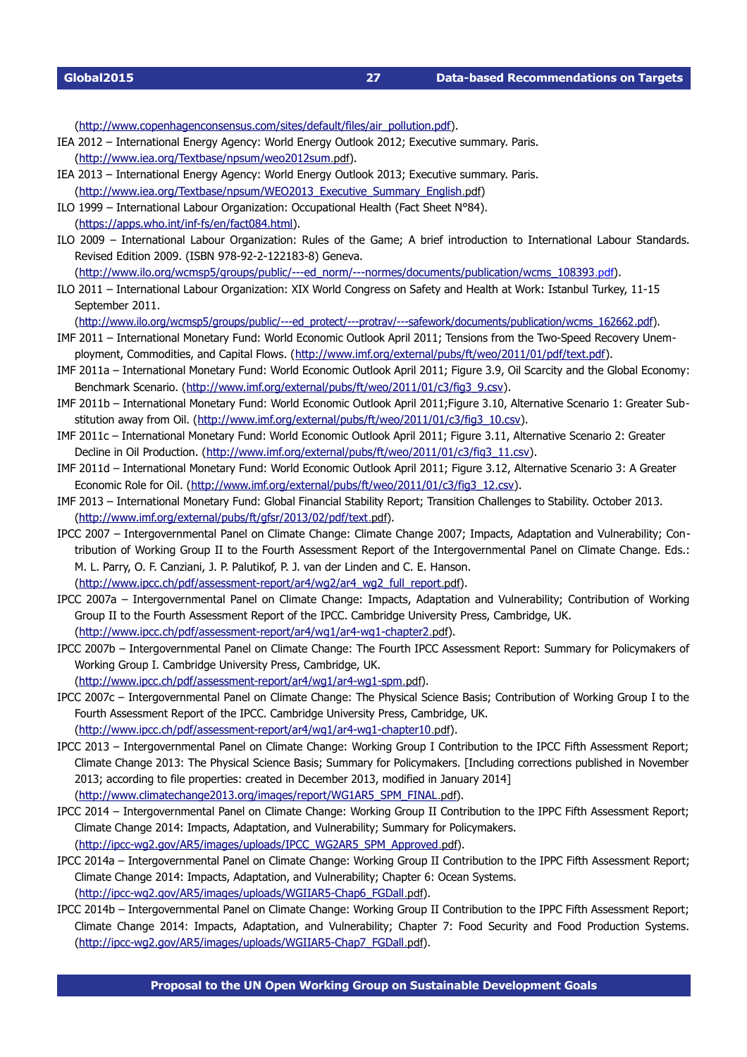(http://www.copenhagenconsensus.com/sites/default/files/air_pollution.pdf).

IEA 2012 – International Energy Agency: World Energy Outlook 2012; Executive summary. Paris. (http://www.iea.org/Textbase/npsum/weo2012sum.pdf).

IEA 2013 – International Energy Agency: World Energy Outlook 2013; Executive summary. Paris. (http://www.iea.org/Textbase/npsum/WEO2013_Executive_Summary_English.pdf)

ILO 1999 – International Labour Organization: Occupational Health (Fact Sheet N°84). (https://apps.who.int/inf-fs/en/fact084.html).

ILO 2009 – International Labour Organization: Rules of the Game; A brief introduction to International Labour Standards. Revised Edition 2009. (ISBN 978-92-2-122183-8) Geneva. (http://www.ilo.org/wcmsp5/groups/public/---ed_norm/---normes/documents/publication/wcms_108393.pdf).

ILO 2011 – International Labour Organization: XIX World Congress on Safety and Health at Work: Istanbul Turkey, 11-15 September 2011. (http://www.ilo.org/wcmsp5/groups/public/---ed_protect/---protrav/---safework/documents/publication/wcms_162662.pdf).

IMF 2011 – International Monetary Fund: World Economic Outlook April 2011; Tensions from the Two-Speed Recovery Unemployment, Commodities, and Capital Flows. (http://www.imf.org/external/pubs/ft/weo/2011/01/pdf/text.pdf).

IMF 2011a – International Monetary Fund: World Economic Outlook April 2011; Figure 3.9, Oil Scarcity and the Global Economy: Benchmark Scenario. (http://www.imf.org/external/pubs/ft/weo/2011/01/c3/fig3_9.csv).

IMF 2011b – International Monetary Fund: World Economic Outlook April 2011;Figure 3.10, Alternative Scenario 1: Greater Substitution away from Oil. (http://www.imf.org/external/pubs/ft/weo/2011/01/c3/fig3_10.csv).

IMF 2011c – International Monetary Fund: World Economic Outlook April 2011; Figure 3.11, Alternative Scenario 2: Greater Decline in Oil Production. (http://www.imf.org/external/pubs/ft/weo/2011/01/c3/fig3_11.csv).

IMF 2011d – International Monetary Fund: World Economic Outlook April 2011; Figure 3.12, Alternative Scenario 3: A Greater Economic Role for Oil. (http://www.imf.org/external/pubs/ft/weo/2011/01/c3/fig3_12.csv).

IMF 2013 – International Monetary Fund: Global Financial Stability Report; Transition Challenges to Stability. October 2013. (http://www.imf.org/external/pubs/ft/gfsr/2013/02/pdf/text.pdf).

IPCC 2007 – Intergovernmental Panel on Climate Change: Climate Change 2007; Impacts, Adaptation and Vulnerability; Contribution of Working Group II to the Fourth Assessment Report of the Intergovernmental Panel on Climate Change. Eds.: M. L. Parry, O. F. Canziani, J. P. Palutikof, P. J. van der Linden and C. E. Hanson. (http://www.ipcc.ch/pdf/assessment-report/ar4/wg2/ar4_wg2_full_report.pdf).

IPCC 2007a – Intergovernmental Panel on Climate Change: Impacts, Adaptation and Vulnerability; Contribution of Working Group II to the Fourth Assessment Report of the IPCC. Cambridge University Press, Cambridge, UK. (http://www.ipcc.ch/pdf/assessment-report/ar4/wg1/ar4-wg1-chapter2.pdf).

IPCC 2007b – Intergovernmental Panel on Climate Change: The Fourth IPCC Assessment Report: Summary for Policymakers of Working Group I. Cambridge University Press, Cambridge, UK. (http://www.ipcc.ch/pdf/assessment-report/ar4/wg1/ar4-wg1-spm.pdf).

IPCC 2007c – Intergovernmental Panel on Climate Change: The Physical Science Basis; Contribution of Working Group I to the Fourth Assessment Report of the IPCC. Cambridge University Press, Cambridge, UK. (http://www.ipcc.ch/pdf/assessment-report/ar4/wg1/ar4-wg1-chapter10.pdf).

IPCC 2013 – Intergovernmental Panel on Climate Change: Working Group I Contribution to the IPCC Fifth Assessment Report; Climate Change 2013: The Physical Science Basis; Summary for Policymakers. [Including corrections published in November 2013; according to file properties: created in December 2013, modified in January 2014] (http://www.climatechange2013.org/images/report/WG1AR5_SPM_FINAL.pdf).

IPCC 2014 – Intergovernmental Panel on Climate Change: Working Group II Contribution to the IPPC Fifth Assessment Report; Climate Change 2014: Impacts, Adaptation, and Vulnerability; Summary for Policymakers. (http://ipcc-wg2.gov/AR5/images/uploads/IPCC_WG2AR5_SPM_Approved.pdf).

IPCC 2014a – Intergovernmental Panel on Climate Change: Working Group II Contribution to the IPPC Fifth Assessment Report; Climate Change 2014: Impacts, Adaptation, and Vulnerability; Chapter 6: Ocean Systems. (http://ipcc-wg2.gov/AR5/images/uploads/WGIIAR5-Chap6_FGDall.pdf).

IPCC 2014b – Intergovernmental Panel on Climate Change: Working Group II Contribution to the IPPC Fifth Assessment Report; Climate Change 2014: Impacts, Adaptation, and Vulnerability; Chapter 7: Food Security and Food Production Systems. (http://ipcc-wg2.gov/AR5/images/uploads/WGIIAR5-Chap7_FGDall.pdf).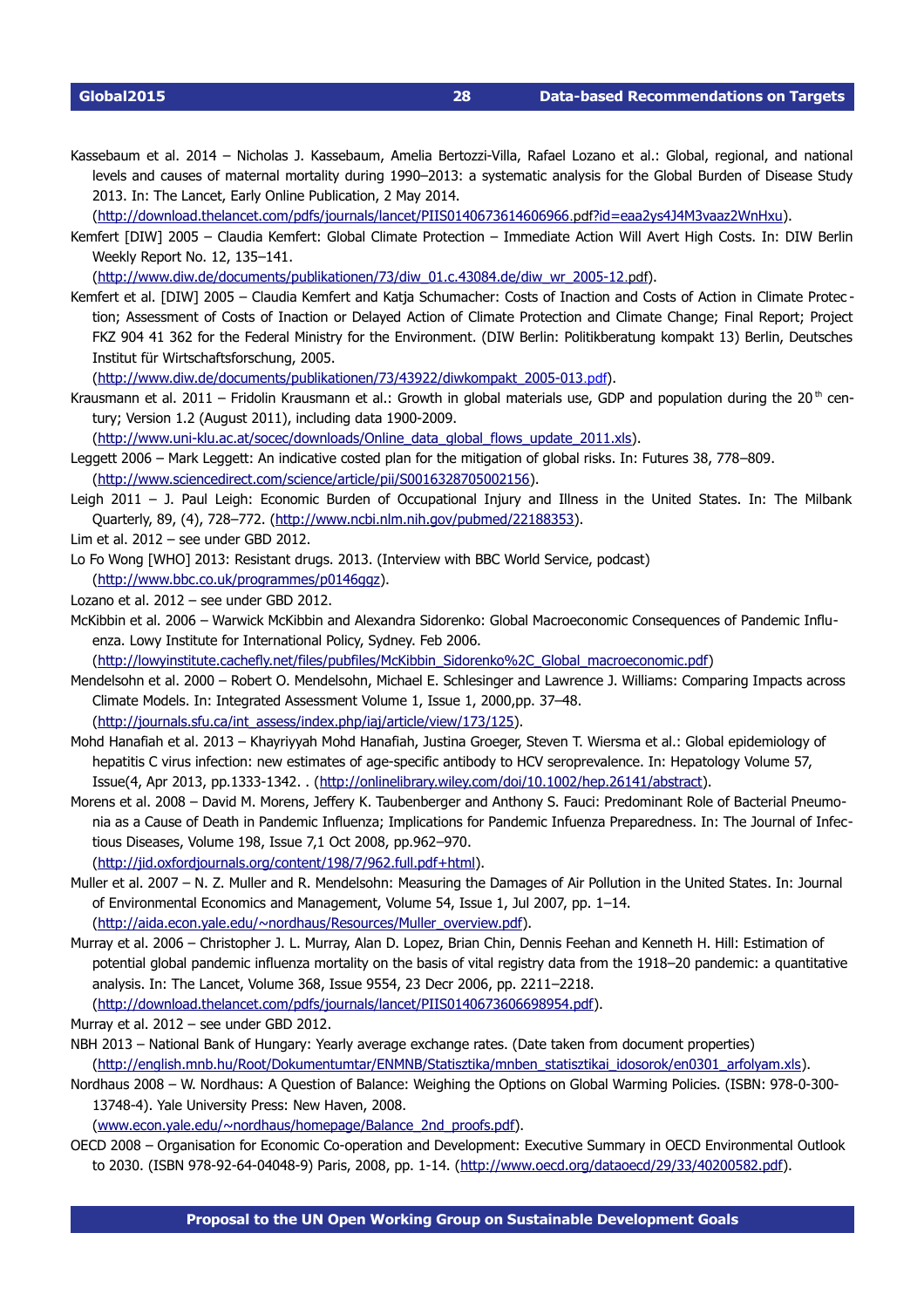Kassebaum et al. 2014 – Nicholas J. Kassebaum, Amelia Bertozzi-Villa, Rafael Lozano et al.: Global, regional, and national levels and causes of maternal mortality during 1990–2013: a systematic analysis for the Global Burden of Disease Study 2013. In: The Lancet, Early Online Publication, 2 May 2014. (http://download.thelancet.com/pdfs/journals/lancet/PIIS0140673614606966.pdf?id=eaa2ys4J4M3vaaz2WnHxu).

Kemfert [DIW] 2005 – Claudia Kemfert: Global Climate Protection – Immediate Action Will Avert High Costs. In: DIW Berlin Weekly Report No. 12, 135–141. (http://www.diw.de/documents/publikationen/73/diw_01.c.43084.de/diw_wr_2005-12.pdf).

Kemfert et al. [DIW] 2005 – Claudia Kemfert and Katja Schumacher: Costs of Inaction and Costs of Action in Climate Protection; Assessment of Costs of Inaction or Delayed Action of Climate Protection and Climate Change; Final Report; Project FKZ 904 41 362 for the Federal Ministry for the Environment. (DIW Berlin: Politikberatung kompakt 13) Berlin, Deutsches Institut für Wirtschaftsforschung, 2005. (http://www.diw.de/documents/publikationen/73/43922/diwkompakt_2005-013.pdf).

Krausmann et al. 2011 – Fridolin Krausmann et al.: Growth in global materials use, GDP and population during the 20th century; Version 1.2 (August 2011), including data 1900-2009. (http://www.uni-klu.ac.at/socec/downloads/Online_data_global_flows_update_2011.xls).

Leggett 2006 – Mark Leggett: An indicative costed plan for the mitigation of global risks. In: Futures 38, 778–809. (http://www.sciencedirect.com/science/article/pii/S0016328705002156).

Leigh 2011 – J. Paul Leigh: Economic Burden of Occupational Injury and Illness in the United States. In: The Milbank Quarterly, 89, (4), 728–772. (http://www.ncbi.nlm.nih.gov/pubmed/22188353).

Lim et al. 2012 – see under GBD 2012.

Lo Fo Wong [WHO] 2013: Resistant drugs. 2013. (Interview with BBC World Service, podcast) (http://www.bbc.co.uk/programmes/p0146ggz).

Lozano et al. 2012 – see under GBD 2012.

McKibbin et al. 2006 – Warwick McKibbin and Alexandra Sidorenko: Global Macroeconomic Consequences of Pandemic Influenza. Lowy Institute for International Policy, Sydney. Feb 2006. (http://lowyinstitute.cachefly.net/files/pubfiles/McKibbin_Sidorenko%2C_Global_macroeconomic.pdf)

Mendelsohn et al. 2000 – Robert O. Mendelsohn, Michael E. Schlesinger and Lawrence J. Williams: Comparing Impacts across Climate Models. In: Integrated Assessment Volume 1, Issue 1, 2000,pp. 37–48. (http://journals.sfu.ca/int_assess/index.php/iaj/article/view/173/125).

Mohd Hanafiah et al. 2013 – Khayriyyah Mohd Hanafiah, Justina Groeger, Steven T. Wiersma et al.: Global epidemiology of hepatitis C virus infection: new estimates of age-specific antibody to HCV seroprevalence. In: Hepatology Volume 57, Issue(4, Apr 2013, pp.1333-1342. . (http://onlinelibrary.wiley.com/doi/10.1002/hep.26141/abstract).

Morens et al. 2008 – David M. Morens, Jeffery K. Taubenberger and Anthony S. Fauci: Predominant Role of Bacterial Pneumonia as a Cause of Death in Pandemic Influenza; Implications for Pandemic Infuenza Preparedness. In: The Journal of Infectious Diseases, Volume 198, Issue 7,1 Oct 2008, pp.962–970. (http://jid.oxfordjournals.org/content/198/7/962.full.pdf+html).

Muller et al. 2007 – N. Z. Muller and R. Mendelsohn: Measuring the Damages of Air Pollution in the United States. In: Journal of Environmental Economics and Management, Volume 54, Issue 1, Jul 2007, pp. 1–14. (http://aida.econ.yale.edu/~nordhaus/Resources/Muller_overview.pdf).

Murray et al. 2006 – Christopher J. L. Murray, Alan D. Lopez, Brian Chin, Dennis Feehan and Kenneth H. Hill: Estimation of potential global pandemic influenza mortality on the basis of vital registry data from the 1918–20 pandemic: a quantitative analysis. In: The Lancet, Volume 368, Issue 9554, 23 Decr 2006, pp. 2211–2218. (http://download.thelancet.com/pdfs/journals/lancet/PIIS0140673606698954.pdf).

Murray et al. 2012 – see under GBD 2012.

NBH 2013 – National Bank of Hungary: Yearly average exchange rates. (Date taken from document properties) (http://english.mnb.hu/Root/Dokumentumtar/ENMNB/Statisztika/mnben_statisztikai_idosorok/en0301_arfolyam.xls).

Nordhaus 2008 – W. Nordhaus: A Question of Balance: Weighing the Options on Global Warming Policies. (ISBN: 978-0-300-13748-4). Yale University Press: New Haven, 2008. (www.econ.yale.edu/~nordhaus/homepage/Balance_2nd_proofs.pdf).

OECD 2008 – Organisation for Economic Co-operation and Development: Executive Summary in OECD Environmental Outlook to 2030. (ISBN 978-92-64-04048-9) Paris, 2008, pp. 1-14. (http://www.oecd.org/dataoecd/29/33/40200582.pdf).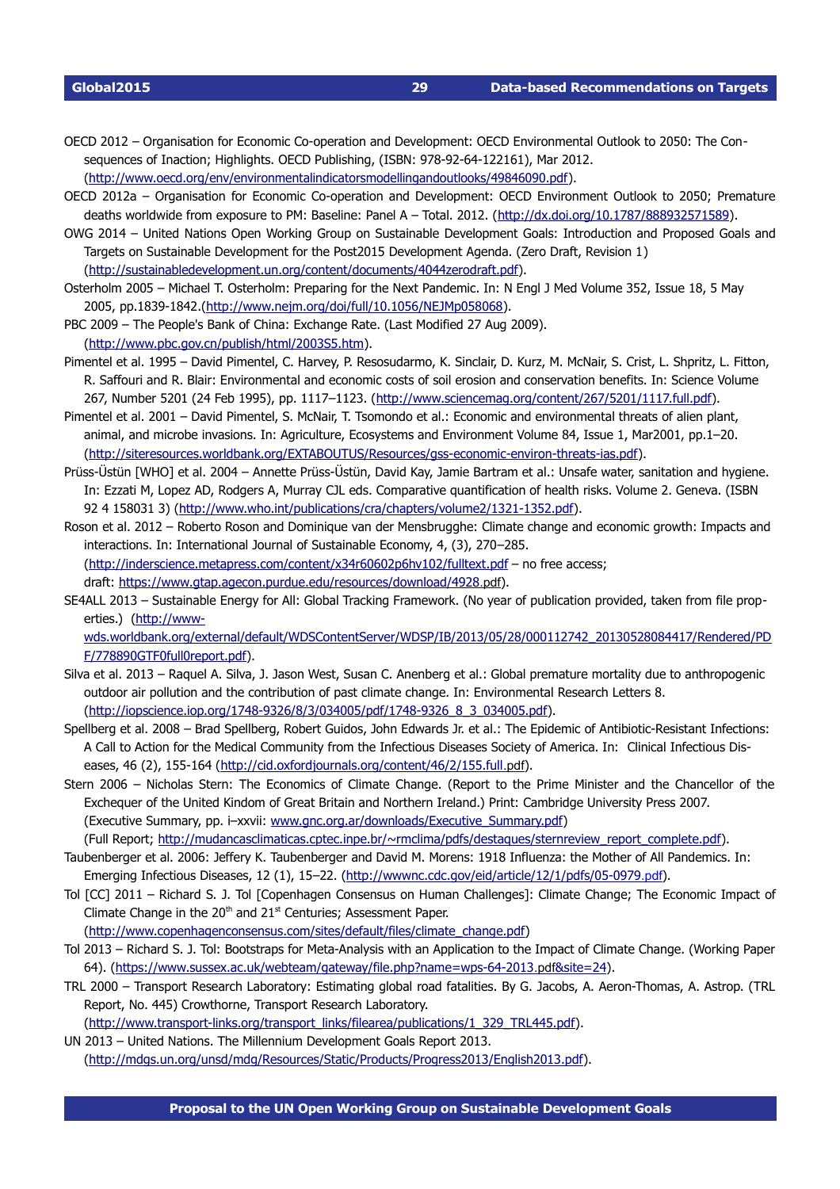OECD 2012 – Organisation for Economic Co-operation and Development: OECD Environmental Outlook to 2050: The Consequences of Inaction; Highlights. OECD Publishing, (ISBN: 978-92-64-122161), Mar 2012. (http://www.oecd.org/env/environmentalindicatorsmodellingandoutlooks/49846090.pdf).

OECD 2012a – Organisation for Economic Co-operation and Development: OECD Environment Outlook to 2050; Premature deaths worldwide from exposure to PM: Baseline: Panel A – Total. 2012. (http://dx.doi.org/10.1787/888932571589).

OWG 2014 – United Nations Open Working Group on Sustainable Development Goals: Introduction and Proposed Goals and Targets on Sustainable Development for the Post2015 Development Agenda. (Zero Draft, Revision 1) (http://sustainabledevelopment.un.org/content/documents/4044zerodraft.pdf).

Osterholm 2005 – Michael T. Osterholm: Preparing for the Next Pandemic. In: N Engl J Med Volume 352, Issue 18, 5 May 2005, pp.1839-1842.(http://www.nejm.org/doi/full/10.1056/NEJMp058068).

PBC 2009 – The People's Bank of China: Exchange Rate. (Last Modified 27 Aug 2009). (http://www.pbc.gov.cn/publish/html/2003S5.htm).

Pimentel et al. 1995 – David Pimentel, C. Harvey, P. Resosudarmo, K. Sinclair, D. Kurz, M. McNair, S. Crist, L. Shpritz, L. Fitton, R. Saffouri and R. Blair: Environmental and economic costs of soil erosion and conservation benefits. In: Science Volume 267, Number 5201 (24 Feb 1995), pp. 1117–1123. (http://www.sciencemag.org/content/267/5201/1117.full.pdf).

Pimentel et al. 2001 – David Pimentel, S. McNair, T. Tsomondo et al.: Economic and environmental threats of alien plant, animal, and microbe invasions. In: Agriculture, Ecosystems and Environment Volume 84, Issue 1, Mar2001, pp.1–20. (http://siteresources.worldbank.org/EXTABOUTUS/Resources/gss-economic-environ-threats-ias.pdf).

Prüss-Üstün [WHO] et al. 2004 – Annette Prüss-Üstün, David Kay, Jamie Bartram et al.: Unsafe water, sanitation and hygiene. In: Ezzati M, Lopez AD, Rodgers A, Murray CJL eds. Comparative quantification of health risks. Volume 2. Geneva. (ISBN 92 4 158031 3) (http://www.who.int/publications/cra/chapters/volume2/1321-1352.pdf).

Roson et al. 2012 – Roberto Roson and Dominique van der Mensbrugghe: Climate change and economic growth: Impacts and interactions. In: International Journal of Sustainable Economy, 4, (3), 270–285. (http://inderscience.metapress.com/content/x34r60602p6hv102/fulltext.pdf – no free access; draft: https://www.gtap.agecon.purdue.edu/resources/download/4928.pdf).

SE4ALL 2013 – Sustainable Energy for All: Global Tracking Framework. (No year of publication provided, taken from file properties.) (http://www-wds.worldbank.org/external/default/WDSContentServer/WDSP/IB/2013/05/28/000112742_20130528084417/Rendered/PDF/778890GTF0full0report.pdf).

Silva et al. 2013 – Raquel A. Silva, J. Jason West, Susan C. Anenberg et al.: Global premature mortality due to anthropogenic outdoor air pollution and the contribution of past climate change. In: Environmental Research Letters 8. (http://iopscience.iop.org/1748-9326/8/3/034005/pdf/1748-9326_8_3_034005.pdf).

Spellberg et al. 2008 – Brad Spellberg, Robert Guidos, John Edwards Jr. et al.: The Epidemic of Antibiotic-Resistant Infections: A Call to Action for the Medical Community from the Infectious Diseases Society of America. In: Clinical Infectious Diseases, 46 (2), 155-164 (http://cid.oxfordjournals.org/content/46/2/155.full.pdf).

Stern 2006 – Nicholas Stern: The Economics of Climate Change. (Report to the Prime Minister and the Chancellor of the Exchequer of the United Kindom of Great Britain and Northern Ireland.) Print: Cambridge University Press 2007. (Executive Summary, pp. i–xxvii: www.gnc.org.ar/downloads/Executive_Summary.pdf) (Full Report; http://mudancasclimaticas.cptec.inpe.br/~rmclima/pdfs/destaques/sternreview_report_complete.pdf).

Taubenberger et al. 2006: Jeffery K. Taubenberger and David M. Morens: 1918 Influenza: the Mother of All Pandemics. In: Emerging Infectious Diseases, 12 (1), 15–22. (http://wwwnc.cdc.gov/eid/article/12/1/pdfs/05-0979.pdf).

Tol [CC] 2011 – Richard S. J. Tol [Copenhagen Consensus on Human Challenges]: Climate Change; The Economic Impact of Climate Change in the 20th and 21st Centuries; Assessment Paper. (http://www.copenhagenconsensus.com/sites/default/files/climate_change.pdf)

Tol 2013 – Richard S. J. Tol: Bootstraps for Meta-Analysis with an Application to the Impact of Climate Change. (Working Paper 64). (https://www.sussex.ac.uk/webteam/gateway/file.php?name=wps-64-2013.pdf&site=24).

TRL 2000 – Transport Research Laboratory: Estimating global road fatalities. By G. Jacobs, A. Aeron-Thomas, A. Astrop. (TRL Report, No. 445) Crowthorne, Transport Research Laboratory. (http://www.transport-links.org/transport_links/filearea/publications/1_329_TRL445.pdf).

UN 2013 – United Nations. The Millennium Development Goals Report 2013. (http://mdgs.un.org/unsd/mdg/Resources/Static/Products/Progress2013/English2013.pdf).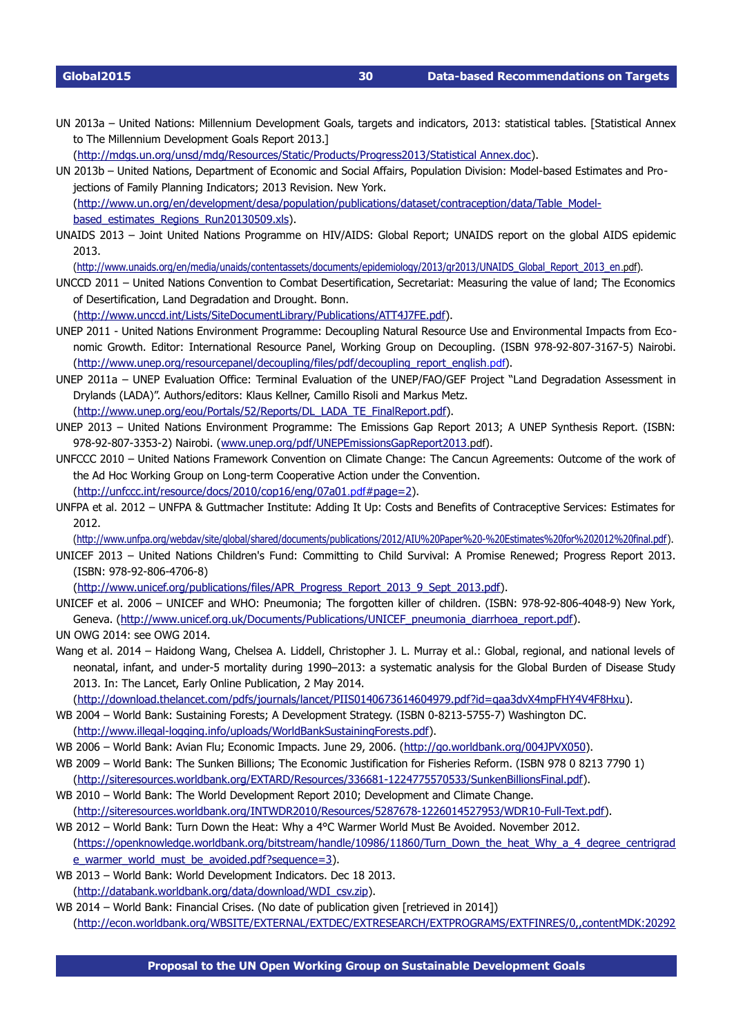UN 2013a – United Nations: Millennium Development Goals, targets and indicators, 2013: statistical tables. [Statistical Annex to The Millennium Development Goals Report 2013.] (http://mdgs.un.org/unsd/mdg/Resources/Static/Products/Progress2013/Statistical Annex.doc).

UN 2013b – United Nations, Department of Economic and Social Affairs, Population Division: Model-based Estimates and Projections of Family Planning Indicators; 2013 Revision. New York. (http://www.un.org/en/development/desa/population/publications/dataset/contraception/data/Table_Model-based_estimates_Regions_Run20130509.xls).

UNAIDS 2013 – Joint United Nations Programme on HIV/AIDS: Global Report; UNAIDS report on the global AIDS epidemic 2013. (http://www.unaids.org/en/media/unaids/contentassets/documents/epidemiology/2013/gr2013/UNAIDS_Global_Report_2013_en.pdf).

UNCCD 2011 – United Nations Convention to Combat Desertification, Secretariat: Measuring the value of land; The Economics of Desertification, Land Degradation and Drought. Bonn. (http://www.unccd.int/Lists/SiteDocumentLibrary/Publications/ATT4J7FE.pdf).

UNEP 2011 - United Nations Environment Programme: Decoupling Natural Resource Use and Environmental Impacts from Economic Growth. Editor: International Resource Panel, Working Group on Decoupling. (ISBN 978-92-807-3167-5) Nairobi. (http://www.unep.org/resourcepanel/decoupling/files/pdf/decoupling_report_english.pdf).

UNEP 2011a – UNEP Evaluation Office: Terminal Evaluation of the UNEP/FAO/GEF Project "Land Degradation Assessment in Drylands (LADA)". Authors/editors: Klaus Kellner, Camillo Risoli and Markus Metz. (http://www.unep.org/eou/Portals/52/Reports/DL_LADA_TE_FinalReport.pdf).

UNEP 2013 – United Nations Environment Programme: The Emissions Gap Report 2013; A UNEP Synthesis Report. (ISBN: 978-92-807-3353-2) Nairobi. (www.unep.org/pdf/UNEPEmissionsGapReport2013.pdf).

UNFCCC 2010 – United Nations Framework Convention on Climate Change: The Cancun Agreements: Outcome of the work of the Ad Hoc Working Group on Long-term Cooperative Action under the Convention. (http://unfccc.int/resource/docs/2010/cop16/eng/07a01.pdf#page=2).

UNFPA et al. 2012 – UNFPA & Guttmacher Institute: Adding It Up: Costs and Benefits of Contraceptive Services: Estimates for 2012. (http://www.unfpa.org/webdav/site/global/shared/documents/publications/2012/AIU%20Paper%20-%20Estimates%20for%202012%20final.pdf).

UNICEF 2013 – United Nations Children's Fund: Committing to Child Survival: A Promise Renewed; Progress Report 2013. (ISBN: 978-92-806-4706-8) (http://www.unicef.org/publications/files/APR_Progress_Report_2013_9_Sept_2013.pdf).

UNICEF et al. 2006 – UNICEF and WHO: Pneumonia; The forgotten killer of children. (ISBN: 978-92-806-4048-9) New York, Geneva. (http://www.unicef.org.uk/Documents/Publications/UNICEF_pneumonia_diarrhoea_report.pdf).

UN OWG 2014: see OWG 2014.

Wang et al. 2014 – Haidong Wang, Chelsea A. Liddell, Christopher J. L. Murray et al.: Global, regional, and national levels of neonatal, infant, and under-5 mortality during 1990–2013: a systematic analysis for the Global Burden of Disease Study 2013. In: The Lancet, Early Online Publication, 2 May 2014. (http://download.thelancet.com/pdfs/journals/lancet/PIIS0140673614604979.pdf?id=qaa3dvX4mpFHY4V4F8Hxu).

WB 2004 – World Bank: Sustaining Forests; A Development Strategy. (ISBN 0-8213-5755-7) Washington DC. (http://www.illegal-logging.info/uploads/WorldBankSustainingForests.pdf).

WB 2006 – World Bank: Avian Flu; Economic Impacts. June 29, 2006. (http://go.worldbank.org/004JPVX050).

WB 2009 – World Bank: The Sunken Billions; The Economic Justification for Fisheries Reform. (ISBN 978 0 8213 7790 1) (http://siteresources.worldbank.org/EXTARD/Resources/336681-1224775570533/SunkenBillionsFinal.pdf).

WB 2010 – World Bank: The World Development Report 2010; Development and Climate Change. (http://siteresources.worldbank.org/INTWDR2010/Resources/5287678-1226014527953/WDR10-Full-Text.pdf).

WB 2012 – World Bank: Turn Down the Heat: Why a 4°C Warmer World Must Be Avoided. November 2012. (https://openknowledge.worldbank.org/bitstream/handle/10986/11860/Turn_Down_the_heat_Why_a_4_degree_centigrade_warmer_world_must_be_avoided.pdf?sequence=3).

WB 2013 – World Bank: World Development Indicators. Dec 18 2013. (http://databank.worldbank.org/data/download/WDI_csv.zip).

WB 2014 – World Bank: Financial Crises. (No date of publication given [retrieved in 2014]) (http://econ.worldbank.org/WBSITE/EXTERNAL/EXTDEC/EXTRESEARCH/EXTPROGRAMS/EXTFINRES/0,,contentMDK:20292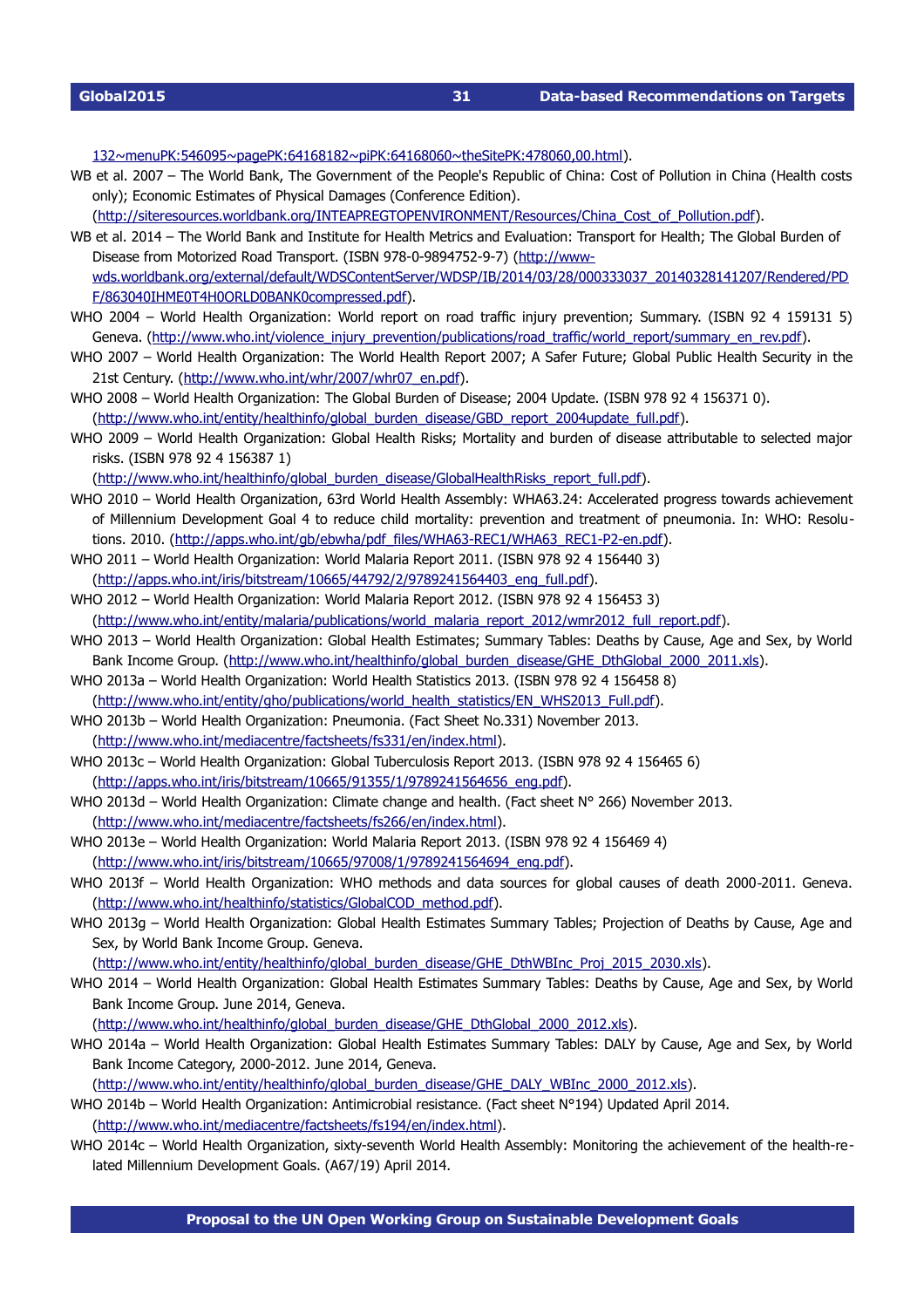132~menuPK:546095~pagePK:64168182~piPK:64168060~theSitePK:478060,00.html).

WB et al. 2007 – The World Bank, The Government of the People's Republic of China: Cost of Pollution in China (Health costs only); Economic Estimates of Physical Damages (Conference Edition). (http://siteresources.worldbank.org/INTEAPREGTOPENVIRONMENT/Resources/China_Cost_of_Pollution.pdf).

WB et al. 2014 – The World Bank and Institute for Health Metrics and Evaluation: Transport for Health; The Global Burden of Disease from Motorized Road Transport. (ISBN 978-0-9894752-9-7) (http://www-wds.worldbank.org/external/default/WDSContentServer/WDSP/IB/2014/03/28/000333037_20140328141207/Rendered/PDF/863040IHME0T4H0ORLD0BANK0compressed.pdf).

WHO 2004 – World Health Organization: World report on road traffic injury prevention; Summary. (ISBN 92 4 159131 5) Geneva. (http://www.who.int/violence_injury_prevention/publications/road_traffic/world_report/summary_en_rev.pdf).

WHO 2007 – World Health Organization: The World Health Report 2007; A Safer Future; Global Public Health Security in the 21st Century. (http://www.who.int/whr/2007/whr07_en.pdf).

WHO 2008 – World Health Organization: The Global Burden of Disease; 2004 Update. (ISBN 978 92 4 156371 0). (http://www.who.int/entity/healthinfo/global_burden_disease/GBD_report_2004update_full.pdf).

WHO 2009 – World Health Organization: Global Health Risks; Mortality and burden of disease attributable to selected major risks. (ISBN 978 92 4 156387 1) (http://www.who.int/healthinfo/global_burden_disease/GlobalHealthRisks_report_full.pdf).

WHO 2010 – World Health Organization, 63rd World Health Assembly: WHA63.24: Accelerated progress towards achievement of Millennium Development Goal 4 to reduce child mortality: prevention and treatment of pneumonia. In: WHO: Resolutions. 2010. (http://apps.who.int/gb/ebwha/pdf_files/WHA63-REC1/WHA63_REC1-P2-en.pdf).

WHO 2011 – World Health Organization: World Malaria Report 2011. (ISBN 978 92 4 156440 3) (http://apps.who.int/iris/bitstream/10665/44792/2/9789241564403_eng_full.pdf).

WHO 2012 – World Health Organization: World Malaria Report 2012. (ISBN 978 92 4 156453 3) (http://www.who.int/entity/malaria/publications/world_malaria_report_2012/wmr2012_full_report.pdf).

WHO 2013 – World Health Organization: Global Health Estimates; Summary Tables: Deaths by Cause, Age and Sex, by World Bank Income Group. (http://www.who.int/healthinfo/global_burden_disease/GHE_DthGlobal_2000_2011.xls).

WHO 2013a – World Health Organization: World Health Statistics 2013. (ISBN 978 92 4 156458 8) (http://www.who.int/entity/gho/publications/world_health_statistics/EN_WHS2013_Full.pdf).

WHO 2013b – World Health Organization: Pneumonia. (Fact Sheet No.331) November 2013. (http://www.who.int/mediacentre/factsheets/fs331/en/index.html).

WHO 2013c – World Health Organization: Global Tuberculosis Report 2013. (ISBN 978 92 4 156465 6) (http://apps.who.int/iris/bitstream/10665/91355/1/9789241564656_eng.pdf).

WHO 2013d – World Health Organization: Climate change and health. (Fact sheet N° 266) November 2013. (http://www.who.int/mediacentre/factsheets/fs266/en/index.html).

WHO 2013e – World Health Organization: World Malaria Report 2013. (ISBN 978 92 4 156469 4) (http://www.who.int/iris/bitstream/10665/97008/1/9789241564694_eng.pdf).

WHO 2013f – World Health Organization: WHO methods and data sources for global causes of death 2000-2011. Geneva. (http://www.who.int/healthinfo/statistics/GlobalCOD_method.pdf).

WHO 2013g – World Health Organization: Global Health Estimates Summary Tables; Projection of Deaths by Cause, Age and Sex, by World Bank Income Group. Geneva. (http://www.who.int/entity/healthinfo/global_burden_disease/GHE_DthWBInc_Proj_2015_2030.xls).

WHO 2014 – World Health Organization: Global Health Estimates Summary Tables: Deaths by Cause, Age and Sex, by World Bank Income Group. June 2014, Geneva. (http://www.who.int/healthinfo/global_burden_disease/GHE_DthGlobal_2000_2012.xls).

WHO 2014a – World Health Organization: Global Health Estimates Summary Tables: DALY by Cause, Age and Sex, by World Bank Income Category, 2000-2012. June 2014, Geneva. (http://www.who.int/entity/healthinfo/global_burden_disease/GHE_DALY_WBInc_2000_2012.xls).

WHO 2014b – World Health Organization: Antimicrobial resistance. (Fact sheet N°194) Updated April 2014. (http://www.who.int/mediacentre/factsheets/fs194/en/index.html).

WHO 2014c – World Health Organization, sixty-seventh World Health Assembly: Monitoring the achievement of the health-related Millennium Development Goals. (A67/19) April 2014.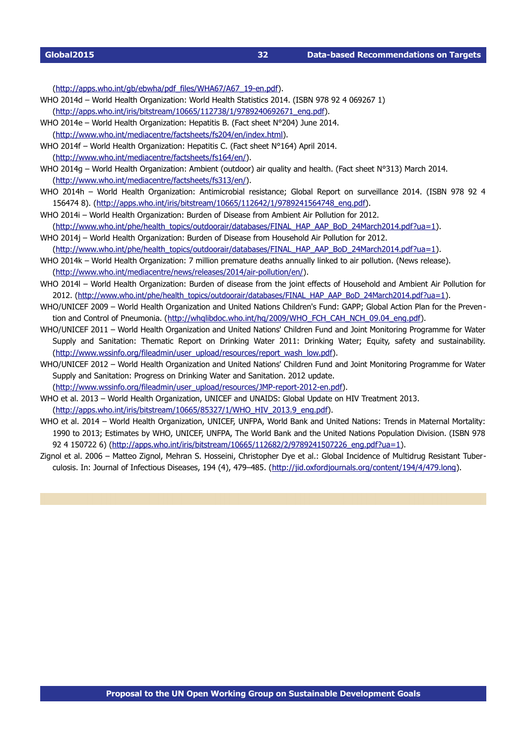(http://apps.who.int/gb/ebwha/pdf_files/WHA67/A67_19-en.pdf).

WHO 2014d – World Health Organization: World Health Statistics 2014. (ISBN 978 92 4 069267 1) (http://apps.who.int/iris/bitstream/10665/112738/1/9789240692671_eng.pdf).

WHO 2014e – World Health Organization: Hepatitis B. (Fact sheet N°204) June 2014. (http://www.who.int/mediacentre/factsheets/fs204/en/index.html).

WHO 2014f – World Health Organization: Hepatitis C. (Fact sheet N°164) April 2014. (http://www.who.int/mediacentre/factsheets/fs164/en/).

WHO 2014g – World Health Organization: Ambient (outdoor) air quality and health. (Fact sheet N°313) March 2014. (http://www.who.int/mediacentre/factsheets/fs313/en/).

WHO 2014h – World Health Organization: Antimicrobial resistance; Global Report on surveillance 2014. (ISBN 978 92 4 156474 8). (http://apps.who.int/iris/bitstream/10665/112642/1/9789241564748_eng.pdf).

WHO 2014i – World Health Organization: Burden of Disease from Ambient Air Pollution for 2012. (http://www.who.int/phe/health_topics/outdoorair/databases/FINAL_HAP_AAP_BoD_24March2014.pdf?ua=1).

WHO 2014j – World Health Organization: Burden of Disease from Household Air Pollution for 2012. (http://www.who.int/phe/health_topics/outdoorair/databases/FINAL_HAP_AAP_BoD_24March2014.pdf?ua=1).

WHO 2014k – World Health Organization: 7 million premature deaths annually linked to air pollution. (News release). (http://www.who.int/mediacentre/news/releases/2014/air-pollution/en/).

WHO 2014l – World Health Organization: Burden of disease from the joint effects of Household and Ambient Air Pollution for 2012. (http://www.who.int/phe/health_topics/outdoorair/databases/FINAL_HAP_AAP_BoD_24March2014.pdf?ua=1).

WHO/UNICEF 2009 – World Health Organization and United Nations Children's Fund: GAPP; Global Action Plan for the Prevention and Control of Pneumonia. (http://whqlibdoc.who.int/hq/2009/WHO_FCH_CAH_NCH_09.04_eng.pdf).

WHO/UNICEF 2011 – World Health Organization and United Nations' Children Fund and Joint Monitoring Programme for Water Supply and Sanitation: Thematic Report on Drinking Water 2011: Drinking Water; Equity, safety and sustainability. (http://www.wssinfo.org/fileadmin/user_upload/resources/report_wash_low.pdf).

WHO/UNICEF 2012 – World Health Organization and United Nations' Children Fund and Joint Monitoring Programme for Water Supply and Sanitation: Progress on Drinking Water and Sanitation. 2012 update. (http://www.wssinfo.org/fileadmin/user_upload/resources/JMP-report-2012-en.pdf).

WHO et al. 2013 – World Health Organization, UNICEF and UNAIDS: Global Update on HIV Treatment 2013. (http://apps.who.int/iris/bitstream/10665/85327/1/WHO_HIV_2013.9_eng.pdf).

WHO et al. 2014 – World Health Organization, UNICEF, UNFPA, World Bank and United Nations: Trends in Maternal Mortality: 1990 to 2013; Estimates by WHO, UNICEF, UNFPA, The World Bank and the United Nations Population Division. (ISBN 978 92 4 150722 6) (http://apps.who.int/iris/bitstream/10665/112682/2/9789241507226_eng.pdf?ua=1).

Zignol et al. 2006 – Matteo Zignol, Mehran S. Hosseini, Christopher Dye et al.: Global Incidence of Multidrug Resistant Tuberculosis. In: Journal of Infectious Diseases, 194 (4), 479–485. (http://jid.oxfordjournals.org/content/194/4/479.long).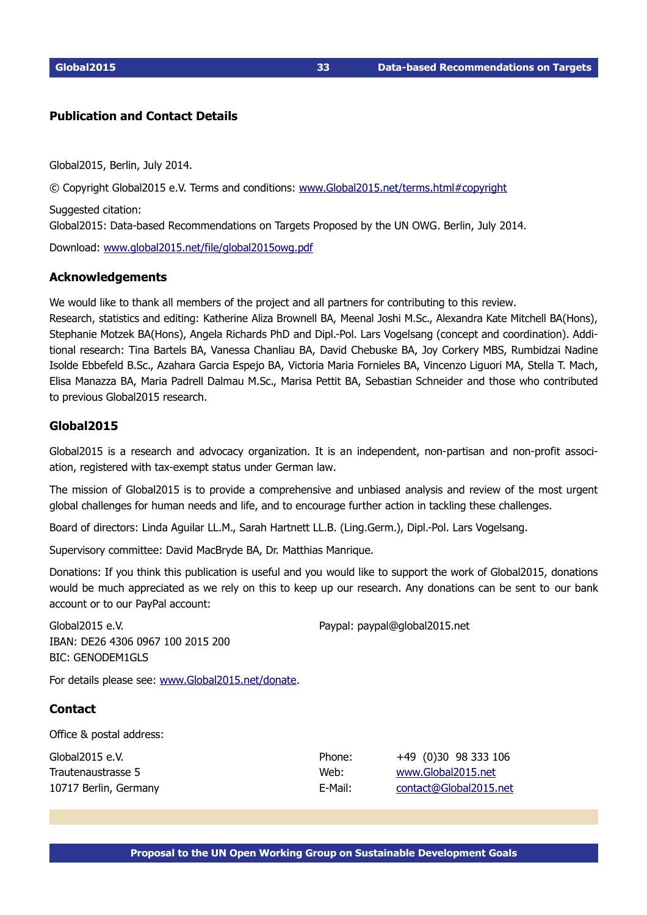## Publication and Contact Details

Global2015, Berlin, July 2014.

© Copyright Global2015 e.V. Terms and conditions: www.Global2015.net/terms.html#copyright

Suggested citation:
Global2015: Data-based Recommendations on Targets Proposed by the UN OWG. Berlin, July 2014.

Download: www.global2015.net/file/global2015owg.pdf

## Acknowledgements

We would like to thank all members of the project and all partners for contributing to this review.
Research, statistics and editing: Katherine Aliza Brownell BA, Meenal Joshi M.Sc., Alexandra Kate Mitchell BA(Hons), Stephanie Motzek BA(Hons), Angela Richards PhD and Dipl.-Pol. Lars Vogelsang (concept and coordination). Additional research: Tina Bartels BA, Vanessa Chanliau BA, David Chebuske BA, Joy Corkery MBS, Rumbidzai Nadine Isolde Ebbefeld B.Sc., Azahara Garcia Espejo BA, Victoria Maria Fornieles BA, Vincenzo Liguori MA, Stella T. Mach, Elisa Manazza BA, Maria Padrell Dalmau M.Sc., Marisa Pettit BA, Sebastian Schneider and those who contributed to previous Global2015 research.

## Global2015

Global2015 is a research and advocacy organization. It is an independent, non-partisan and non-profit association, registered with tax-exempt status under German law.

The mission of Global2015 is to provide a comprehensive and unbiased analysis and review of the most urgent global challenges for human needs and life, and to encourage further action in tackling these challenges.

Board of directors: Linda Aguilar LL.M., Sarah Hartnett LL.B. (Ling.Germ.), Dipl.-Pol. Lars Vogelsang.

Supervisory committee: David MacBryde BA, Dr. Matthias Manrique.

Donations: If you think this publication is useful and you would like to support the work of Global2015, donations would be much appreciated as we rely on this to keep up our research. Any donations can be sent to our bank account or to our PayPal account:

Global2015 e.V.
IBAN: DE26 4306 0967 100 2015 200
BIC: GENODEM1GLS

Paypal: paypal@global2015.net

For details please see: www.Global2015.net/donate.

## Contact

Office & postal address:

Global2015 e.V.
Trautenaustrasse 5
10717 Berlin, Germany

Phone: +49 (0)30 98 333 106
Web: www.Global2015.net
E-Mail: contact@Global2015.net

**Proposal to the UN Open Working Group on Sustainable Development Goals**